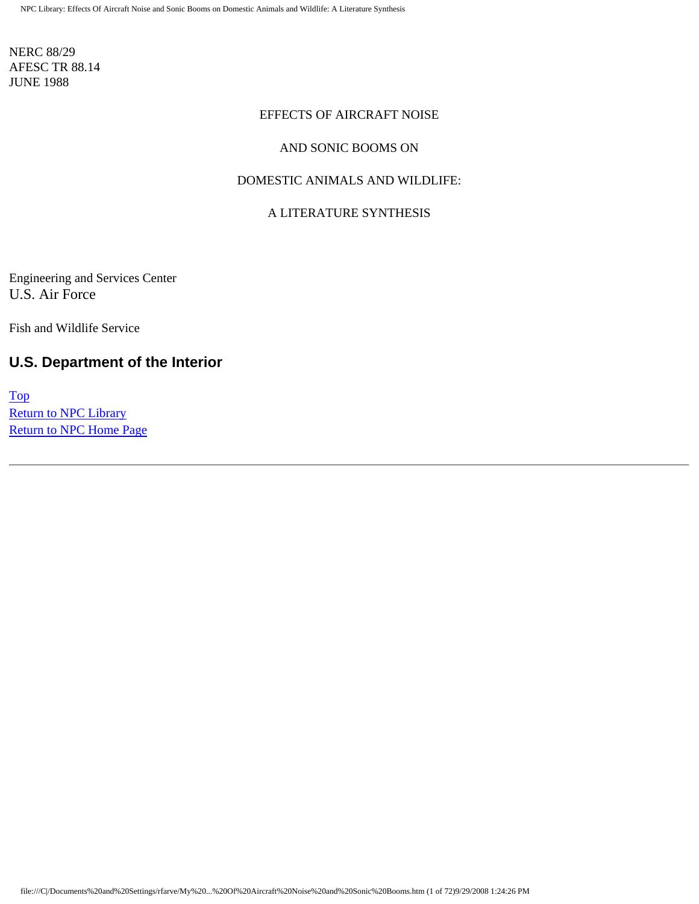NERC 88/29
AFESC TR 88.14
JUNE 1988

# EFFECTS OF AIRCRAFT NOISE AND SONIC BOOMS ON DOMESTIC ANIMALS AND WILDLIFE: A LITERATURE SYNTHESIS

Engineering and Services Center
U.S. Air Force

Fish and Wildlife Service

## U.S. Department of the Interior

Top
Return to NPC Library
Return to NPC Home Page

---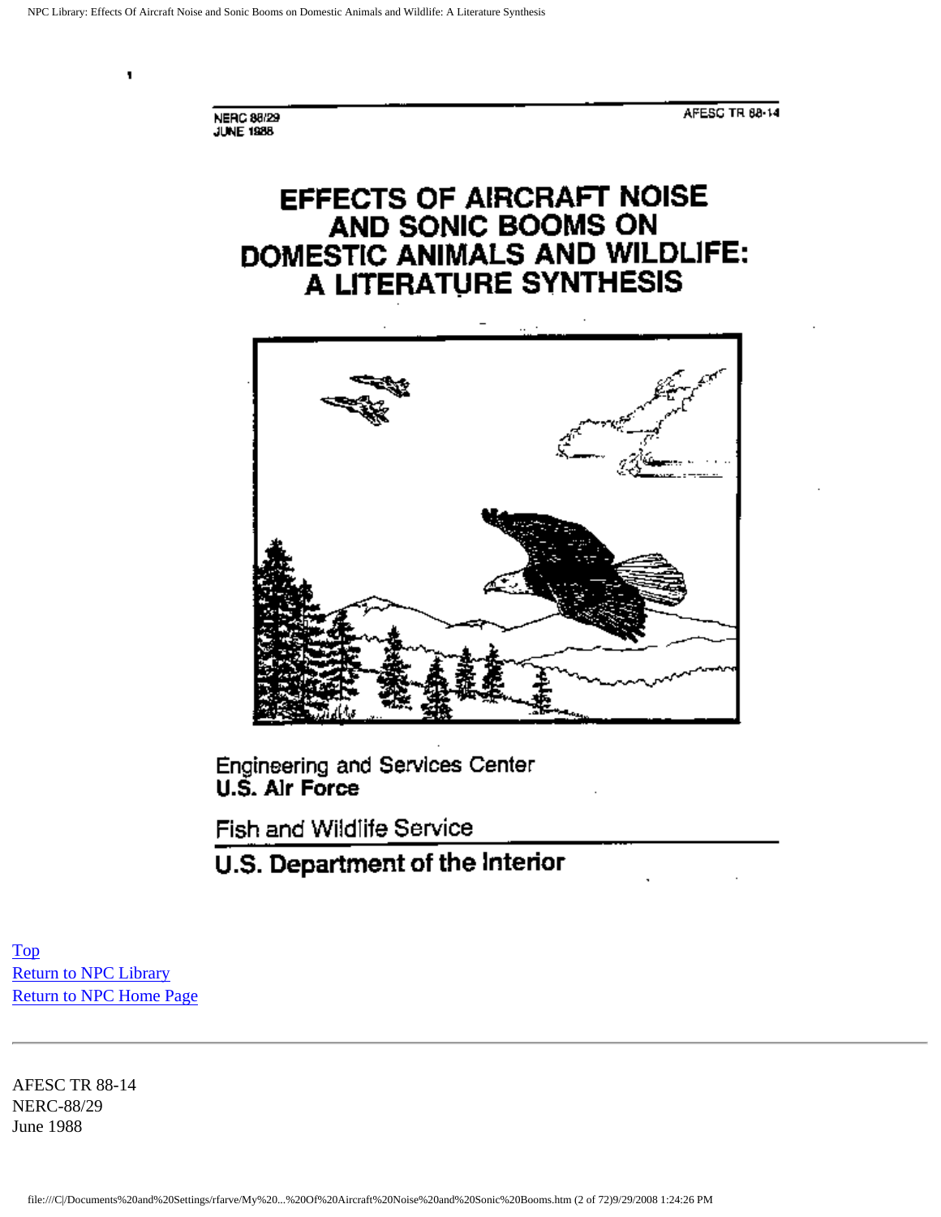NERC 88/29
JUNE 1988

AFESC TR 88-14

# EFFECTS OF AIRCRAFT NOISE AND SONIC BOOMS ON DOMESTIC ANIMALS AND WILDLIFE: A LITERATURE SYNTHESIS

Engineering and Services Center
**U.S. Air Force**

Fish and Wildlife Service
**U.S. Department of the Interior**

Top
Return to NPC Library
Return to NPC Home Page

---

AFESC TR 88-14
NERC-88/29
June 1988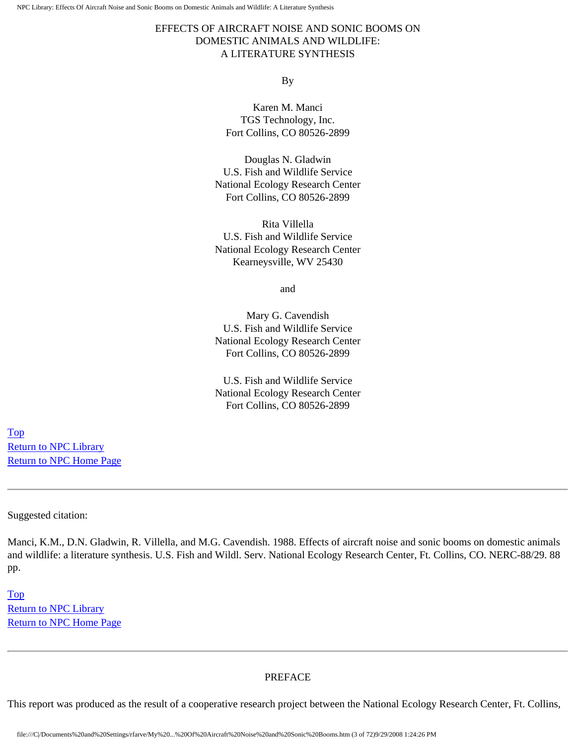# EFFECTS OF AIRCRAFT NOISE AND SONIC BOOMS ON DOMESTIC ANIMALS AND WILDLIFE: A LITERATURE SYNTHESIS

By

Karen M. Manci
TGS Technology, Inc.
Fort Collins, CO 80526-2899

Douglas N. Gladwin
U.S. Fish and Wildlife Service
National Ecology Research Center
Fort Collins, CO 80526-2899

Rita Villella
U.S. Fish and Wildlife Service
National Ecology Research Center
Kearneysville, WV 25430

and

Mary G. Cavendish
U.S. Fish and Wildlife Service
National Ecology Research Center
Fort Collins, CO 80526-2899

U.S. Fish and Wildlife Service
National Ecology Research Center
Fort Collins, CO 80526-2899

Top
Return to NPC Library
Return to NPC Home Page

---

Suggested citation:

Manci, K.M., D.N. Gladwin, R. Villella, and M.G. Cavendish. 1988. Effects of aircraft noise and sonic booms on domestic animals and wildlife: a literature synthesis. U.S. Fish and Wildl. Serv. National Ecology Research Center, Ft. Collins, CO. NERC-88/29. 88 pp.

Top
Return to NPC Library
Return to NPC Home Page

---

## PREFACE

This report was produced as the result of a cooperative research project between the National Ecology Research Center, Ft. Collins,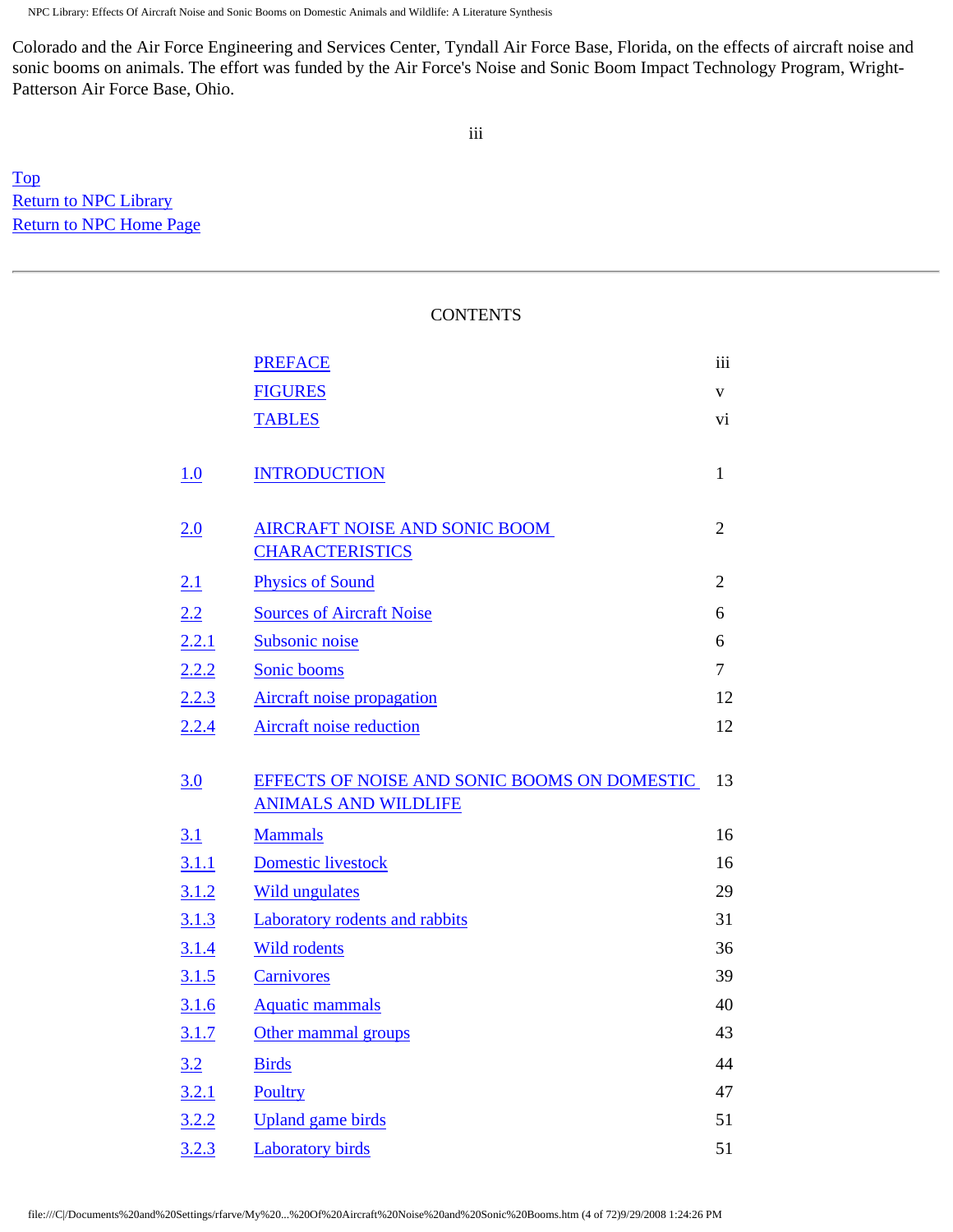Colorado and the Air Force Engineering and Services Center, Tyndall Air Force Base, Florida, on the effects of aircraft noise and sonic booms on animals. The effort was funded by the Air Force's Noise and Sonic Boom Impact Technology Program, Wright-Patterson Air Force Base, Ohio.

iii

Top
Return to NPC Library
Return to NPC Home Page

---

## CONTENTS

| | | |
|---|---|---|
| | PREFACE | iii |
| | FIGURES | v |
| | TABLES | vi |
| 1.0 | INTRODUCTION | 1 |
| 2.0 | AIRCRAFT NOISE AND SONIC BOOM CHARACTERISTICS | 2 |
| 2.1 | Physics of Sound | 2 |
| 2.2 | Sources of Aircraft Noise | 6 |
| 2.2.1 | Subsonic noise | 6 |
| 2.2.2 | Sonic booms | 7 |
| 2.2.3 | Aircraft noise propagation | 12 |
| 2.2.4 | Aircraft noise reduction | 12 |
| 3.0 | EFFECTS OF NOISE AND SONIC BOOMS ON DOMESTIC ANIMALS AND WILDLIFE | 13 |
| 3.1 | Mammals | 16 |
| 3.1.1 | Domestic livestock | 16 |
| 3.1.2 | Wild ungulates | 29 |
| 3.1.3 | Laboratory rodents and rabbits | 31 |
| 3.1.4 | Wild rodents | 36 |
| 3.1.5 | Carnivores | 39 |
| 3.1.6 | Aquatic mammals | 40 |
| 3.1.7 | Other mammal groups | 43 |
| 3.2 | Birds | 44 |
| 3.2.1 | Poultry | 47 |
| 3.2.2 | Upland game birds | 51 |
| 3.2.3 | Laboratory birds | 51 |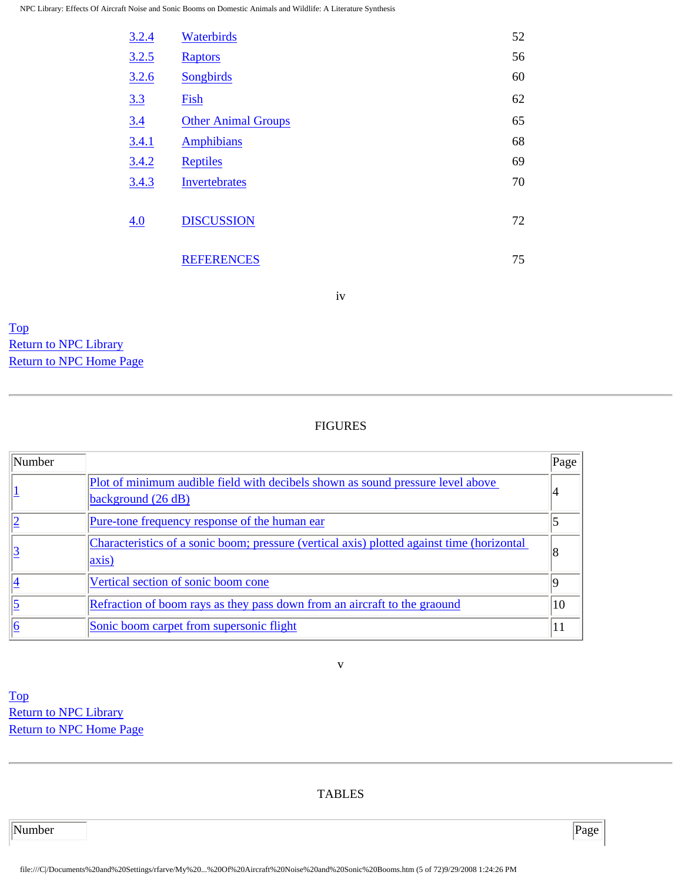| | | |
|---|---|---|
| 3.2.4 | Waterbirds | 52 |
| 3.2.5 | Raptors | 56 |
| 3.2.6 | Songbirds | 60 |
| 3.3 | Fish | 62 |
| 3.4 | Other Animal Groups | 65 |
| 3.4.1 | Amphibians | 68 |
| 3.4.2 | Reptiles | 69 |
| 3.4.3 | Invertebrates | 70 |
| 4.0 | DISCUSSION | 72 |
| | REFERENCES | 75 |

iv

Top
Return to NPC Library
Return to NPC Home Page

---

## FIGURES

| Number | | Page |
|---|---|---|
| 1 | Plot of minimum audible field with decibels shown as sound pressure level above background (26 dB) | 4 |
| 2 | Pure-tone frequency response of the human ear | 5 |
| 3 | Characteristics of a sonic boom; pressure (vertical axis) plotted against time (horizontal axis) | 8 |
| 4 | Vertical section of sonic boom cone | 9 |
| 5 | Refraction of boom rays as they pass down from an aircraft to the graound | 10 |
| 6 | Sonic boom carpet from supersonic flight | 11 |

v

Top
Return to NPC Library
Return to NPC Home Page

---

## TABLES

| Number | Page |
|---|---|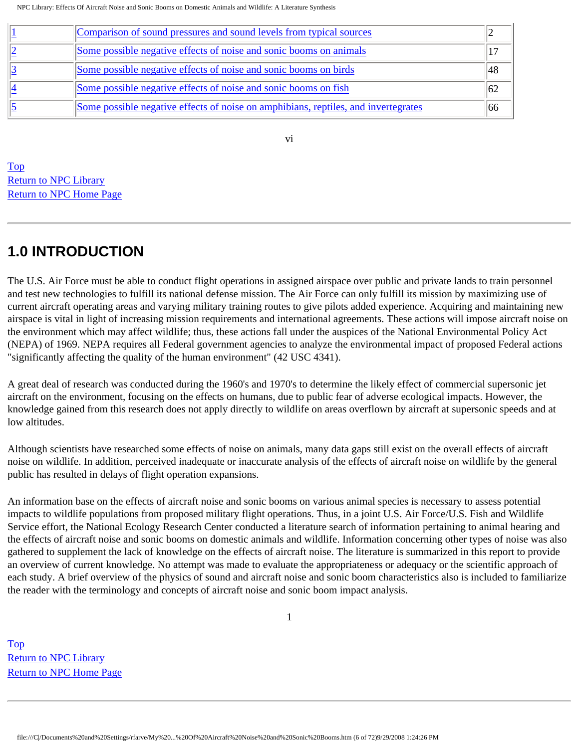| 1 | Comparison of sound pressures and sound levels from typical sources | 2 |
|---|---|---|
| 2 | Some possible negative effects of noise and sonic booms on animals | 17 |
| 3 | Some possible negative effects of noise and sonic booms on birds | 48 |
| 4 | Some possible negative effects of noise and sonic booms on fish | 62 |
| 5 | Some possible negative effects of noise on amphibians, reptiles, and invertegrates | 66 |

Top
Return to NPC Library
Return to NPC Home Page

## 1.0 INTRODUCTION

The U.S. Air Force must be able to conduct flight operations in assigned airspace over public and private lands to train personnel and test new technologies to fulfill its national defense mission. The Air Force can only fulfill its mission by maximizing use of current aircraft operating areas and varying military training routes to give pilots added experience. Acquiring and maintaining new airspace is vital in light of increasing mission requirements and international agreements. These actions will impose aircraft noise on the environment which may affect wildlife; thus, these actions fall under the auspices of the National Environmental Policy Act (NEPA) of 1969. NEPA requires all Federal government agencies to analyze the environmental impact of proposed Federal actions "significantly affecting the quality of the human environment" (42 USC 4341).

A great deal of research was conducted during the 1960's and 1970's to determine the likely effect of commercial supersonic jet aircraft on the environment, focusing on the effects on humans, due to public fear of adverse ecological impacts. However, the knowledge gained from this research does not apply directly to wildlife on areas overflown by aircraft at supersonic speeds and at low altitudes.

Although scientists have researched some effects of noise on animals, many data gaps still exist on the overall effects of aircraft noise on wildlife. In addition, perceived inadequate or inaccurate analysis of the effects of aircraft noise on wildlife by the general public has resulted in delays of flight operation expansions.

An information base on the effects of aircraft noise and sonic booms on various animal species is necessary to assess potential impacts to wildlife populations from proposed military flight operations. Thus, in a joint U.S. Air Force/U.S. Fish and Wildlife Service effort, the National Ecology Research Center conducted a literature search of information pertaining to animal hearing and the effects of aircraft noise and sonic booms on domestic animals and wildlife. Information concerning other types of noise was also gathered to supplement the lack of knowledge on the effects of aircraft noise. The literature is summarized in this report to provide an overview of current knowledge. No attempt was made to evaluate the appropriateness or adequacy or the scientific approach of each study. A brief overview of the physics of sound and aircraft noise and sonic boom characteristics also is included to familiarize the reader with the terminology and concepts of aircraft noise and sonic boom impact analysis.

Top
Return to NPC Library
Return to NPC Home Page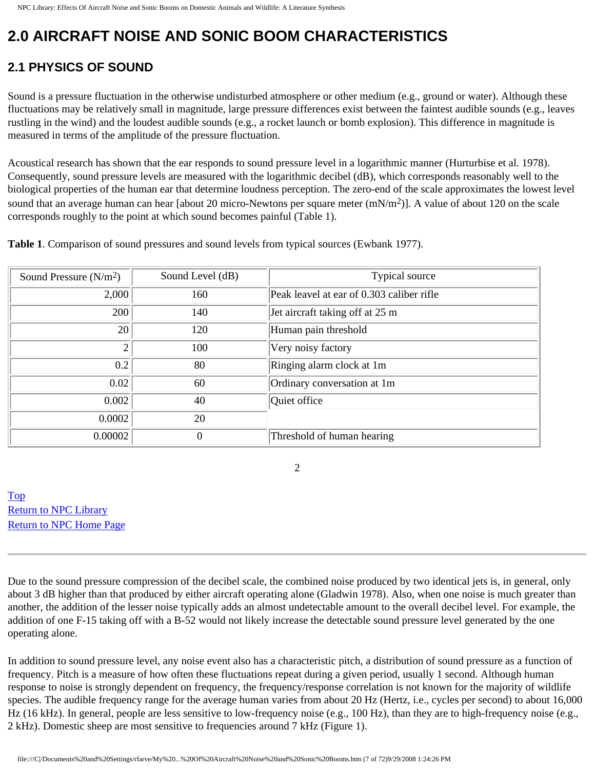# 2.0 AIRCRAFT NOISE AND SONIC BOOM CHARACTERISTICS

## 2.1 PHYSICS OF SOUND

Sound is a pressure fluctuation in the otherwise undisturbed atmosphere or other medium (e.g., ground or water). Although these fluctuations may be relatively small in magnitude, large pressure differences exist between the faintest audible sounds (e.g., leaves rustling in the wind) and the loudest audible sounds (e.g., a rocket launch or bomb explosion). This difference in magnitude is measured in terms of the amplitude of the pressure fluctuation.

Acoustical research has shown that the ear responds to sound pressure level in a logarithmic manner (Hurturbise et al. 1978). Consequently, sound pressure levels are measured with the logarithmic decibel (dB), which corresponds reasonably well to the biological properties of the human ear that determine loudness perception. The zero-end of the scale approximates the lowest level sound that an average human can hear [about 20 micro-Newtons per square meter ($mN/m^2$)]. A value of about 120 on the scale corresponds roughly to the point at which sound becomes painful (Table 1).

**Table 1**. Comparison of sound pressures and sound levels from typical sources (Ewbank 1977).

| Sound Pressure ($N/m^2$) | Sound Level (dB) | Typical source |
|---|---|---|
| 2,000 | 160 | Peak leavel at ear of 0.303 caliber rifle |
| 200 | 140 | Jet aircraft taking off at 25 m |
| 20 | 120 | Human pain threshold |
| 2 | 100 | Very noisy factory |
| 0.2 | 80 | Ringing alarm clock at 1m |
| 0.02 | 60 | Ordinary conversation at 1m |
| 0.002 | 40 | Quiet office |
| 0.0002 | 20 | |
| 0.00002 | 0 | Threshold of human hearing |

Top
Return to NPC Library
Return to NPC Home Page

Due to the sound pressure compression of the decibel scale, the combined noise produced by two identical jets is, in general, only about 3 dB higher than that produced by either aircraft operating alone (Gladwin 1978). Also, when one noise is much greater than another, the addition of the lesser noise typically adds an almost undetectable amount to the overall decibel level. For example, the addition of one F-15 taking off with a B-52 would not likely increase the detectable sound pressure level generated by the one operating alone.

In addition to sound pressure level, any noise event also has a characteristic pitch, a distribution of sound pressure as a function of frequency. Pitch is a measure of how often these fluctuations repeat during a given period, usually 1 second. Although human response to noise is strongly dependent on frequency, the frequency/response correlation is not known for the majority of wildlife species. The audible frequency range for the average human varies from about 20 Hz (Hertz, i.e., cycles per second) to about 16,000 Hz (16 kHz). In general, people are less sensitive to low-frequency noise (e.g., 100 Hz), than they are to high-frequency noise (e.g., 2 kHz). Domestic sheep are most sensitive to frequencies around 7 kHz (Figure 1).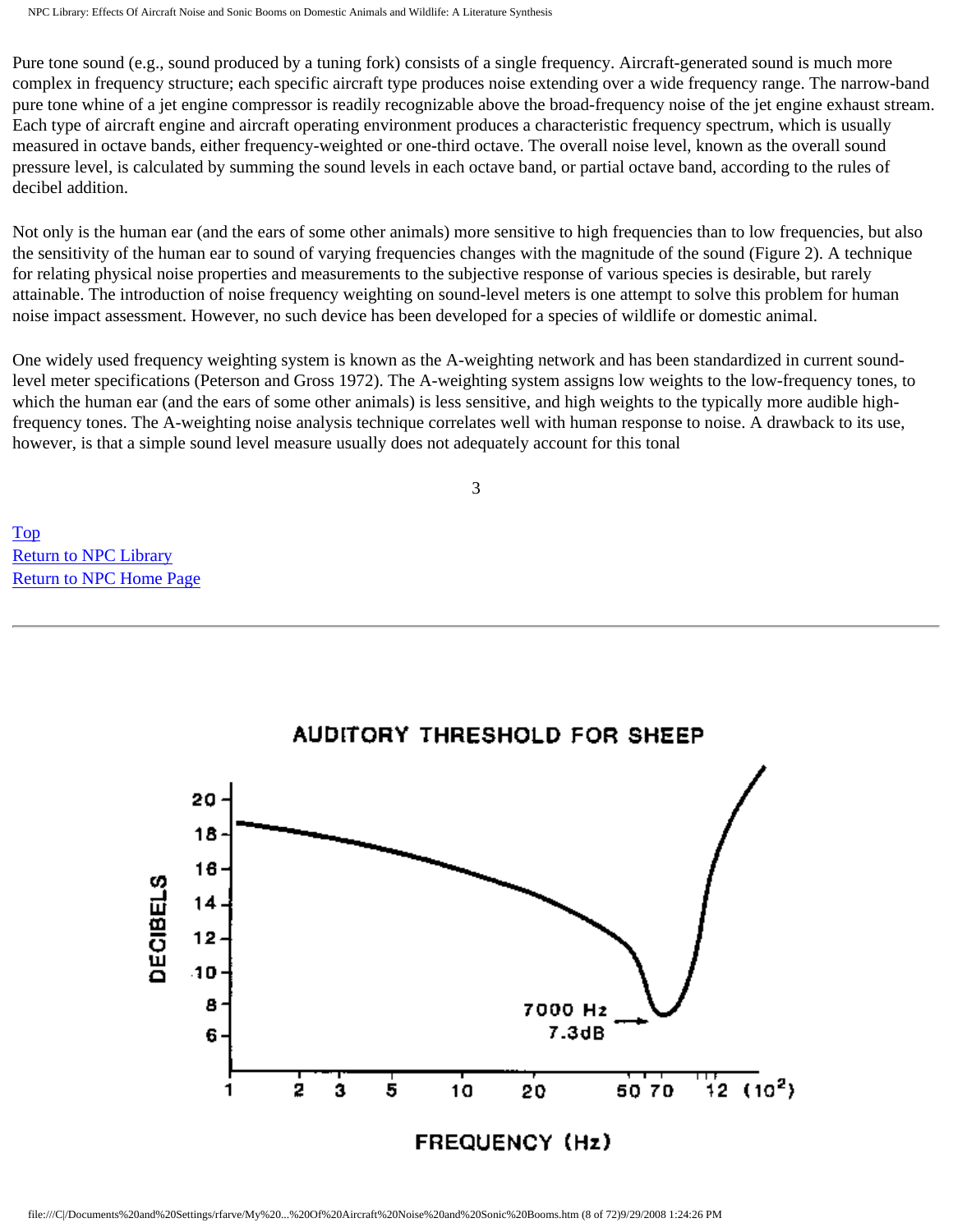Pure tone sound (e.g., sound produced by a tuning fork) consists of a single frequency. Aircraft-generated sound is much more complex in frequency structure; each specific aircraft type produces noise extending over a wide frequency range. The narrow-band pure tone whine of a jet engine compressor is readily recognizable above the broad-frequency noise of the jet engine exhaust stream. Each type of aircraft engine and aircraft operating environment produces a characteristic frequency spectrum, which is usually measured in octave bands, either frequency-weighted or one-third octave. The overall noise level, known as the overall sound pressure level, is calculated by summing the sound levels in each octave band, or partial octave band, according to the rules of decibel addition.

Not only is the human ear (and the ears of some other animals) more sensitive to high frequencies than to low frequencies, but also the sensitivity of the human ear to sound of varying frequencies changes with the magnitude of the sound (Figure 2). A technique for relating physical noise properties and measurements to the subjective response of various species is desirable, but rarely attainable. The introduction of noise frequency weighting on sound-level meters is one attempt to solve this problem for human noise impact assessment. However, no such device has been developed for a species of wildlife or domestic animal.

One widely used frequency weighting system is known as the A-weighting network and has been standardized in current sound-level meter specifications (Peterson and Gross 1972). The A-weighting system assigns low weights to the low-frequency tones, to which the human ear (and the ears of some other animals) is less sensitive, and high weights to the typically more audible high-frequency tones. The A-weighting noise analysis technique correlates well with human response to noise. A drawback to its use, however, is that a simple sound level measure usually does not adequately account for this tonal

Top
Return to NPC Library
Return to NPC Home Page

AUDITORY THRESHOLD FOR SHEEP

DECIBELS

7000 Hz
7.3dB

FREQUENCY (Hz)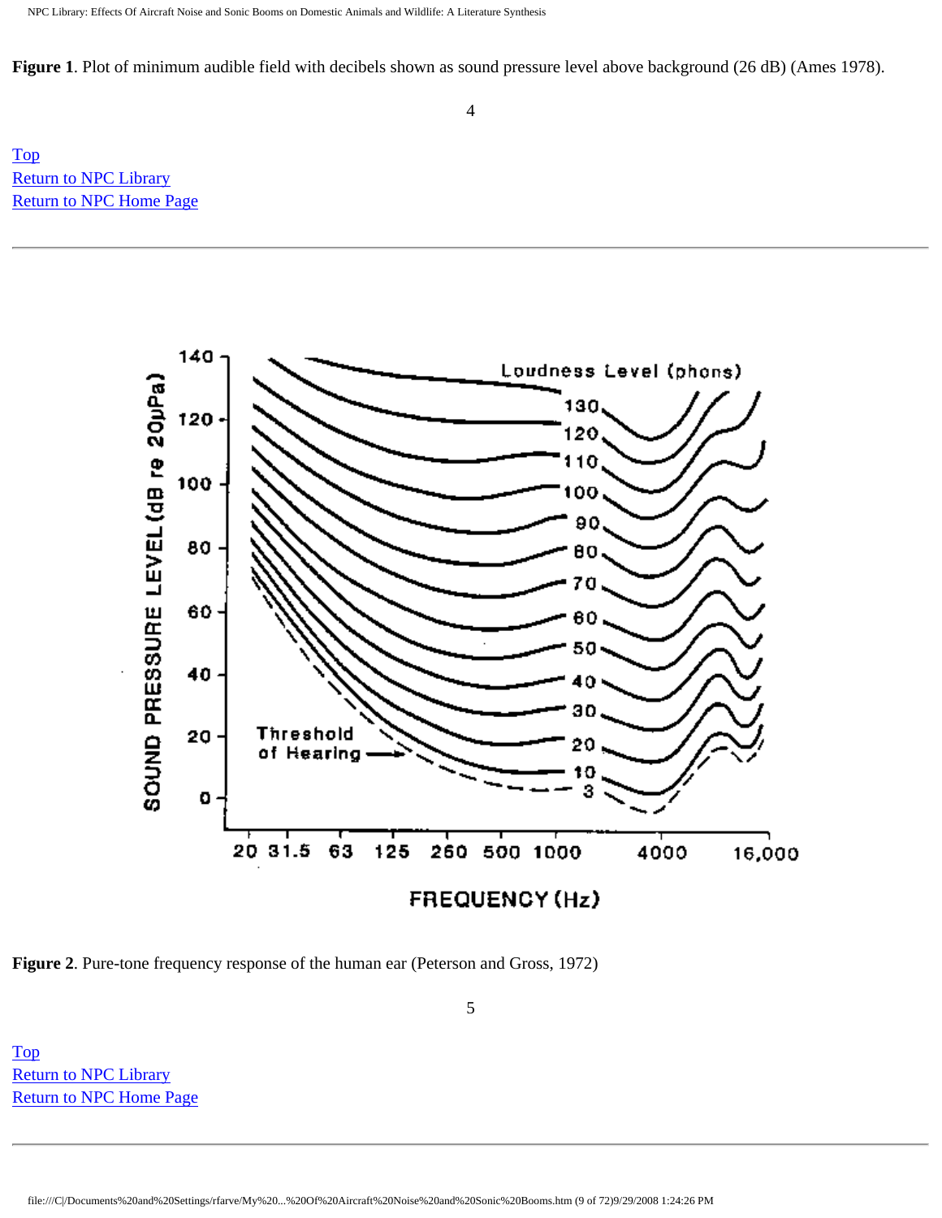**Figure 1**. Plot of minimum audible field with decibels shown as sound pressure level above background (26 dB) (Ames 1978).

[Top](#)
[Return to NPC Library](#)
[Return to NPC Home Page](#)

---

**Figure 2**. Pure-tone frequency response of the human ear (Peterson and Gross, 1972)

[Top](#)
[Return to NPC Library](#)
[Return to NPC Home Page](#)

---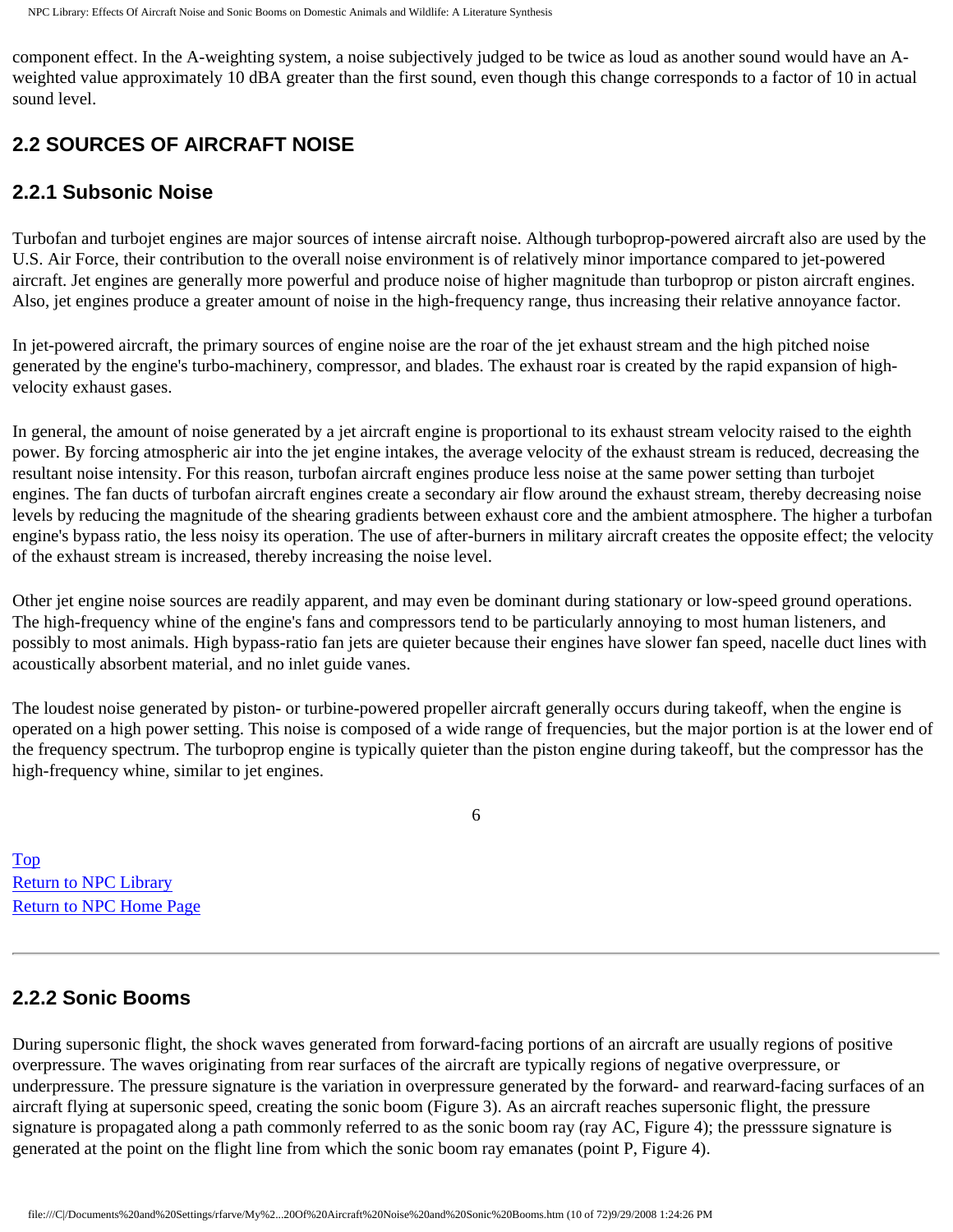component effect. In the A-weighting system, a noise subjectively judged to be twice as loud as another sound would have an A-weighted value approximately 10 dBA greater than the first sound, even though this change corresponds to a factor of 10 in actual sound level.

## 2.2 SOURCES OF AIRCRAFT NOISE

### 2.2.1 Subsonic Noise

Turbofan and turbojet engines are major sources of intense aircraft noise. Although turboprop-powered aircraft also are used by the U.S. Air Force, their contribution to the overall noise environment is of relatively minor importance compared to jet-powered aircraft. Jet engines are generally more powerful and produce noise of higher magnitude than turboprop or piston aircraft engines. Also, jet engines produce a greater amount of noise in the high-frequency range, thus increasing their relative annoyance factor.

In jet-powered aircraft, the primary sources of engine noise are the roar of the jet exhaust stream and the high pitched noise generated by the engine's turbo-machinery, compressor, and blades. The exhaust roar is created by the rapid expansion of high-velocity exhaust gases.

In general, the amount of noise generated by a jet aircraft engine is proportional to its exhaust stream velocity raised to the eighth power. By forcing atmospheric air into the jet engine intakes, the average velocity of the exhaust stream is reduced, decreasing the resultant noise intensity. For this reason, turbofan aircraft engines produce less noise at the same power setting than turbojet engines. The fan ducts of turbofan aircraft engines create a secondary air flow around the exhaust stream, thereby decreasing noise levels by reducing the magnitude of the shearing gradients between exhaust core and the ambient atmosphere. The higher a turbofan engine's bypass ratio, the less noisy its operation. The use of after-burners in military aircraft creates the opposite effect; the velocity of the exhaust stream is increased, thereby increasing the noise level.

Other jet engine noise sources are readily apparent, and may even be dominant during stationary or low-speed ground operations. The high-frequency whine of the engine's fans and compressors tend to be particularly annoying to most human listeners, and possibly to most animals. High bypass-ratio fan jets are quieter because their engines have slower fan speed, nacelle duct lines with acoustically absorbent material, and no inlet guide vanes.

The loudest noise generated by piston- or turbine-powered propeller aircraft generally occurs during takeoff, when the engine is operated on a high power setting. This noise is composed of a wide range of frequencies, but the major portion is at the lower end of the frequency spectrum. The turboprop engine is typically quieter than the piston engine during takeoff, but the compressor has the high-frequency whine, similar to jet engines.

Top
Return to NPC Library
Return to NPC Home Page

---

### 2.2.2 Sonic Booms

During supersonic flight, the shock waves generated from forward-facing portions of an aircraft are usually regions of positive overpressure. The waves originating from rear surfaces of the aircraft are typically regions of negative overpressure, or underpressure. The pressure signature is the variation in overpressure generated by the forward- and rearward-facing surfaces of an aircraft flying at supersonic speed, creating the sonic boom (Figure 3). As an aircraft reaches supersonic flight, the pressure signature is propagated along a path commonly referred to as the sonic boom ray (ray AC, Figure 4); the presssure signature is generated at the point on the flight line from which the sonic boom ray emanates (point P, Figure 4).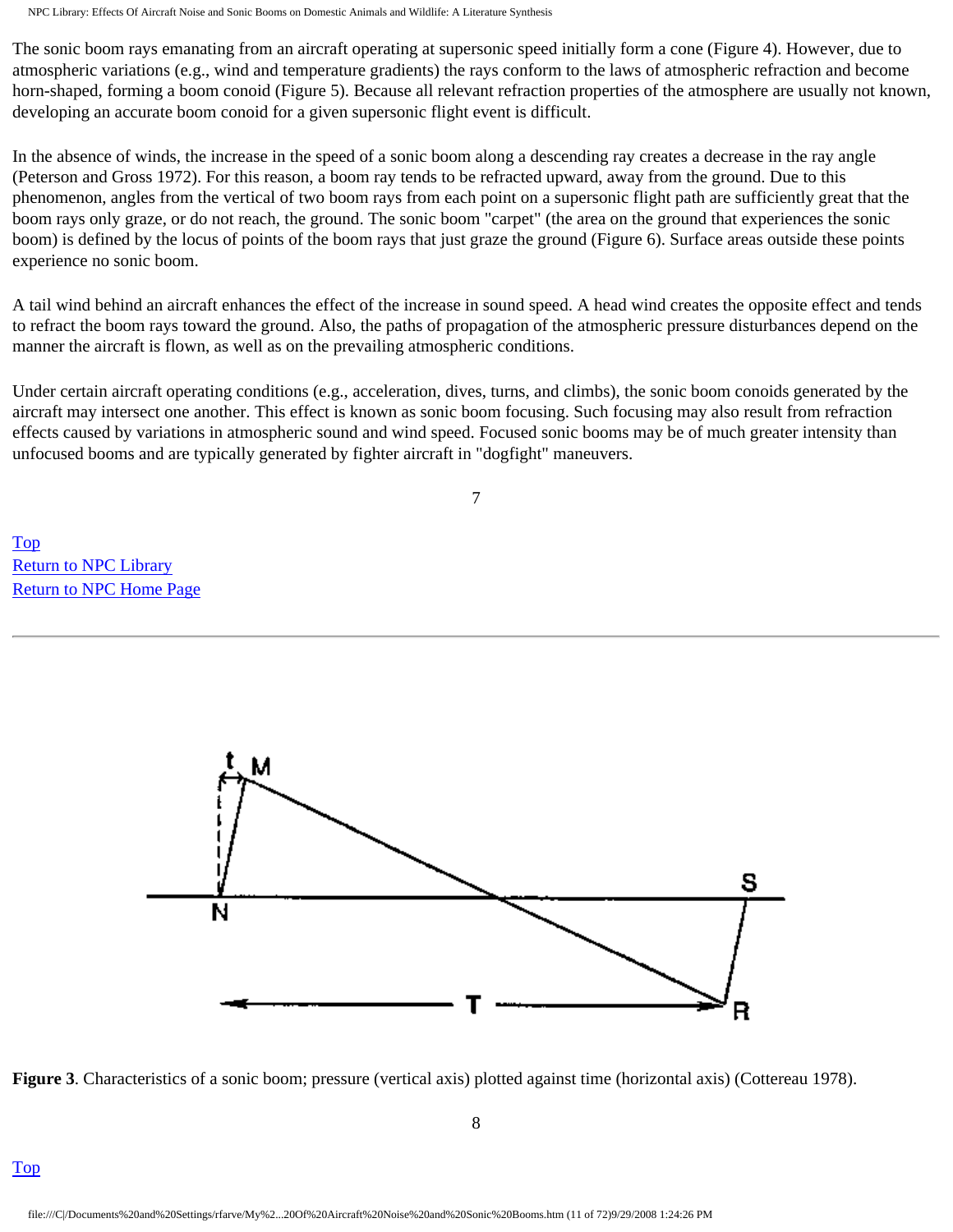The sonic boom rays emanating from an aircraft operating at supersonic speed initially form a cone (Figure 4). However, due to atmospheric variations (e.g., wind and temperature gradients) the rays conform to the laws of atmospheric refraction and become horn-shaped, forming a boom conoid (Figure 5). Because all relevant refraction properties of the atmosphere are usually not known, developing an accurate boom conoid for a given supersonic flight event is difficult.

In the absence of winds, the increase in the speed of a sonic boom along a descending ray creates a decrease in the ray angle (Peterson and Gross 1972). For this reason, a boom ray tends to be refracted upward, away from the ground. Due to this phenomenon, angles from the vertical of two boom rays from each point on a supersonic flight path are sufficiently great that the boom rays only graze, or do not reach, the ground. The sonic boom "carpet" (the area on the ground that experiences the sonic boom) is defined by the locus of points of the boom rays that just graze the ground (Figure 6). Surface areas outside these points experience no sonic boom.

A tail wind behind an aircraft enhances the effect of the increase in sound speed. A head wind creates the opposite effect and tends to refract the boom rays toward the ground. Also, the paths of propagation of the atmospheric pressure disturbances depend on the manner the aircraft is flown, as well as on the prevailing atmospheric conditions.

Under certain aircraft operating conditions (e.g., acceleration, dives, turns, and climbs), the sonic boom conoids generated by the aircraft may intersect one another. This effect is known as sonic boom focusing. Such focusing may also result from refraction effects caused by variations in atmospheric sound and wind speed. Focused sonic booms may be of much greater intensity than unfocused booms and are typically generated by fighter aircraft in "dogfight" maneuvers.

Top
Return to NPC Library
Return to NPC Home Page

---

**Figure 3**. Characteristics of a sonic boom; pressure (vertical axis) plotted against time (horizontal axis) (Cottereau 1978).

Top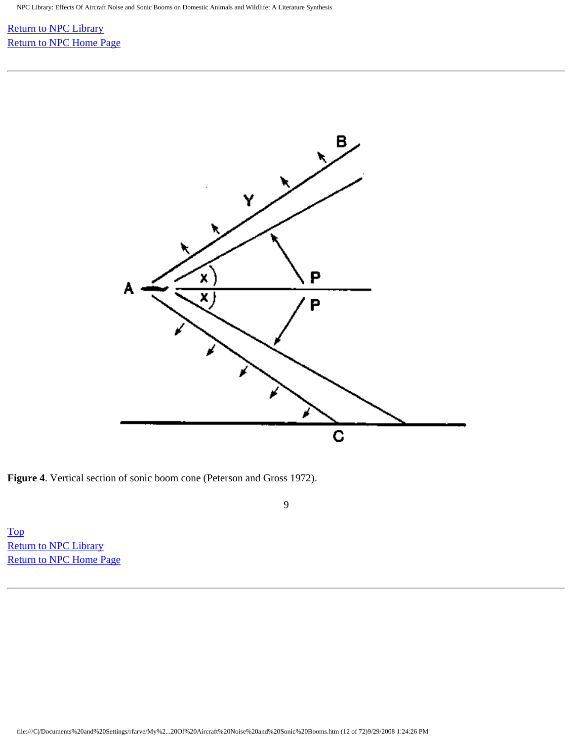[Return to NPC Library](#)
[Return to NPC Home Page](#)

**Figure 4**. Vertical section of sonic boom cone (Peterson and Gross 1972).

[Top](#)
[Return to NPC Library](#)
[Return to NPC Home Page](#)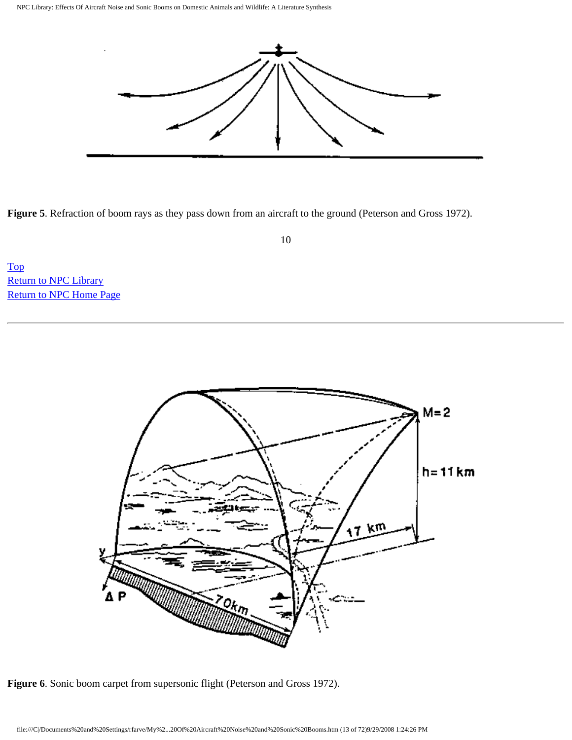**Figure 5**. Refraction of boom rays as they pass down from an aircraft to the ground (Peterson and Gross 1972).

Top
Return to NPC Library
Return to NPC Home Page

---

**Figure 6**. Sonic boom carpet from supersonic flight (Peterson and Gross 1972).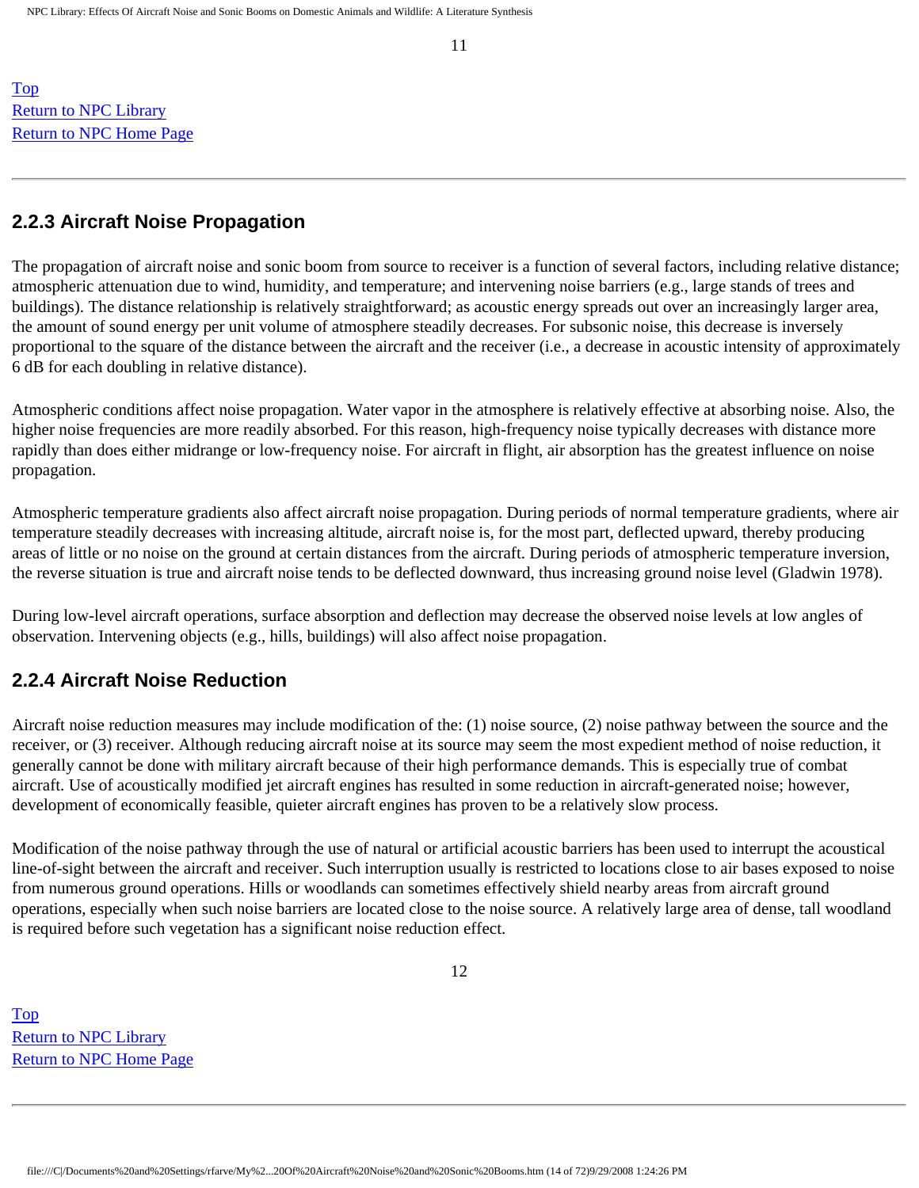## 2.2.3 Aircraft Noise Propagation

The propagation of aircraft noise and sonic boom from source to receiver is a function of several factors, including relative distance; atmospheric attenuation due to wind, humidity, and temperature; and intervening noise barriers (e.g., large stands of trees and buildings). The distance relationship is relatively straightforward; as acoustic energy spreads out over an increasingly larger area, the amount of sound energy per unit volume of atmosphere steadily decreases. For subsonic noise, this decrease is inversely proportional to the square of the distance between the aircraft and the receiver (i.e., a decrease in acoustic intensity of approximately 6 dB for each doubling in relative distance).

Atmospheric conditions affect noise propagation. Water vapor in the atmosphere is relatively effective at absorbing noise. Also, the higher noise frequencies are more readily absorbed. For this reason, high-frequency noise typically decreases with distance more rapidly than does either midrange or low-frequency noise. For aircraft in flight, air absorption has the greatest influence on noise propagation.

Atmospheric temperature gradients also affect aircraft noise propagation. During periods of normal temperature gradients, where air temperature steadily decreases with increasing altitude, aircraft noise is, for the most part, deflected upward, thereby producing areas of little or no noise on the ground at certain distances from the aircraft. During periods of atmospheric temperature inversion, the reverse situation is true and aircraft noise tends to be deflected downward, thus increasing ground noise level (Gladwin 1978).

During low-level aircraft operations, surface absorption and deflection may decrease the observed noise levels at low angles of observation. Intervening objects (e.g., hills, buildings) will also affect noise propagation.

## 2.2.4 Aircraft Noise Reduction

Aircraft noise reduction measures may include modification of the: (1) noise source, (2) noise pathway between the source and the receiver, or (3) receiver. Although reducing aircraft noise at its source may seem the most expedient method of noise reduction, it generally cannot be done with military aircraft because of their high performance demands. This is especially true of combat aircraft. Use of acoustically modified jet aircraft engines has resulted in some reduction in aircraft-generated noise; however, development of economically feasible, quieter aircraft engines has proven to be a relatively slow process.

Modification of the noise pathway through the use of natural or artificial acoustic barriers has been used to interrupt the acoustical line-of-sight between the aircraft and receiver. Such interruption usually is restricted to locations close to air bases exposed to noise from numerous ground operations. Hills or woodlands can sometimes effectively shield nearby areas from aircraft ground operations, especially when such noise barriers are located close to the noise source. A relatively large area of dense, tall woodland is required before such vegetation has a significant noise reduction effect.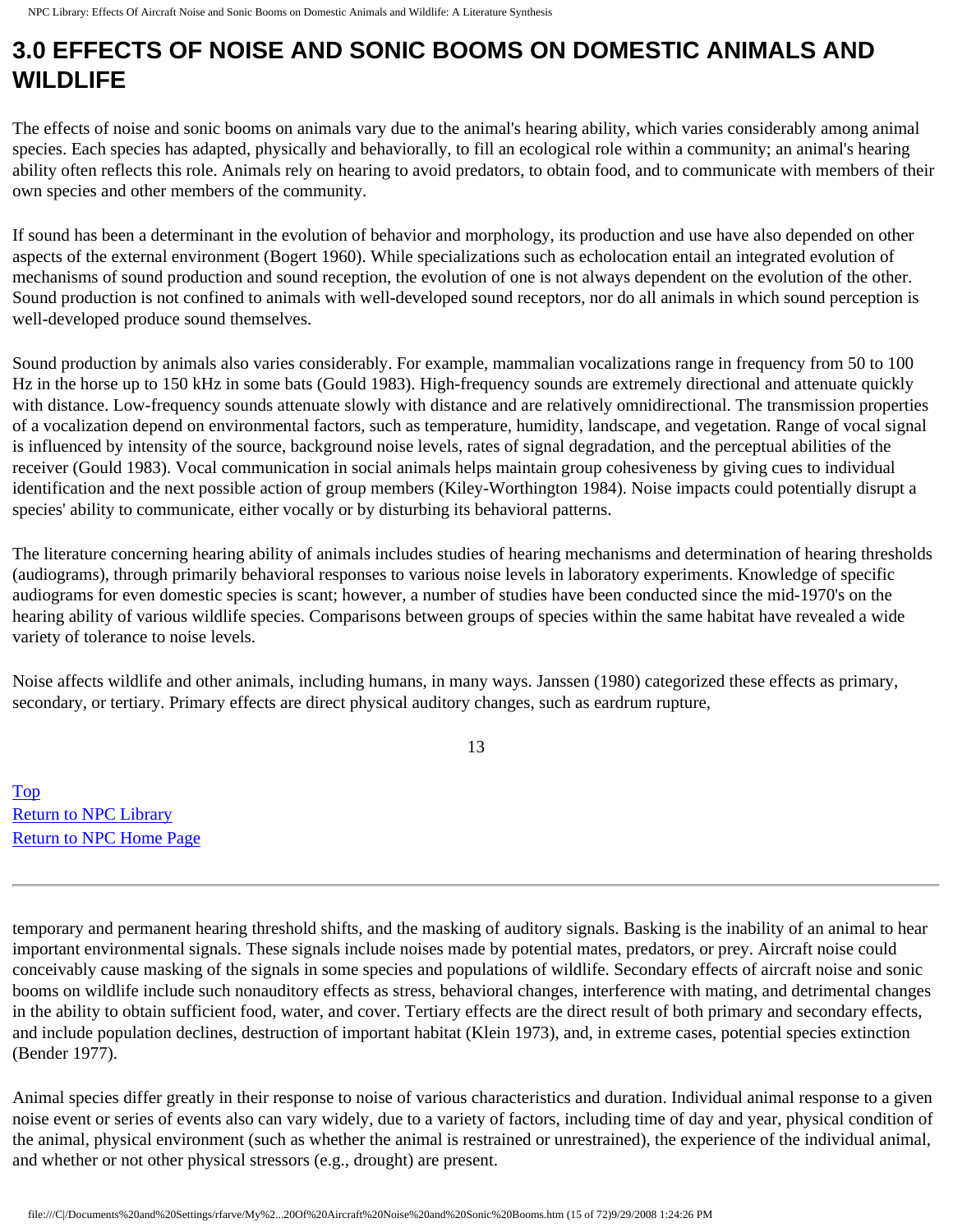# 3.0 EFFECTS OF NOISE AND SONIC BOOMS ON DOMESTIC ANIMALS AND WILDLIFE

The effects of noise and sonic booms on animals vary due to the animal's hearing ability, which varies considerably among animal species. Each species has adapted, physically and behaviorally, to fill an ecological role within a community; an animal's hearing ability often reflects this role. Animals rely on hearing to avoid predators, to obtain food, and to communicate with members of their own species and other members of the community.

If sound has been a determinant in the evolution of behavior and morphology, its production and use have also depended on other aspects of the external environment (Bogert 1960). While specializations such as echolocation entail an integrated evolution of mechanisms of sound production and sound reception, the evolution of one is not always dependent on the evolution of the other. Sound production is not confined to animals with well-developed sound receptors, nor do all animals in which sound perception is well-developed produce sound themselves.

Sound production by animals also varies considerably. For example, mammalian vocalizations range in frequency from 50 to 100 Hz in the horse up to 150 kHz in some bats (Gould 1983). High-frequency sounds are extremely directional and attenuate quickly with distance. Low-frequency sounds attenuate slowly with distance and are relatively omnidirectional. The transmission properties of a vocalization depend on environmental factors, such as temperature, humidity, landscape, and vegetation. Range of vocal signal is influenced by intensity of the source, background noise levels, rates of signal degradation, and the perceptual abilities of the receiver (Gould 1983). Vocal communication in social animals helps maintain group cohesiveness by giving cues to individual identification and the next possible action of group members (Kiley-Worthington 1984). Noise impacts could potentially disrupt a species' ability to communicate, either vocally or by disturbing its behavioral patterns.

The literature concerning hearing ability of animals includes studies of hearing mechanisms and determination of hearing thresholds (audiograms), through primarily behavioral responses to various noise levels in laboratory experiments. Knowledge of specific audiograms for even domestic species is scant; however, a number of studies have been conducted since the mid-1970's on the hearing ability of various wildlife species. Comparisons between groups of species within the same habitat have revealed a wide variety of tolerance to noise levels.

Noise affects wildlife and other animals, including humans, in many ways. Janssen (1980) categorized these effects as primary, secondary, or tertiary. Primary effects are direct physical auditory changes, such as eardrum rupture, temporary and permanent hearing threshold shifts, and the masking of auditory signals. Basking is the inability of an animal to hear important environmental signals. These signals include noises made by potential mates, predators, or prey. Aircraft noise could conceivably cause masking of the signals in some species and populations of wildlife. Secondary effects of aircraft noise and sonic booms on wildlife include such nonauditory effects as stress, behavioral changes, interference with mating, and detrimental changes in the ability to obtain sufficient food, water, and cover. Tertiary effects are the direct result of both primary and secondary effects, and include population declines, destruction of important habitat (Klein 1973), and, in extreme cases, potential species extinction (Bender 1977).

Animal species differ greatly in their response to noise of various characteristics and duration. Individual animal response to a given noise event or series of events also can vary widely, due to a variety of factors, including time of day and year, physical condition of the animal, physical environment (such as whether the animal is restrained or unrestrained), the experience of the individual animal, and whether or not other physical stressors (e.g., drought) are present.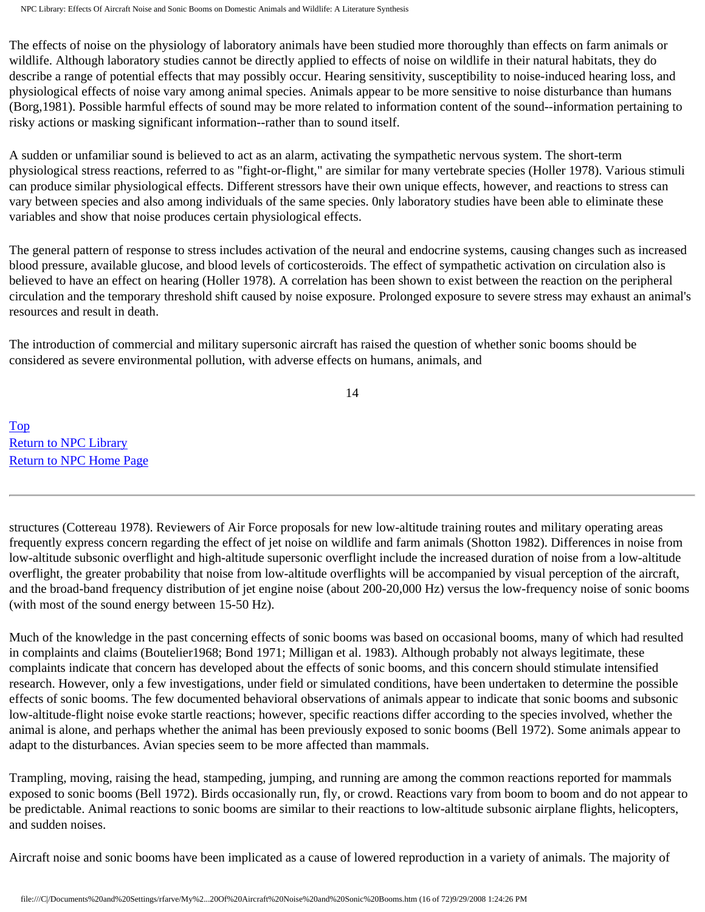The effects of noise on the physiology of laboratory animals have been studied more thoroughly than effects on farm animals or wildlife. Although laboratory studies cannot be directly applied to effects of noise on wildlife in their natural habitats, they do describe a range of potential effects that may possibly occur. Hearing sensitivity, susceptibility to noise-induced hearing loss, and physiological effects of noise vary among animal species. Animals appear to be more sensitive to noise disturbance than humans (Borg,1981). Possible harmful effects of sound may be more related to information content of the sound--information pertaining to risky actions or masking significant information--rather than to sound itself.

A sudden or unfamiliar sound is believed to act as an alarm, activating the sympathetic nervous system. The short-term physiological stress reactions, referred to as "fight-or-flight," are similar for many vertebrate species (Holler 1978). Various stimuli can produce similar physiological effects. Different stressors have their own unique effects, however, and reactions to stress can vary between species and also among individuals of the same species. 0nly laboratory studies have been able to eliminate these variables and show that noise produces certain physiological effects.

The general pattern of response to stress includes activation of the neural and endocrine systems, causing changes such as increased blood pressure, available glucose, and blood levels of corticosteroids. The effect of sympathetic activation on circulation also is believed to have an effect on hearing (Holler 1978). A correlation has been shown to exist between the reaction on the peripheral circulation and the temporary threshold shift caused by noise exposure. Prolonged exposure to severe stress may exhaust an animal's resources and result in death.

The introduction of commercial and military supersonic aircraft has raised the question of whether sonic booms should be considered as severe environmental pollution, with adverse effects on humans, animals, and structures (Cottereau 1978). Reviewers of Air Force proposals for new low-altitude training routes and military operating areas frequently express concern regarding the effect of jet noise on wildlife and farm animals (Shotton 1982). Differences in noise from low-altitude subsonic overflight and high-altitude supersonic overflight include the increased duration of noise from a low-altitude overflight, the greater probability that noise from low-altitude overflights will be accompanied by visual perception of the aircraft, and the broad-band frequency distribution of jet engine noise (about 200-20,000 Hz) versus the low-frequency noise of sonic booms (with most of the sound energy between 15-50 Hz).

Much of the knowledge in the past concerning effects of sonic booms was based on occasional booms, many of which had resulted in complaints and claims (Boutelier1968; Bond 1971; Milligan et al. 1983). Although probably not always legitimate, these complaints indicate that concern has developed about the effects of sonic booms, and this concern should stimulate intensified research. However, only a few investigations, under field or simulated conditions, have been undertaken to determine the possible effects of sonic booms. The few documented behavioral observations of animals appear to indicate that sonic booms and subsonic low-altitude-flight noise evoke startle reactions; however, specific reactions differ according to the species involved, whether the animal is alone, and perhaps whether the animal has been previously exposed to sonic booms (Bell 1972). Some animals appear to adapt to the disturbances. Avian species seem to be more affected than mammals.

Trampling, moving, raising the head, stampeding, jumping, and running are among the common reactions reported for mammals exposed to sonic booms (Bell 1972). Birds occasionally run, fly, or crowd. Reactions vary from boom to boom and do not appear to be predictable. Animal reactions to sonic booms are similar to their reactions to low-altitude subsonic airplane flights, helicopters, and sudden noises.

Aircraft noise and sonic booms have been implicated as a cause of lowered reproduction in a variety of animals. The majority of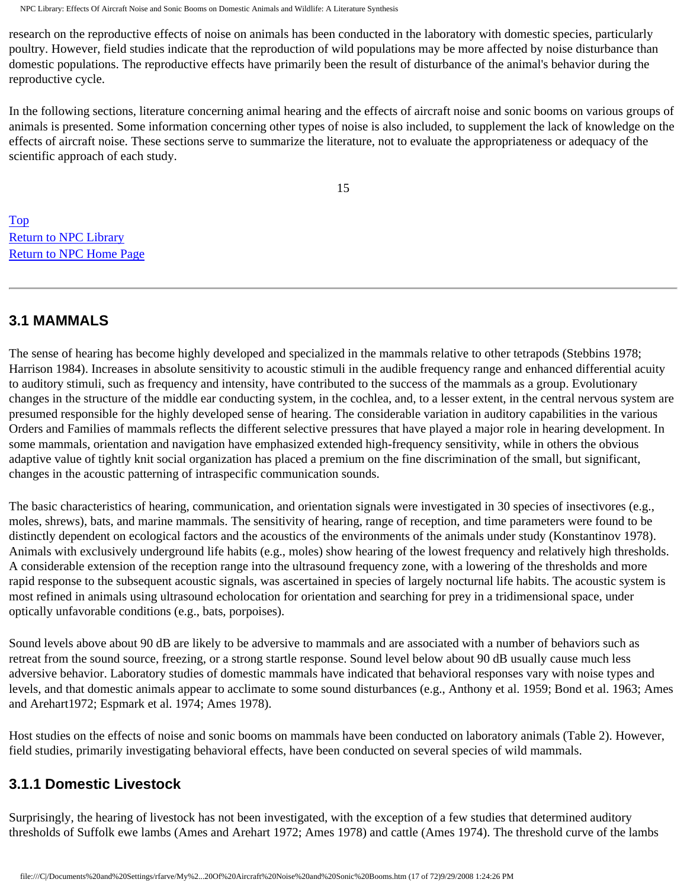research on the reproductive effects of noise on animals has been conducted in the laboratory with domestic species, particularly poultry. However, field studies indicate that the reproduction of wild populations may be more affected by noise disturbance than domestic populations. The reproductive effects have primarily been the result of disturbance of the animal's behavior during the reproductive cycle.

In the following sections, literature concerning animal hearing and the effects of aircraft noise and sonic booms on various groups of animals is presented. Some information concerning other types of noise is also included, to supplement the lack of knowledge on the effects of aircraft noise. These sections serve to summarize the literature, not to evaluate the appropriateness or adequacy of the scientific approach of each study.

Top
Return to NPC Library
Return to NPC Home Page

---

## 3.1 MAMMALS

The sense of hearing has become highly developed and specialized in the mammals relative to other tetrapods (Stebbins 1978; Harrison 1984). Increases in absolute sensitivity to acoustic stimuli in the audible frequency range and enhanced differential acuity to auditory stimuli, such as frequency and intensity, have contributed to the success of the mammals as a group. Evolutionary changes in the structure of the middle ear conducting system, in the cochlea, and, to a lesser extent, in the central nervous system are presumed responsible for the highly developed sense of hearing. The considerable variation in auditory capabilities in the various Orders and Families of mammals reflects the different selective pressures that have played a major role in hearing development. In some mammals, orientation and navigation have emphasized extended high-frequency sensitivity, while in others the obvious adaptive value of tightly knit social organization has placed a premium on the fine discrimination of the small, but significant, changes in the acoustic patterning of intraspecific communication sounds.

The basic characteristics of hearing, communication, and orientation signals were investigated in 30 species of insectivores (e.g., moles, shrews), bats, and marine mammals. The sensitivity of hearing, range of reception, and time parameters were found to be distinctly dependent on ecological factors and the acoustics of the environments of the animals under study (Konstantinov 1978). Animals with exclusively underground life habits (e.g., moles) show hearing of the lowest frequency and relatively high thresholds. A considerable extension of the reception range into the ultrasound frequency zone, with a lowering of the thresholds and more rapid response to the subsequent acoustic signals, was ascertained in species of largely nocturnal life habits. The acoustic system is most refined in animals using ultrasound echolocation for orientation and searching for prey in a tridimensional space, under optically unfavorable conditions (e.g., bats, porpoises).

Sound levels above about 90 dB are likely to be adversive to mammals and are associated with a number of behaviors such as retreat from the sound source, freezing, or a strong startle response. Sound level below about 90 dB usually cause much less adversive behavior. Laboratory studies of domestic mammals have indicated that behavioral responses vary with noise types and levels, and that domestic animals appear to acclimate to some sound disturbances (e.g., Anthony et al. 1959; Bond et al. 1963; Ames and Arehart1972; Espmark et al. 1974; Ames 1978).

Host studies on the effects of noise and sonic booms on mammals have been conducted on laboratory animals (Table 2). However, field studies, primarily investigating behavioral effects, have been conducted on several species of wild mammals.

### 3.1.1 Domestic Livestock

Surprisingly, the hearing of livestock has not been investigated, with the exception of a few studies that determined auditory thresholds of Suffolk ewe lambs (Ames and Arehart 1972; Ames 1978) and cattle (Ames 1974). The threshold curve of the lambs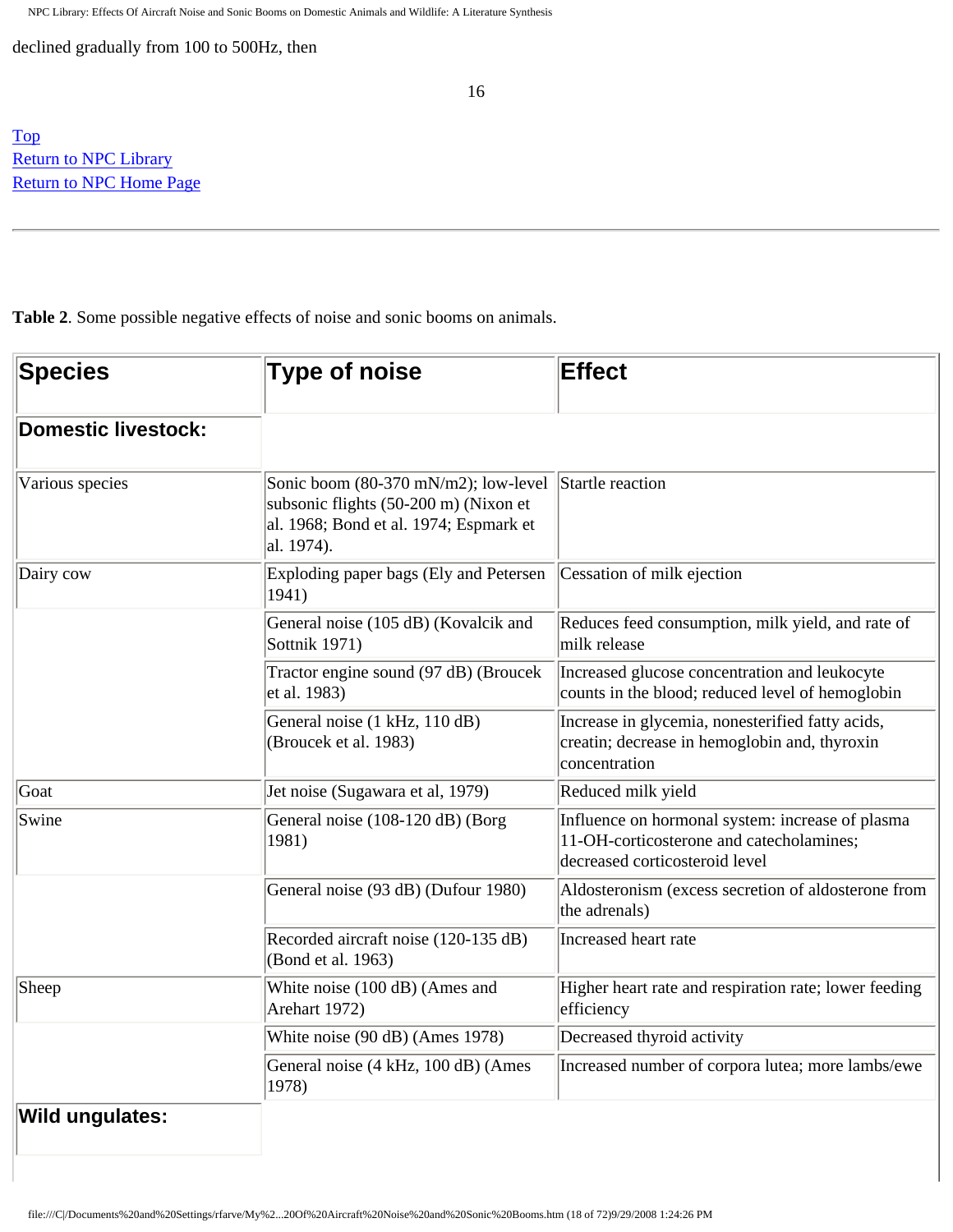declined gradually from 100 to 500Hz, then

Top
Return to NPC Library
Return to NPC Home Page

---

**Table 2**. Some possible negative effects of noise and sonic booms on animals.

| Species | Type of noise | Effect |
|---|---|---|
| **Domestic livestock:** | | |
| Various species | Sonic boom (80-370 mN/m2); low-level subsonic flights (50-200 m) (Nixon et al. 1968; Bond et al. 1974; Espmark et al. 1974). | Startle reaction |
| Dairy cow | Exploding paper bags (Ely and Petersen 1941) | Cessation of milk ejection |
| | General noise (105 dB) (Kovalcik and Sottnik 1971) | Reduces feed consumption, milk yield, and rate of milk release |
| | Tractor engine sound (97 dB) (Broucek et al. 1983) | Increased glucose concentration and leukocyte counts in the blood; reduced level of hemoglobin |
| | General noise (1 kHz, 110 dB) (Broucek et al. 1983) | Increase in glycemia, nonesterified fatty acids, creatin; decrease in hemoglobin and, thyroxin concentration |
| Goat | Jet noise (Sugawara et al, 1979) | Reduced milk yield |
| Swine | General noise (108-120 dB) (Borg 1981) | Influence on hormonal system: increase of plasma 11-OH-corticosterone and catecholamines; decreased corticosteroid level |
| | General noise (93 dB) (Dufour 1980) | Aldosteronism (excess secretion of aldosterone from the adrenals) |
| | Recorded aircraft noise (120-135 dB) (Bond et al. 1963) | Increased heart rate |
| Sheep | White noise (100 dB) (Ames and Arehart 1972) | Higher heart rate and respiration rate; lower feeding efficiency |
| | White noise (90 dB) (Ames 1978) | Decreased thyroid activity |
| | General noise (4 kHz, 100 dB) (Ames 1978) | Increased number of corpora lutea; more lambs/ewe |
| **Wild ungulates:** | | |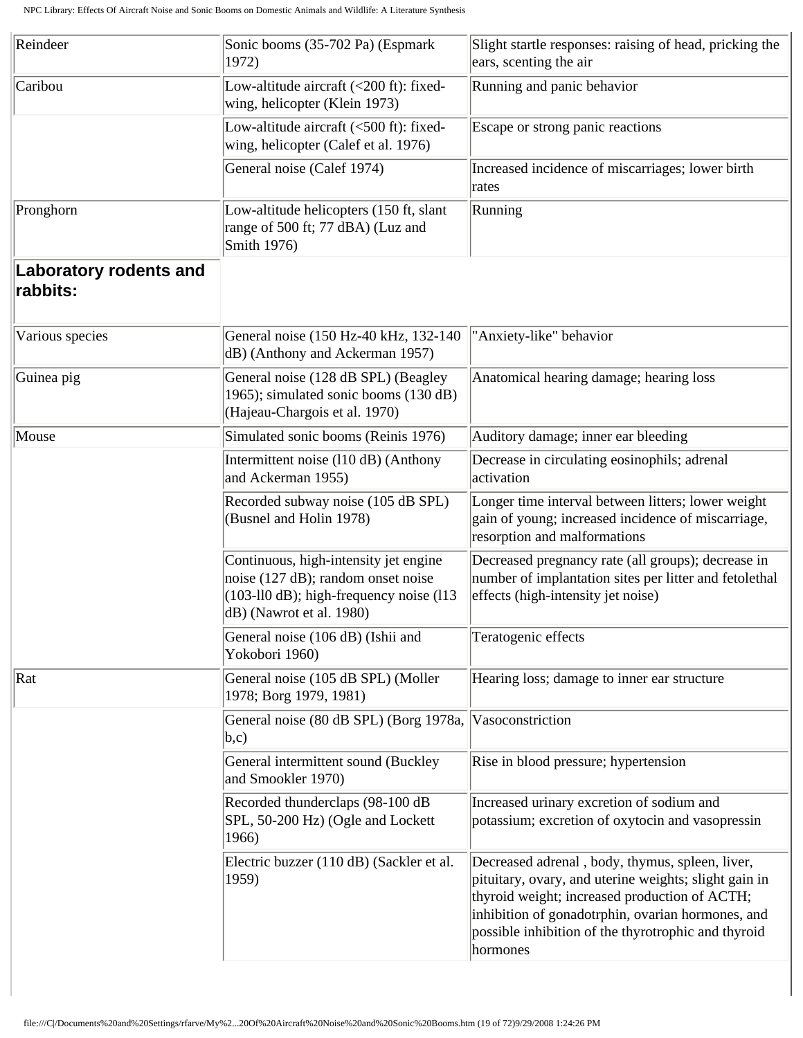| | | |
|---|---|---|
| Reindeer | Sonic booms (35-702 Pa) (Espmark 1972) | Slight startle responses: raising of head, pricking the ears, scenting the air |
| Caribou | Low-altitude aircraft (<200 ft): fixed-wing, helicopter (Klein 1973) | Running and panic behavior |
| | Low-altitude aircraft (<500 ft): fixed-wing, helicopter (Calef et al. 1976) | Escape or strong panic reactions |
| | General noise (Calef 1974) | Increased incidence of miscarriages; lower birth rates |
| Pronghorn | Low-altitude helicopters (150 ft, slant range of 500 ft; 77 dBA) (Luz and Smith 1976) | Running |
| **Laboratory rodents and rabbits:** | | |
| Various species | General noise (150 Hz-40 kHz, 132-140 dB) (Anthony and Ackerman 1957) | "Anxiety-like" behavior |
| Guinea pig | General noise (128 dB SPL) (Beagley 1965); simulated sonic booms (130 dB) (Hajeau-Chargois et al. 1970) | Anatomical hearing damage; hearing loss |
| Mouse | Simulated sonic booms (Reinis 1976) | Auditory damage; inner ear bleeding |
| | Intermittent noise (l10 dB) (Anthony and Ackerman 1955) | Decrease in circulating eosinophils; adrenal activation |
| | Recorded subway noise (105 dB SPL) (Busnel and Holin 1978) | Longer time interval between litters; lower weight gain of young; increased incidence of miscarriage, resorption and malformations |
| | Continuous, high-intensity jet engine noise (127 dB); random onset noise (103-ll0 dB); high-frequency noise (l13 dB) (Nawrot et al. 1980) | Decreased pregnancy rate (all groups); decrease in number of implantation sites per litter and fetolethal effects (high-intensity jet noise) |
| | General noise (106 dB) (Ishii and Yokobori 1960) | Teratogenic effects |
| Rat | General noise (105 dB SPL) (Moller 1978; Borg 1979, 1981) | Hearing loss; damage to inner ear structure |
| | General noise (80 dB SPL) (Borg 1978a, b,c) | Vasoconstriction |
| | General intermittent sound (Buckley and Smookler 1970) | Rise in blood pressure; hypertension |
| | Recorded thunderclaps (98-100 dB SPL, 50-200 Hz) (Ogle and Lockett 1966) | Increased urinary excretion of sodium and potassium; excretion of oxytocin and vasopressin |
| | Electric buzzer (110 dB) (Sackler et al. 1959) | Decreased adrenal , body, thymus, spleen, liver, pituitary, ovary, and uterine weights; slight gain in thyroid weight; increased production of ACTH; inhibition of gonadotrphin, ovarian hormones, and possible inhibition of the thyrotrophic and thyroid hormones |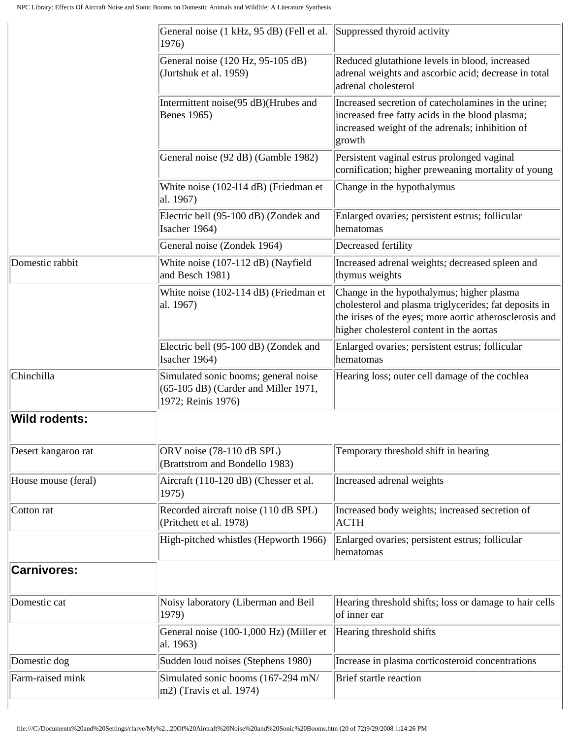| | | |
|---|---|---|
| | General noise (1 kHz, 95 dB) (Fell et al. 1976) | Suppressed thyroid activity |
| | General noise (120 Hz, 95-105 dB) (Jurtshuk et al. 1959) | Reduced glutathione levels in blood, increased adrenal weights and ascorbic acid; decrease in total adrenal cholesterol |
| | Intermittent noise(95 dB)(Hrubes and Benes 1965) | Increased secretion of catecholamines in the urine; increased free fatty acids in the blood plasma; increased weight of the adrenals; inhibition of growth |
| | General noise (92 dB) (Gamble 1982) | Persistent vaginal estrus prolonged vaginal cornification; higher preweaning mortality of young |
| | White noise (102-l14 dB) (Friedman et al. 1967) | Change in the hypothalymus |
| | Electric bell (95-100 dB) (Zondek and Isacher 1964) | Enlarged ovaries; persistent estrus; follicular hematomas |
| | General noise (Zondek 1964) | Decreased fertility |
| Domestic rabbit | White noise (107-112 dB) (Nayfield and Besch 1981) | Increased adrenal weights; decreased spleen and thymus weights |
| | White noise (102-114 dB) (Friedman et al. 1967) | Change in the hypothalymus; higher plasma cholesterol and plasma triglycerides; fat deposits in the irises of the eyes; more aortic atherosclerosis and higher cholesterol content in the aortas |
| | Electric bell (95-100 dB) (Zondek and Isacher 1964) | Enlarged ovaries; persistent estrus; follicular hematomas |
| Chinchilla | Simulated sonic booms; general noise (65-105 dB) (Carder and Miller 1971, 1972; Reinis 1976) | Hearing loss; outer cell damage of the cochlea |
| **Wild rodents:** | | |
| Desert kangaroo rat | ORV noise (78-110 dB SPL) (Brattstrom and Bondello 1983) | Temporary threshold shift in hearing |
| House mouse (feral) | Aircraft (110-120 dB) (Chesser et al. 1975) | Increased adrenal weights |
| Cotton rat | Recorded aircraft noise (110 dB SPL) (Pritchett et al. 1978) | Increased body weights; increased secretion of ACTH |
| | High-pitched whistles (Hepworth 1966) | Enlarged ovaries; persistent estrus; follicular hematomas |
| **Carnivores:** | | |
| Domestic cat | Noisy laboratory (Liberman and Beil 1979) | Hearing threshold shifts; loss or damage to hair cells of inner ear |
| | General noise (100-1,000 Hz) (Miller et al. 1963) | Hearing threshold shifts |
| Domestic dog | Sudden loud noises (Stephens 1980) | Increase in plasma corticosteroid concentrations |
| Farm-raised mink | Simulated sonic booms (167-294 mN/m2) (Travis et al. 1974) | Brief startle reaction |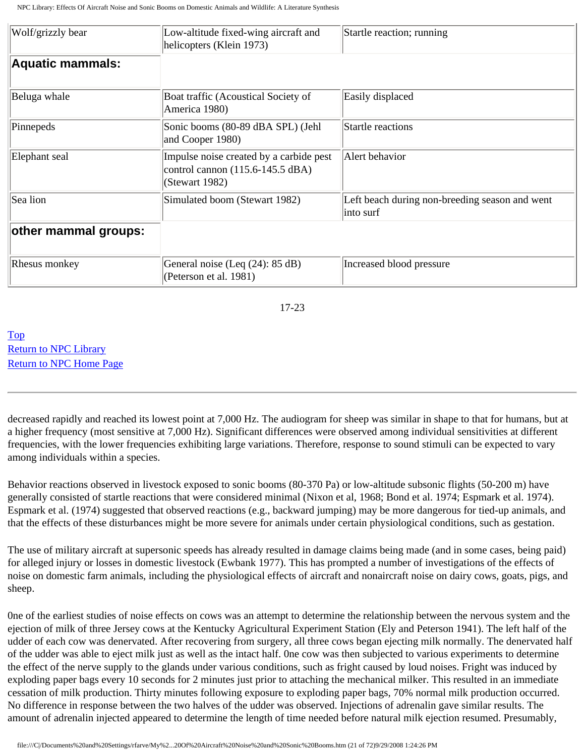| | | |
|---|---|---|
| Wolf/grizzly bear | Low-altitude fixed-wing aircraft and helicopters (Klein 1973) | Startle reaction; running |
| **Aquatic mammals:** | | |
| Beluga whale | Boat traffic (Acoustical Society of America 1980) | Easily displaced |
| Pinnepeds | Sonic booms (80-89 dBA SPL) (Jehl and Cooper 1980) | Startle reactions |
| Elephant seal | Impulse noise created by a carbide pest control cannon (115.6-145.5 dBA) (Stewart 1982) | Alert behavior |
| Sea lion | Simulated boom (Stewart 1982) | Left beach during non-breeding season and went into surf |
| **other mammal groups:** | | |
| Rhesus monkey | General noise (Leq (24): 85 dB) (Peterson et al. 1981) | Increased blood pressure |

17-23

Top
Return to NPC Library
Return to NPC Home Page

---

decreased rapidly and reached its lowest point at 7,000 Hz. The audiogram for sheep was similar in shape to that for humans, but at a higher frequency (most sensitive at 7,000 Hz). Significant differences were observed among individual sensitivities at different frequencies, with the lower frequencies exhibiting large variations. Therefore, response to sound stimuli can be expected to vary among individuals within a species.

Behavior reactions observed in livestock exposed to sonic booms (80-370 Pa) or low-altitude subsonic flights (50-200 m) have generally consisted of startle reactions that were considered minimal (Nixon et al, 1968; Bond et al. 1974; Espmark et al. 1974). Espmark et al. (1974) suggested that observed reactions (e.g., backward jumping) may be more dangerous for tied-up animals, and that the effects of these disturbances might be more severe for animals under certain physiological conditions, such as gestation.

The use of military aircraft at supersonic speeds has already resulted in damage claims being made (and in some cases, being paid) for alleged injury or losses in domestic livestock (Ewbank 1977). This has prompted a number of investigations of the effects of noise on domestic farm animals, including the physiological effects of aircraft and nonaircraft noise on dairy cows, goats, pigs, and sheep.

0ne of the earliest studies of noise effects on cows was an attempt to determine the relationship between the nervous system and the ejection of milk of three Jersey cows at the Kentucky Agricultural Experiment Station (Ely and Peterson 1941). The left half of the udder of each cow was denervated. After recovering from surgery, all three cows began ejecting milk normally. The denervated half of the udder was able to eject milk just as well as the intact half. 0ne cow was then subjected to various experiments to determine the effect of the nerve supply to the glands under various conditions, such as fright caused by loud noises. Fright was induced by exploding paper bags every 10 seconds for 2 minutes just prior to attaching the mechanical milker. This resulted in an immediate cessation of milk production. Thirty minutes following exposure to exploding paper bags, 70% normal milk production occurred. No difference in response between the two halves of the udder was observed. Injections of adrenalin gave similar results. The amount of adrenalin injected appeared to determine the length of time needed before natural milk ejection resumed. Presumably,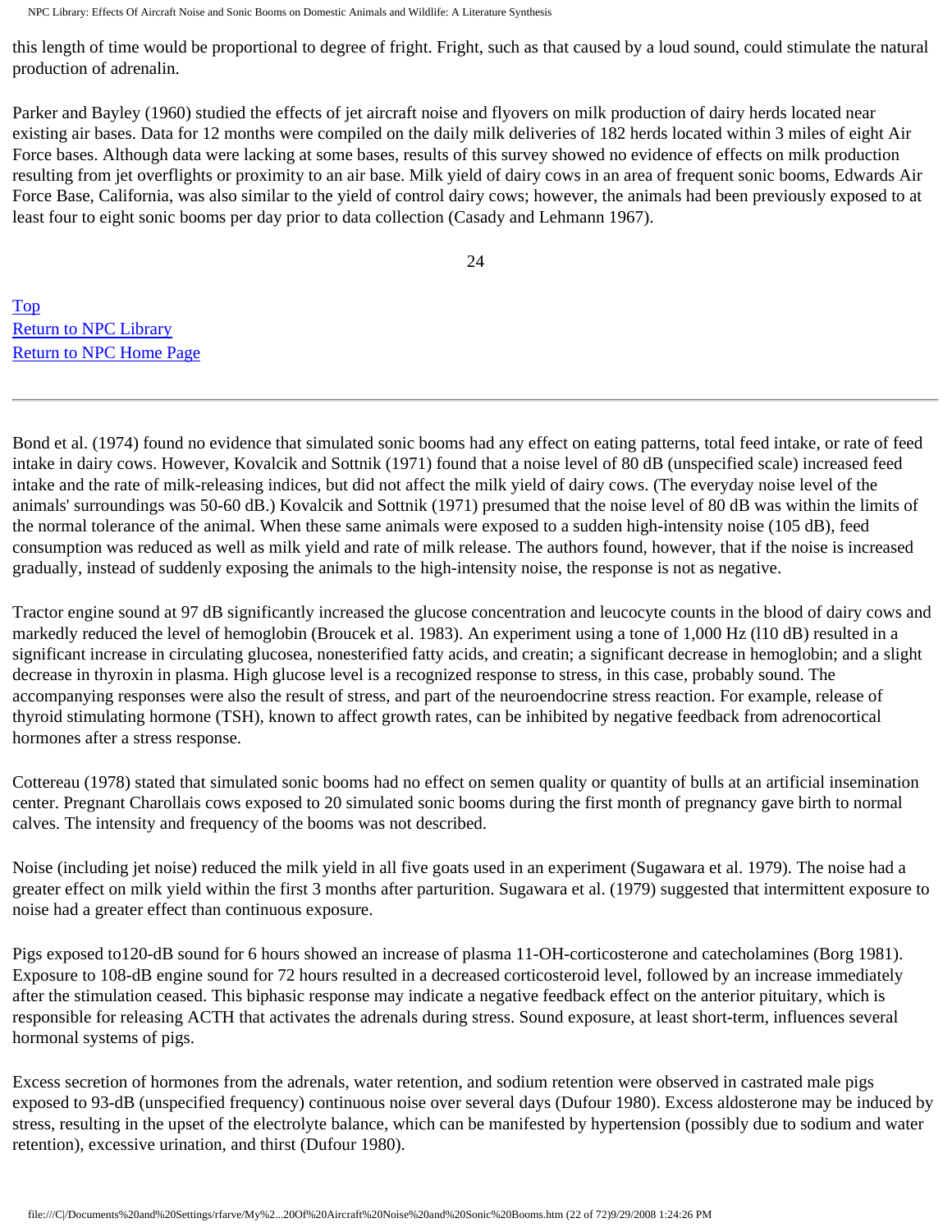this length of time would be proportional to degree of fright. Fright, such as that caused by a loud sound, could stimulate the natural production of adrenalin.

Parker and Bayley (1960) studied the effects of jet aircraft noise and flyovers on milk production of dairy herds located near existing air bases. Data for 12 months were compiled on the daily milk deliveries of 182 herds located within 3 miles of eight Air Force bases. Although data were lacking at some bases, results of this survey showed no evidence of effects on milk production resulting from jet overflights or proximity to an air base. Milk yield of dairy cows in an area of frequent sonic booms, Edwards Air Force Base, California, was also similar to the yield of control dairy cows; however, the animals had been previously exposed to at least four to eight sonic booms per day prior to data collection (Casady and Lehmann 1967).

Top
Return to NPC Library
Return to NPC Home Page

---

Bond et al. (1974) found no evidence that simulated sonic booms had any effect on eating patterns, total feed intake, or rate of feed intake in dairy cows. However, Kovalcik and Sottnik (1971) found that a noise level of 80 dB (unspecified scale) increased feed intake and the rate of milk-releasing indices, but did not affect the milk yield of dairy cows. (The everyday noise level of the animals' surroundings was 50-60 dB.) Kovalcik and Sottnik (1971) presumed that the noise level of 80 dB was within the limits of the normal tolerance of the animal. When these same animals were exposed to a sudden high-intensity noise (105 dB), feed consumption was reduced as well as milk yield and rate of milk release. The authors found, however, that if the noise is increased gradually, instead of suddenly exposing the animals to the high-intensity noise, the response is not as negative.

Tractor engine sound at 97 dB significantly increased the glucose concentration and leucocyte counts in the blood of dairy cows and markedly reduced the level of hemoglobin (Broucek et al. 1983). An experiment using a tone of 1,000 Hz (l10 dB) resulted in a significant increase in circulating glucosea, nonesterified fatty acids, and creatin; a significant decrease in hemoglobin; and a slight decrease in thyroxin in plasma. High glucose level is a recognized response to stress, in this case, probably sound. The accompanying responses were also the result of stress, and part of the neuroendocrine stress reaction. For example, release of thyroid stimulating hormone (TSH), known to affect growth rates, can be inhibited by negative feedback from adrenocortical hormones after a stress response.

Cottereau (1978) stated that simulated sonic booms had no effect on semen quality or quantity of bulls at an artificial insemination center. Pregnant Charollais cows exposed to 20 simulated sonic booms during the first month of pregnancy gave birth to normal calves. The intensity and frequency of the booms was not described.

Noise (including jet noise) reduced the milk yield in all five goats used in an experiment (Sugawara et al. 1979). The noise had a greater effect on milk yield within the first 3 months after parturition. Sugawara et al. (1979) suggested that intermittent exposure to noise had a greater effect than continuous exposure.

Pigs exposed to120-dB sound for 6 hours showed an increase of plasma 11-OH-corticosterone and catecholamines (Borg 1981). Exposure to 108-dB engine sound for 72 hours resulted in a decreased corticosteroid level, followed by an increase immediately after the stimulation ceased. This biphasic response may indicate a negative feedback effect on the anterior pituitary, which is responsible for releasing ACTH that activates the adrenals during stress. Sound exposure, at least short-term, influences several hormonal systems of pigs.

Excess secretion of hormones from the adrenals, water retention, and sodium retention were observed in castrated male pigs exposed to 93-dB (unspecified frequency) continuous noise over several days (Dufour 1980). Excess aldosterone may be induced by stress, resulting in the upset of the electrolyte balance, which can be manifested by hypertension (possibly due to sodium and water retention), excessive urination, and thirst (Dufour 1980).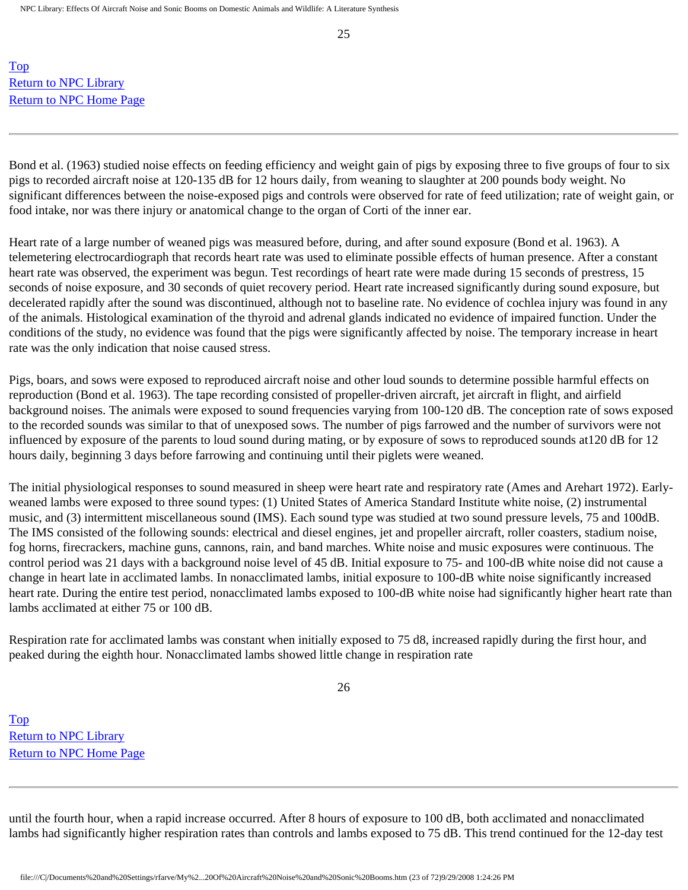Bond et al. (1963) studied noise effects on feeding efficiency and weight gain of pigs by exposing three to five groups of four to six pigs to recorded aircraft noise at 120-135 dB for 12 hours daily, from weaning to slaughter at 200 pounds body weight. No significant differences between the noise-exposed pigs and controls were observed for rate of feed utilization; rate of weight gain, or food intake, nor was there injury or anatomical change to the organ of Corti of the inner ear.

Heart rate of a large number of weaned pigs was measured before, during, and after sound exposure (Bond et al. 1963). A telemetering electrocardiograph that records heart rate was used to eliminate possible effects of human presence. After a constant heart rate was observed, the experiment was begun. Test recordings of heart rate were made during 15 seconds of prestress, 15 seconds of noise exposure, and 30 seconds of quiet recovery period. Heart rate increased significantly during sound exposure, but decelerated rapidly after the sound was discontinued, although not to baseline rate. No evidence of cochlea injury was found in any of the animals. Histological examination of the thyroid and adrenal glands indicated no evidence of impaired function. Under the conditions of the study, no evidence was found that the pigs were significantly affected by noise. The temporary increase in heart rate was the only indication that noise caused stress.

Pigs, boars, and sows were exposed to reproduced aircraft noise and other loud sounds to determine possible harmful effects on reproduction (Bond et al. 1963). The tape recording consisted of propeller-driven aircraft, jet aircraft in flight, and airfield background noises. The animals were exposed to sound frequencies varying from 100-120 dB. The conception rate of sows exposed to the recorded sounds was similar to that of unexposed sows. The number of pigs farrowed and the number of survivors were not influenced by exposure of the parents to loud sound during mating, or by exposure of sows to reproduced sounds at120 dB for 12 hours daily, beginning 3 days before farrowing and continuing until their piglets were weaned.

The initial physiological responses to sound measured in sheep were heart rate and respiratory rate (Ames and Arehart 1972). Early-weaned lambs were exposed to three sound types: (1) United States of America Standard Institute white noise, (2) instrumental music, and (3) intermittent miscellaneous sound (IMS). Each sound type was studied at two sound pressure levels, 75 and 100dB. The IMS consisted of the following sounds: electrical and diesel engines, jet and propeller aircraft, roller coasters, stadium noise, fog horns, firecrackers, machine guns, cannons, rain, and band marches. White noise and music exposures were continuous. The control period was 21 days with a background noise level of 45 dB. Initial exposure to 75- and 100-dB white noise did not cause a change in heart late in acclimated lambs. In nonacclimated lambs, initial exposure to 100-dB white noise significantly increased heart rate. During the entire test period, nonacclimated lambs exposed to 100-dB white noise had significantly higher heart rate than lambs acclimated at either 75 or 100 dB.

Respiration rate for acclimated lambs was constant when initially exposed to 75 d8, increased rapidly during the first hour, and peaked during the eighth hour. Nonacclimated lambs showed little change in respiration rate until the fourth hour, when a rapid increase occurred. After 8 hours of exposure to 100 dB, both acclimated and nonacclimated lambs had significantly higher respiration rates than controls and lambs exposed to 75 dB. This trend continued for the 12-day test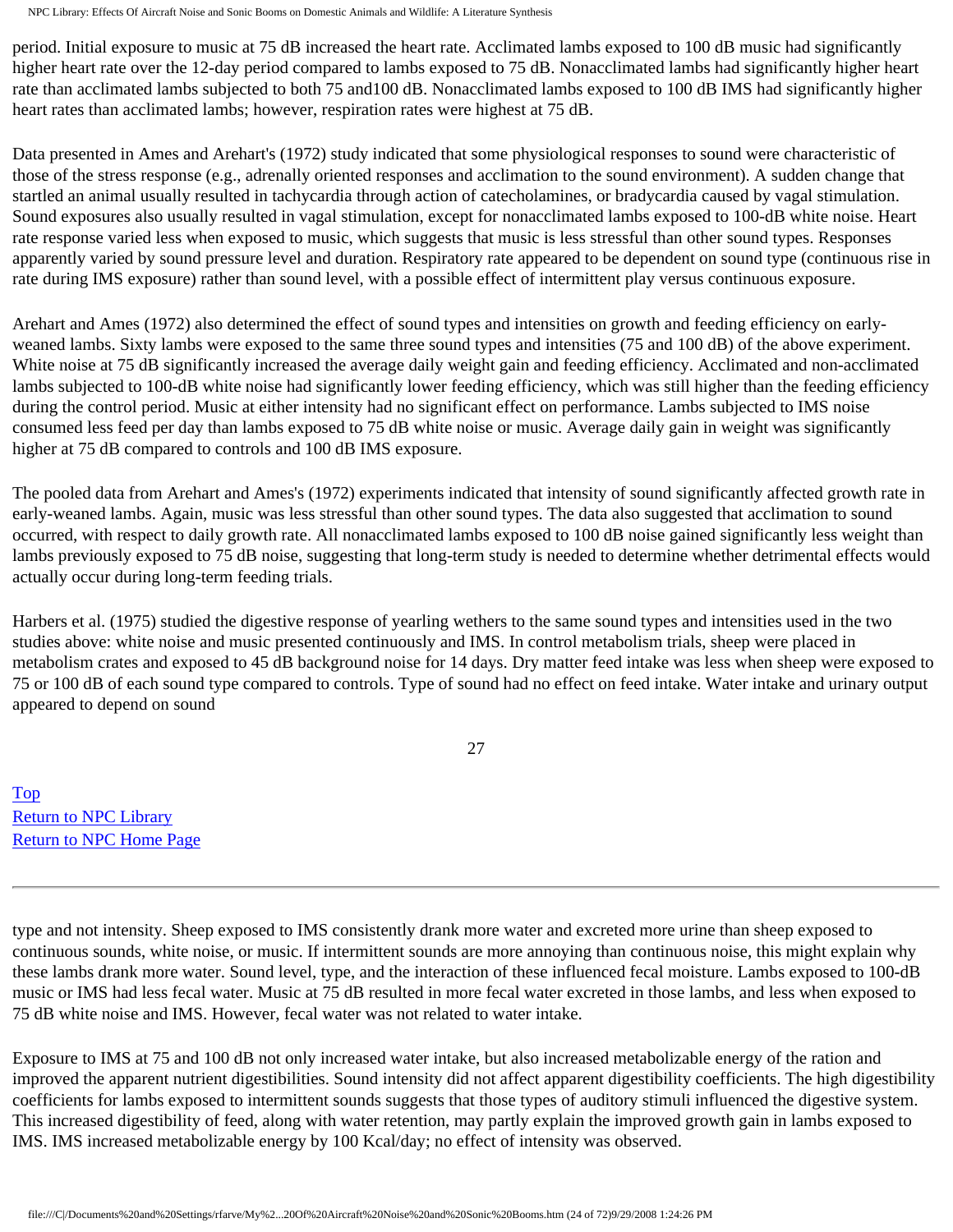period. Initial exposure to music at 75 dB increased the heart rate. Acclimated lambs exposed to 100 dB music had significantly higher heart rate over the 12-day period compared to lambs exposed to 75 dB. Nonacclimated lambs had significantly higher heart rate than acclimated lambs subjected to both 75 and100 dB. Nonacclimated lambs exposed to 100 dB IMS had significantly higher heart rates than acclimated lambs; however, respiration rates were highest at 75 dB.

Data presented in Ames and Arehart's (1972) study indicated that some physiological responses to sound were characteristic of those of the stress response (e.g., adrenally oriented responses and acclimation to the sound environment). A sudden change that startled an animal usually resulted in tachycardia through action of catecholamines, or bradycardia caused by vagal stimulation. Sound exposures also usually resulted in vagal stimulation, except for nonacclimated lambs exposed to 100-dB white noise. Heart rate response varied less when exposed to music, which suggests that music is less stressful than other sound types. Responses apparently varied by sound pressure level and duration. Respiratory rate appeared to be dependent on sound type (continuous rise in rate during IMS exposure) rather than sound level, with a possible effect of intermittent play versus continuous exposure.

Arehart and Ames (1972) also determined the effect of sound types and intensities on growth and feeding efficiency on early-weaned lambs. Sixty lambs were exposed to the same three sound types and intensities (75 and 100 dB) of the above experiment. White noise at 75 dB significantly increased the average daily weight gain and feeding efficiency. Acclimated and non-acclimated lambs subjected to 100-dB white noise had significantly lower feeding efficiency, which was still higher than the feeding efficiency during the control period. Music at either intensity had no significant effect on performance. Lambs subjected to IMS noise consumed less feed per day than lambs exposed to 75 dB white noise or music. Average daily gain in weight was significantly higher at 75 dB compared to controls and 100 dB IMS exposure.

The pooled data from Arehart and Ames's (1972) experiments indicated that intensity of sound significantly affected growth rate in early-weaned lambs. Again, music was less stressful than other sound types. The data also suggested that acclimation to sound occurred, with respect to daily growth rate. All nonacclimated lambs exposed to 100 dB noise gained significantly less weight than lambs previously exposed to 75 dB noise, suggesting that long-term study is needed to determine whether detrimental effects would actually occur during long-term feeding trials.

Harbers et al. (1975) studied the digestive response of yearling wethers to the same sound types and intensities used in the two studies above: white noise and music presented continuously and IMS. In control metabolism trials, sheep were placed in metabolism crates and exposed to 45 dB background noise for 14 days. Dry matter feed intake was less when sheep were exposed to 75 or 100 dB of each sound type compared to controls. Type of sound had no effect on feed intake. Water intake and urinary output appeared to depend on sound type and not intensity. Sheep exposed to IMS consistently drank more water and excreted more urine than sheep exposed to continuous sounds, white noise, or music. If intermittent sounds are more annoying than continuous noise, this might explain why these lambs drank more water. Sound level, type, and the interaction of these influenced fecal moisture. Lambs exposed to 100-dB music or IMS had less fecal water. Music at 75 dB resulted in more fecal water excreted in those lambs, and less when exposed to 75 dB white noise and IMS. However, fecal water was not related to water intake.

Exposure to IMS at 75 and 100 dB not only increased water intake, but also increased metabolizable energy of the ration and improved the apparent nutrient digestibilities. Sound intensity did not affect apparent digestibility coefficients. The high digestibility coefficients for lambs exposed to intermittent sounds suggests that those types of auditory stimuli influenced the digestive system. This increased digestibility of feed, along with water retention, may partly explain the improved growth gain in lambs exposed to IMS. IMS increased metabolizable energy by 100 Kcal/day; no effect of intensity was observed.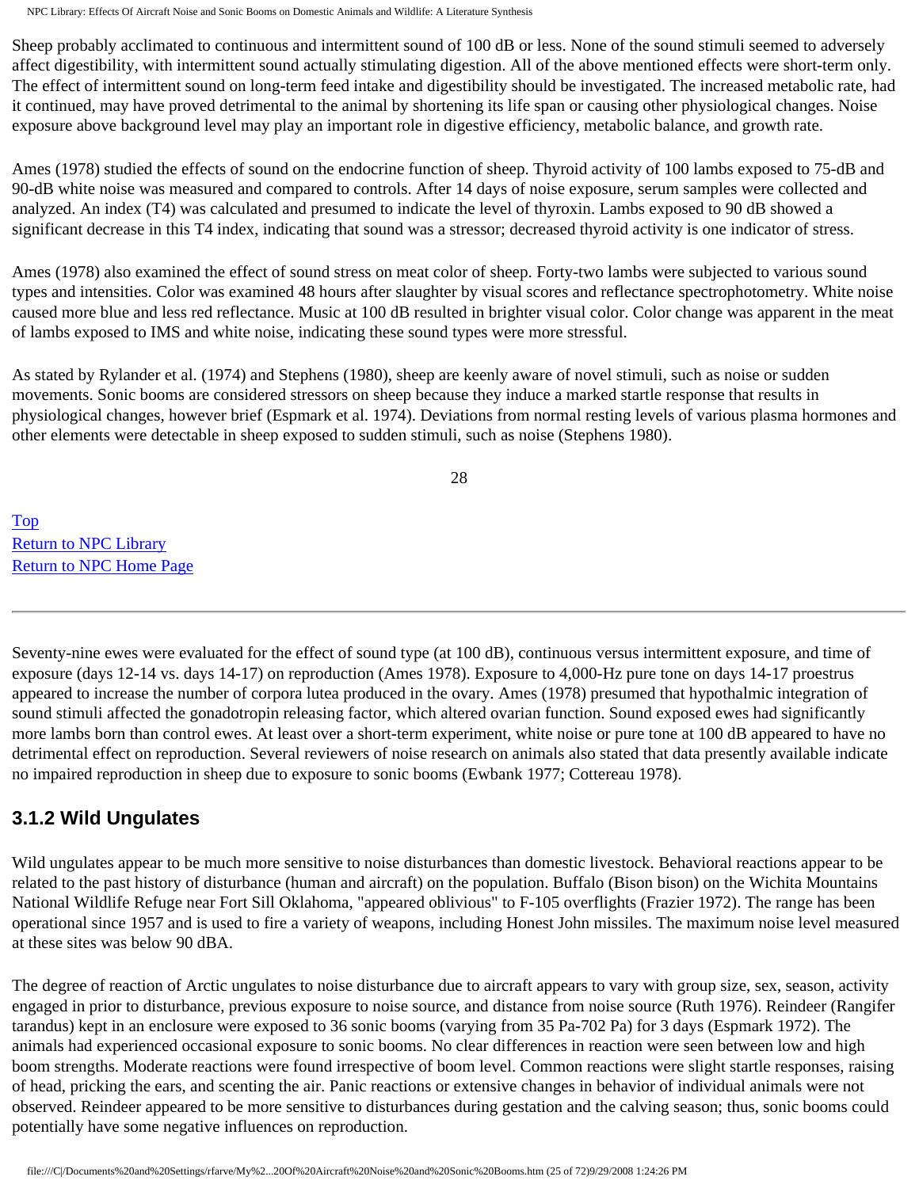Sheep probably acclimated to continuous and intermittent sound of 100 dB or less. None of the sound stimuli seemed to adversely affect digestibility, with intermittent sound actually stimulating digestion. All of the above mentioned effects were short-term only. The effect of intermittent sound on long-term feed intake and digestibility should be investigated. The increased metabolic rate, had it continued, may have proved detrimental to the animal by shortening its life span or causing other physiological changes. Noise exposure above background level may play an important role in digestive efficiency, metabolic balance, and growth rate.

Ames (1978) studied the effects of sound on the endocrine function of sheep. Thyroid activity of 100 lambs exposed to 75-dB and 90-dB white noise was measured and compared to controls. After 14 days of noise exposure, serum samples were collected and analyzed. An index (T4) was calculated and presumed to indicate the level of thyroxin. Lambs exposed to 90 dB showed a significant decrease in this T4 index, indicating that sound was a stressor; decreased thyroid activity is one indicator of stress.

Ames (1978) also examined the effect of sound stress on meat color of sheep. Forty-two lambs were subjected to various sound types and intensities. Color was examined 48 hours after slaughter by visual scores and reflectance spectrophotometry. White noise caused more blue and less red reflectance. Music at 100 dB resulted in brighter visual color. Color change was apparent in the meat of lambs exposed to IMS and white noise, indicating these sound types were more stressful.

As stated by Rylander et al. (1974) and Stephens (1980), sheep are keenly aware of novel stimuli, such as noise or sudden movements. Sonic booms are considered stressors on sheep because they induce a marked startle response that results in physiological changes, however brief (Espmark et al. 1974). Deviations from normal resting levels of various plasma hormones and other elements were detectable in sheep exposed to sudden stimuli, such as noise (Stephens 1980).

Seventy-nine ewes were evaluated for the effect of sound type (at 100 dB), continuous versus intermittent exposure, and time of exposure (days 12-14 vs. days 14-17) on reproduction (Ames 1978). Exposure to 4,000-Hz pure tone on days 14-17 proestrus appeared to increase the number of corpora lutea produced in the ovary. Ames (1978) presumed that hypothalmic integration of sound stimuli affected the gonadotropin releasing factor, which altered ovarian function. Sound exposed ewes had significantly more lambs born than control ewes. At least over a short-term experiment, white noise or pure tone at 100 dB appeared to have no detrimental effect on reproduction. Several reviewers of noise research on animals also stated that data presently available indicate no impaired reproduction in sheep due to exposure to sonic booms (Ewbank 1977; Cottereau 1978).

### 3.1.2 Wild Ungulates

Wild ungulates appear to be much more sensitive to noise disturbances than domestic livestock. Behavioral reactions appear to be related to the past history of disturbance (human and aircraft) on the population. Buffalo (Bison bison) on the Wichita Mountains National Wildlife Refuge near Fort Sill Oklahoma, "appeared oblivious" to F-105 overflights (Frazier 1972). The range has been operational since 1957 and is used to fire a variety of weapons, including Honest John missiles. The maximum noise level measured at these sites was below 90 dBA.

The degree of reaction of Arctic ungulates to noise disturbance due to aircraft appears to vary with group size, sex, season, activity engaged in prior to disturbance, previous exposure to noise source, and distance from noise source (Ruth 1976). Reindeer (Rangifer tarandus) kept in an enclosure were exposed to 36 sonic booms (varying from 35 Pa-702 Pa) for 3 days (Espmark 1972). The animals had experienced occasional exposure to sonic booms. No clear differences in reaction were seen between low and high boom strengths. Moderate reactions were found irrespective of boom level. Common reactions were slight startle responses, raising of head, pricking the ears, and scenting the air. Panic reactions or extensive changes in behavior of individual animals were not observed. Reindeer appeared to be more sensitive to disturbances during gestation and the calving season; thus, sonic booms could potentially have some negative influences on reproduction.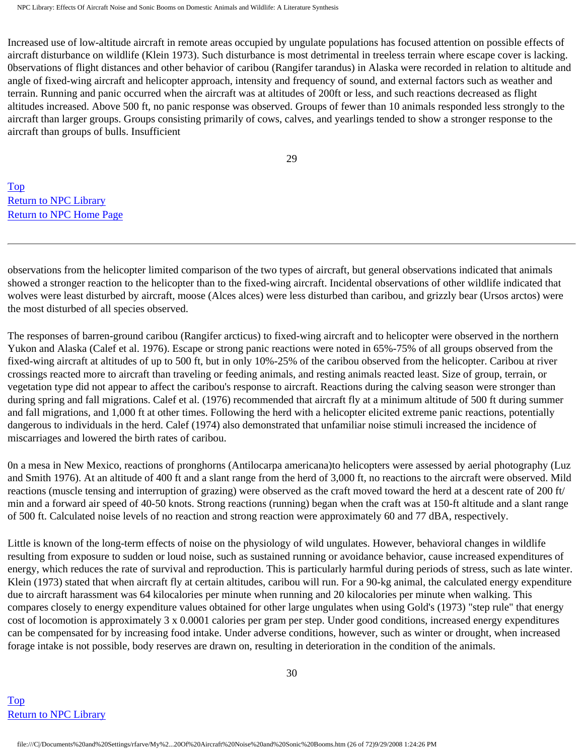Increased use of low-altitude aircraft in remote areas occupied by ungulate populations has focused attention on possible effects of aircraft disturbance on wildlife (Klein 1973). Such disturbance is most detrimental in treeless terrain where escape cover is lacking. 0bservations of flight distances and other behavior of caribou (Rangifer tarandus) in Alaska were recorded in relation to altitude and angle of fixed-wing aircraft and helicopter approach, intensity and frequency of sound, and external factors such as weather and terrain. Running and panic occurred when the aircraft was at altitudes of 200ft or less, and such reactions decreased as flight altitudes increased. Above 500 ft, no panic response was observed. Groups of fewer than 10 animals responded less strongly to the aircraft than larger groups. Groups consisting primarily of cows, calves, and yearlings tended to show a stronger response to the aircraft than groups of bulls. Insufficient observations from the helicopter limited comparison of the two types of aircraft, but general observations indicated that animals showed a stronger reaction to the helicopter than to the fixed-wing aircraft. Incidental observations of other wildlife indicated that wolves were least disturbed by aircraft, moose (Alces alces) were less disturbed than caribou, and grizzly bear (Ursos arctos) were the most disturbed of all species observed.

The responses of barren-ground caribou (Rangifer arcticus) to fixed-wing aircraft and to helicopter were observed in the northern Yukon and Alaska (Calef et al. 1976). Escape or strong panic reactions were noted in 65%-75% of all groups observed from the fixed-wing aircraft at altitudes of up to 500 ft, but in only 10%-25% of the caribou observed from the helicopter. Caribou at river crossings reacted more to aircraft than traveling or feeding animals, and resting animals reacted least. Size of group, terrain, or vegetation type did not appear to affect the caribou's response to aircraft. Reactions during the calving season were stronger than during spring and fall migrations. Calef et al. (1976) recommended that aircraft fly at a minimum altitude of 500 ft during summer and fall migrations, and 1,000 ft at other times. Following the herd with a helicopter elicited extreme panic reactions, potentially dangerous to individuals in the herd. Calef (1974) also demonstrated that unfamiliar noise stimuli increased the incidence of miscarriages and lowered the birth rates of caribou.

0n a mesa in New Mexico, reactions of pronghorns (Antilocarpa americana)to helicopters were assessed by aerial photography (Luz and Smith 1976). At an altitude of 400 ft and a slant range from the herd of 3,000 ft, no reactions to the aircraft were observed. Mild reactions (muscle tensing and interruption of grazing) were observed as the craft moved toward the herd at a descent rate of 200 ft/min and a forward air speed of 40-50 knots. Strong reactions (running) began when the craft was at 150-ft altitude and a slant range of 500 ft. Calculated noise levels of no reaction and strong reaction were approximately 60 and 77 dBA, respectively.

Little is known of the long-term effects of noise on the physiology of wild ungulates. However, behavioral changes in wildlife resulting from exposure to sudden or loud noise, such as sustained running or avoidance behavior, cause increased expenditures of energy, which reduces the rate of survival and reproduction. This is particularly harmful during periods of stress, such as late winter. Klein (1973) stated that when aircraft fly at certain altitudes, caribou will run. For a 90-kg animal, the calculated energy expenditure due to aircraft harassment was 64 kilocalories per minute when running and 20 kilocalories per minute when walking. This compares closely to energy expenditure values obtained for other large ungulates when using Gold's (1973) "step rule" that energy cost of locomotion is approximately $3 \times 0.0001$ calories per gram per step. Under good conditions, increased energy expenditures can be compensated for by increasing food intake. Under adverse conditions, however, such as winter or drought, when increased forage intake is not possible, body reserves are drawn on, resulting in deterioration in the condition of the animals.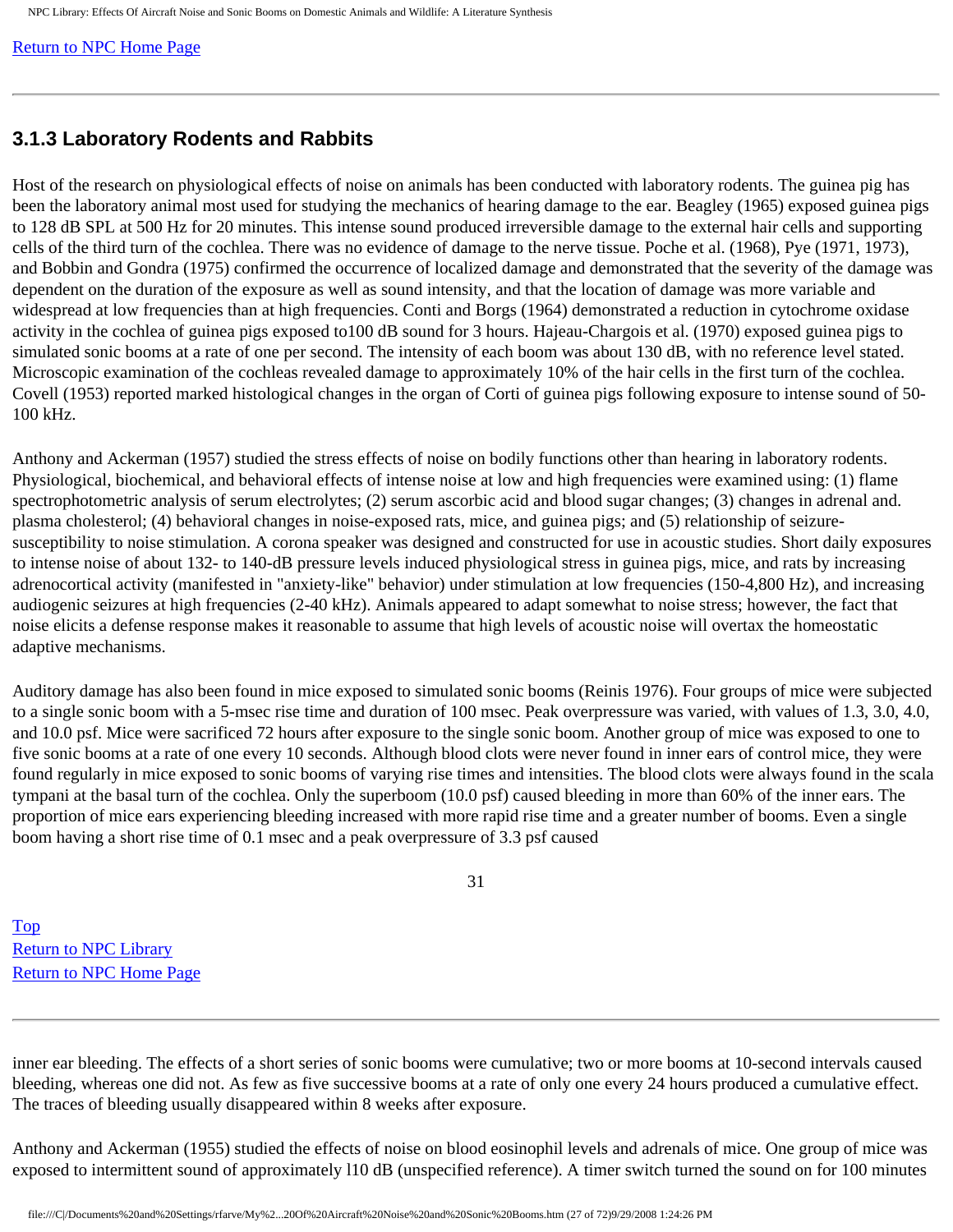### 3.1.3 Laboratory Rodents and Rabbits

Host of the research on physiological effects of noise on animals has been conducted with laboratory rodents. The guinea pig has been the laboratory animal most used for studying the mechanics of hearing damage to the ear. Beagley (1965) exposed guinea pigs to 128 dB SPL at 500 Hz for 20 minutes. This intense sound produced irreversible damage to the external hair cells and supporting cells of the third turn of the cochlea. There was no evidence of damage to the nerve tissue. Poche et al. (1968), Pye (1971, 1973), and Bobbin and Gondra (1975) confirmed the occurrence of localized damage and demonstrated that the severity of the damage was dependent on the duration of the exposure as well as sound intensity, and that the location of damage was more variable and widespread at low frequencies than at high frequencies. Conti and Borgs (1964) demonstrated a reduction in cytochrome oxidase activity in the cochlea of guinea pigs exposed to100 dB sound for 3 hours. Hajeau-Chargois et al. (1970) exposed guinea pigs to simulated sonic booms at a rate of one per second. The intensity of each boom was about 130 dB, with no reference level stated. Microscopic examination of the cochleas revealed damage to approximately 10% of the hair cells in the first turn of the cochlea. Covell (1953) reported marked histological changes in the organ of Corti of guinea pigs following exposure to intense sound of 50-100 kHz.

Anthony and Ackerman (1957) studied the stress effects of noise on bodily functions other than hearing in laboratory rodents. Physiological, biochemical, and behavioral effects of intense noise at low and high frequencies were examined using: (1) flame spectrophotometric analysis of serum electrolytes; (2) serum ascorbic acid and blood sugar changes; (3) changes in adrenal and. plasma cholesterol; (4) behavioral changes in noise-exposed rats, mice, and guinea pigs; and (5) relationship of seizure-susceptibility to noise stimulation. A corona speaker was designed and constructed for use in acoustic studies. Short daily exposures to intense noise of about 132- to 140-dB pressure levels induced physiological stress in guinea pigs, mice, and rats by increasing adrenocortical activity (manifested in "anxiety-like" behavior) under stimulation at low frequencies (150-4,800 Hz), and increasing audiogenic seizures at high frequencies (2-40 kHz). Animals appeared to adapt somewhat to noise stress; however, the fact that noise elicits a defense response makes it reasonable to assume that high levels of acoustic noise will overtax the homeostatic adaptive mechanisms.

Auditory damage has also been found in mice exposed to simulated sonic booms (Reinis 1976). Four groups of mice were subjected to a single sonic boom with a 5-msec rise time and duration of 100 msec. Peak overpressure was varied, with values of 1.3, 3.0, 4.0, and 10.0 psf. Mice were sacrificed 72 hours after exposure to the single sonic boom. Another group of mice was exposed to one to five sonic booms at a rate of one every 10 seconds. Although blood clots were never found in inner ears of control mice, they were found regularly in mice exposed to sonic booms of varying rise times and intensities. The blood clots were always found in the scala tympani at the basal turn of the cochlea. Only the superboom (10.0 psf) caused bleeding in more than 60% of the inner ears. The proportion of mice ears experiencing bleeding increased with more rapid rise time and a greater number of booms. Even a single boom having a short rise time of 0.1 msec and a peak overpressure of 3.3 psf caused inner ear bleeding. The effects of a short series of sonic booms were cumulative; two or more booms at 10-second intervals caused bleeding, whereas one did not. As few as five successive booms at a rate of only one every 24 hours produced a cumulative effect. The traces of bleeding usually disappeared within 8 weeks after exposure.

Anthony and Ackerman (1955) studied the effects of noise on blood eosinophil levels and adrenals of mice. One group of mice was exposed to intermittent sound of approximately l10 dB (unspecified reference). A timer switch turned the sound on for 100 minutes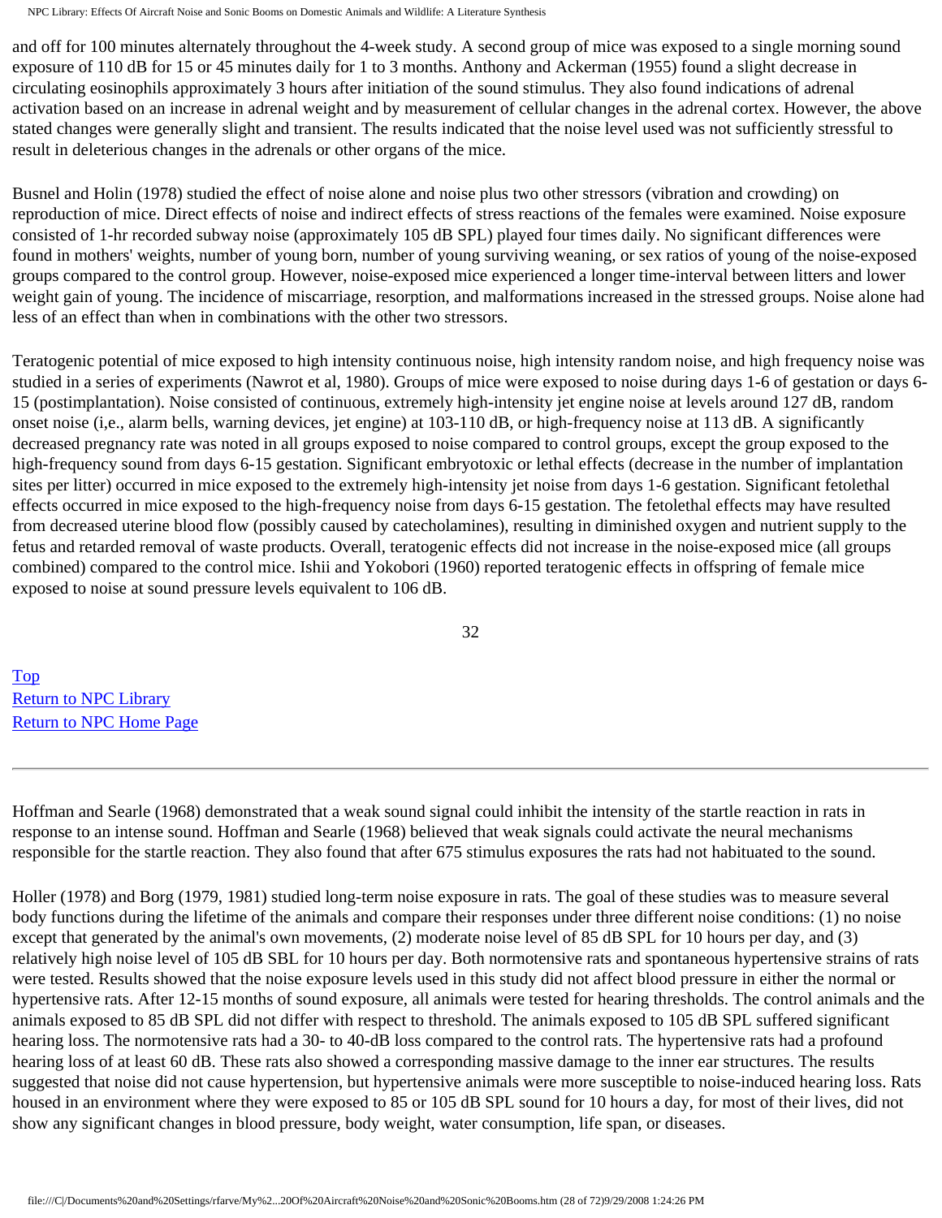and off for 100 minutes alternately throughout the 4-week study. A second group of mice was exposed to a single morning sound exposure of 110 dB for 15 or 45 minutes daily for 1 to 3 months. Anthony and Ackerman (1955) found a slight decrease in circulating eosinophils approximately 3 hours after initiation of the sound stimulus. They also found indications of adrenal activation based on an increase in adrenal weight and by measurement of cellular changes in the adrenal cortex. However, the above stated changes were generally slight and transient. The results indicated that the noise level used was not sufficiently stressful to result in deleterious changes in the adrenals or other organs of the mice.

Busnel and Holin (1978) studied the effect of noise alone and noise plus two other stressors (vibration and crowding) on reproduction of mice. Direct effects of noise and indirect effects of stress reactions of the females were examined. Noise exposure consisted of 1-hr recorded subway noise (approximately 105 dB SPL) played four times daily. No significant differences were found in mothers' weights, number of young born, number of young surviving weaning, or sex ratios of young of the noise-exposed groups compared to the control group. However, noise-exposed mice experienced a longer time-interval between litters and lower weight gain of young. The incidence of miscarriage, resorption, and malformations increased in the stressed groups. Noise alone had less of an effect than when in combinations with the other two stressors.

Teratogenic potential of mice exposed to high intensity continuous noise, high intensity random noise, and high frequency noise was studied in a series of experiments (Nawrot et al, 1980). Groups of mice were exposed to noise during days 1-6 of gestation or days 6-15 (postimplantation). Noise consisted of continuous, extremely high-intensity jet engine noise at levels around 127 dB, random onset noise (i,e., alarm bells, warning devices, jet engine) at 103-110 dB, or high-frequency noise at 113 dB. A significantly decreased pregnancy rate was noted in all groups exposed to noise compared to control groups, except the group exposed to the high-frequency sound from days 6-15 gestation. Significant embryotoxic or lethal effects (decrease in the number of implantation sites per litter) occurred in mice exposed to the extremely high-intensity jet noise from days 1-6 gestation. Significant fetolethal effects occurred in mice exposed to the high-frequency noise from days 6-15 gestation. The fetolethal effects may have resulted from decreased uterine blood flow (possibly caused by catecholamines), resulting in diminished oxygen and nutrient supply to the fetus and retarded removal of waste products. Overall, teratogenic effects did not increase in the noise-exposed mice (all groups combined) compared to the control mice. Ishii and Yokobori (1960) reported teratogenic effects in offspring of female mice exposed to noise at sound pressure levels equivalent to 106 dB.

Top
Return to NPC Library
Return to NPC Home Page

---

Hoffman and Searle (1968) demonstrated that a weak sound signal could inhibit the intensity of the startle reaction in rats in response to an intense sound. Hoffman and Searle (1968) believed that weak signals could activate the neural mechanisms responsible for the startle reaction. They also found that after 675 stimulus exposures the rats had not habituated to the sound.

Holler (1978) and Borg (1979, 1981) studied long-term noise exposure in rats. The goal of these studies was to measure several body functions during the lifetime of the animals and compare their responses under three different noise conditions: (1) no noise except that generated by the animal's own movements, (2) moderate noise level of 85 dB SPL for 10 hours per day, and (3) relatively high noise level of 105 dB SBL for 10 hours per day. Both normotensive rats and spontaneous hypertensive strains of rats were tested. Results showed that the noise exposure levels used in this study did not affect blood pressure in either the normal or hypertensive rats. After 12-15 months of sound exposure, all animals were tested for hearing thresholds. The control animals and the animals exposed to 85 dB SPL did not differ with respect to threshold. The animals exposed to 105 dB SPL suffered significant hearing loss. The normotensive rats had a 30- to 40-dB loss compared to the control rats. The hypertensive rats had a profound hearing loss of at least 60 dB. These rats also showed a corresponding massive damage to the inner ear structures. The results suggested that noise did not cause hypertension, but hypertensive animals were more susceptible to noise-induced hearing loss. Rats housed in an environment where they were exposed to 85 or 105 dB SPL sound for 10 hours a day, for most of their lives, did not show any significant changes in blood pressure, body weight, water consumption, life span, or diseases.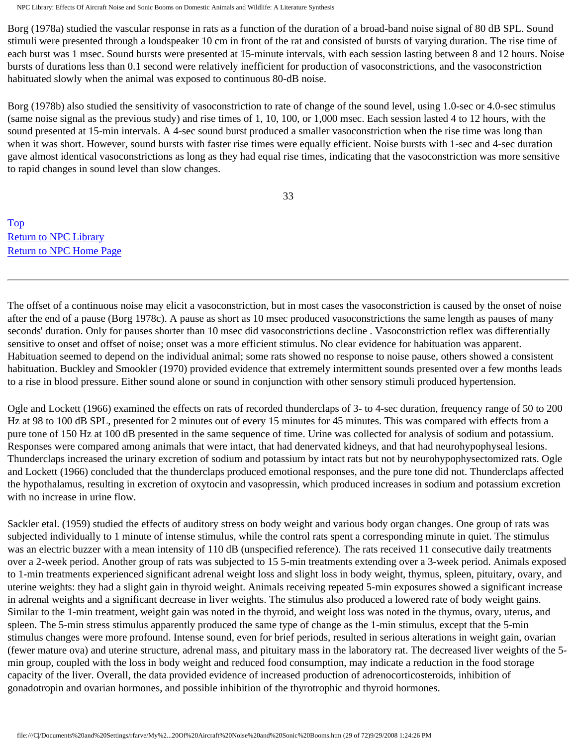Borg (1978a) studied the vascular response in rats as a function of the duration of a broad-band noise signal of 80 dB SPL. Sound stimuli were presented through a loudspeaker 10 cm in front of the rat and consisted of bursts of varying duration. The rise time of each burst was 1 msec. Sound bursts were presented at 15-minute intervals, with each session lasting between 8 and 12 hours. Noise bursts of durations less than 0.1 second were relatively inefficient for production of vasoconstrictions, and the vasoconstriction habituated slowly when the animal was exposed to continuous 80-dB noise.

Borg (1978b) also studied the sensitivity of vasoconstriction to rate of change of the sound level, using 1.0-sec or 4.0-sec stimulus (same noise signal as the previous study) and rise times of 1, 10, 100, or 1,000 msec. Each session lasted 4 to 12 hours, with the sound presented at 15-min intervals. A 4-sec sound burst produced a smaller vasoconstriction when the rise time was long than when it was short. However, sound bursts with faster rise times were equally efficient. Noise bursts with 1-sec and 4-sec duration gave almost identical vasoconstrictions as long as they had equal rise times, indicating that the vasoconstriction was more sensitive to rapid changes in sound level than slow changes.

Top
Return to NPC Library
Return to NPC Home Page

---

The offset of a continuous noise may elicit a vasoconstriction, but in most cases the vasoconstriction is caused by the onset of noise after the end of a pause (Borg 1978c). A pause as short as 10 msec produced vasoconstrictions the same length as pauses of many seconds' duration. Only for pauses shorter than 10 msec did vasoconstrictions decline . Vasoconstriction reflex was differentially sensitive to onset and offset of noise; onset was a more efficient stimulus. No clear evidence for habituation was apparent. Habituation seemed to depend on the individual animal; some rats showed no response to noise pause, others showed a consistent habituation. Buckley and Smookler (1970) provided evidence that extremely intermittent sounds presented over a few months leads to a rise in blood pressure. Either sound alone or sound in conjunction with other sensory stimuli produced hypertension.

Ogle and Lockett (1966) examined the effects on rats of recorded thunderclaps of 3- to 4-sec duration, frequency range of 50 to 200 Hz at 98 to 100 dB SPL, presented for 2 minutes out of every 15 minutes for 45 minutes. This was compared with effects from a pure tone of 150 Hz at 100 dB presented in the same sequence of time. Urine was collected for analysis of sodium and potassium. Responses were compared among animals that were intact, that had denervated kidneys, and that had neurohypophyseal lesions. Thunderclaps increased the urinary excretion of sodium and potassium by intact rats but not by neurohypophysectomized rats. Ogle and Lockett (1966) concluded that the thunderclaps produced emotional responses, and the pure tone did not. Thunderclaps affected the hypothalamus, resulting in excretion of oxytocin and vasopressin, which produced increases in sodium and potassium excretion with no increase in urine flow.

Sackler etal. (1959) studied the effects of auditory stress on body weight and various body organ changes. One group of rats was subjected individually to 1 minute of intense stimulus, while the control rats spent a corresponding minute in quiet. The stimulus was an electric buzzer with a mean intensity of 110 dB (unspecified reference). The rats received 11 consecutive daily treatments over a 2-week period. Another group of rats was subjected to 15 5-min treatments extending over a 3-week period. Animals exposed to 1-min treatments experienced significant adrenal weight loss and slight loss in body weight, thymus, spleen, pituitary, ovary, and uterine weights: they had a slight gain in thyroid weight. Animals receiving repeated 5-min exposures showed a significant increase in adrenal weights and a significant decrease in liver weights. The stimulus also produced a lowered rate of body weight gains. Similar to the 1-min treatment, weight gain was noted in the thyroid, and weight loss was noted in the thymus, ovary, uterus, and spleen. The 5-min stress stimulus apparently produced the same type of change as the 1-min stimulus, except that the 5-min stimulus changes were more profound. Intense sound, even for brief periods, resulted in serious alterations in weight gain, ovarian (fewer mature ova) and uterine structure, adrenal mass, and pituitary mass in the laboratory rat. The decreased liver weights of the 5-min group, coupled with the loss in body weight and reduced food consumption, may indicate a reduction in the food storage capacity of the liver. Overall, the data provided evidence of increased production of adrenocorticosteroids, inhibition of gonadotropin and ovarian hormones, and possible inhibition of the thyrotrophic and thyroid hormones.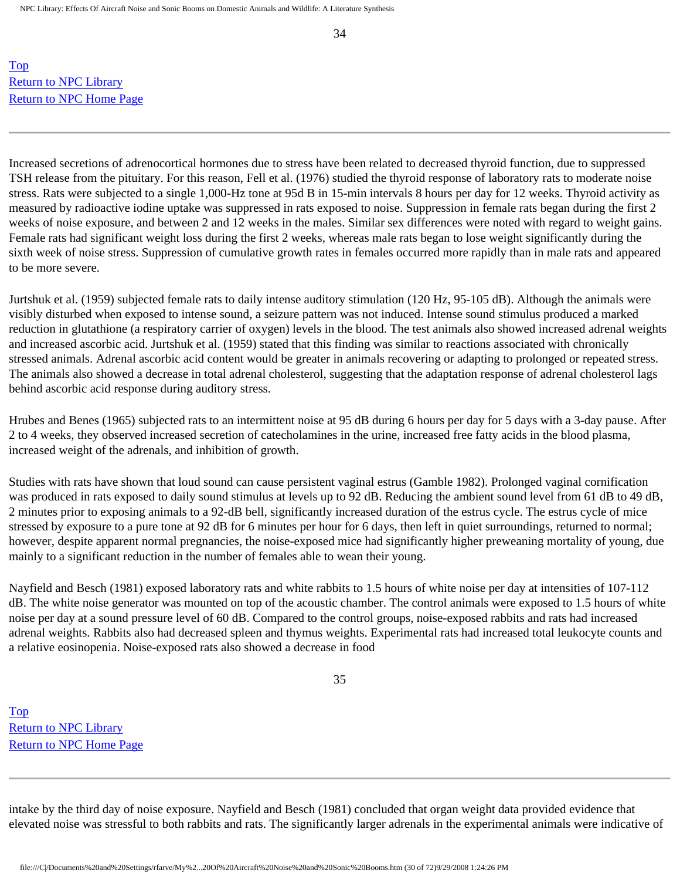Increased secretions of adrenocortical hormones due to stress have been related to decreased thyroid function, due to suppressed TSH release from the pituitary. For this reason, Fell et al. (1976) studied the thyroid response of laboratory rats to moderate noise stress. Rats were subjected to a single 1,000-Hz tone at 95d B in 15-min intervals 8 hours per day for 12 weeks. Thyroid activity as measured by radioactive iodine uptake was suppressed in rats exposed to noise. Suppression in female rats began during the first 2 weeks of noise exposure, and between 2 and 12 weeks in the males. Similar sex differences were noted with regard to weight gains. Female rats had significant weight loss during the first 2 weeks, whereas male rats began to lose weight significantly during the sixth week of noise stress. Suppression of cumulative growth rates in females occurred more rapidly than in male rats and appeared to be more severe.

Jurtshuk et al. (1959) subjected female rats to daily intense auditory stimulation (120 Hz, 95-105 dB). Although the animals were visibly disturbed when exposed to intense sound, a seizure pattern was not induced. Intense sound stimulus produced a marked reduction in glutathione (a respiratory carrier of oxygen) levels in the blood. The test animals also showed increased adrenal weights and increased ascorbic acid. Jurtshuk et al. (1959) stated that this finding was similar to reactions associated with chronically stressed animals. Adrenal ascorbic acid content would be greater in animals recovering or adapting to prolonged or repeated stress. The animals also showed a decrease in total adrenal cholesterol, suggesting that the adaptation response of adrenal cholesterol lags behind ascorbic acid response during auditory stress.

Hrubes and Benes (1965) subjected rats to an intermittent noise at 95 dB during 6 hours per day for 5 days with a 3-day pause. After 2 to 4 weeks, they observed increased secretion of catecholamines in the urine, increased free fatty acids in the blood plasma, increased weight of the adrenals, and inhibition of growth.

Studies with rats have shown that loud sound can cause persistent vaginal estrus (Gamble 1982). Prolonged vaginal cornification was produced in rats exposed to daily sound stimulus at levels up to 92 dB. Reducing the ambient sound level from 61 dB to 49 dB, 2 minutes prior to exposing animals to a 92-dB bell, significantly increased duration of the estrus cycle. The estrus cycle of mice stressed by exposure to a pure tone at 92 dB for 6 minutes per hour for 6 days, then left in quiet surroundings, returned to normal; however, despite apparent normal pregnancies, the noise-exposed mice had significantly higher preweaning mortality of young, due mainly to a significant reduction in the number of females able to wean their young.

Nayfield and Besch (1981) exposed laboratory rats and white rabbits to 1.5 hours of white noise per day at intensities of 107-112 dB. The white noise generator was mounted on top of the acoustic chamber. The control animals were exposed to 1.5 hours of white noise per day at a sound pressure level of 60 dB. Compared to the control groups, noise-exposed rabbits and rats had increased adrenal weights. Rabbits also had decreased spleen and thymus weights. Experimental rats had increased total leukocyte counts and a relative eosinopenia. Noise-exposed rats also showed a decrease in food intake by the third day of noise exposure. Nayfield and Besch (1981) concluded that organ weight data provided evidence that elevated noise was stressful to both rabbits and rats. The significantly larger adrenals in the experimental animals were indicative of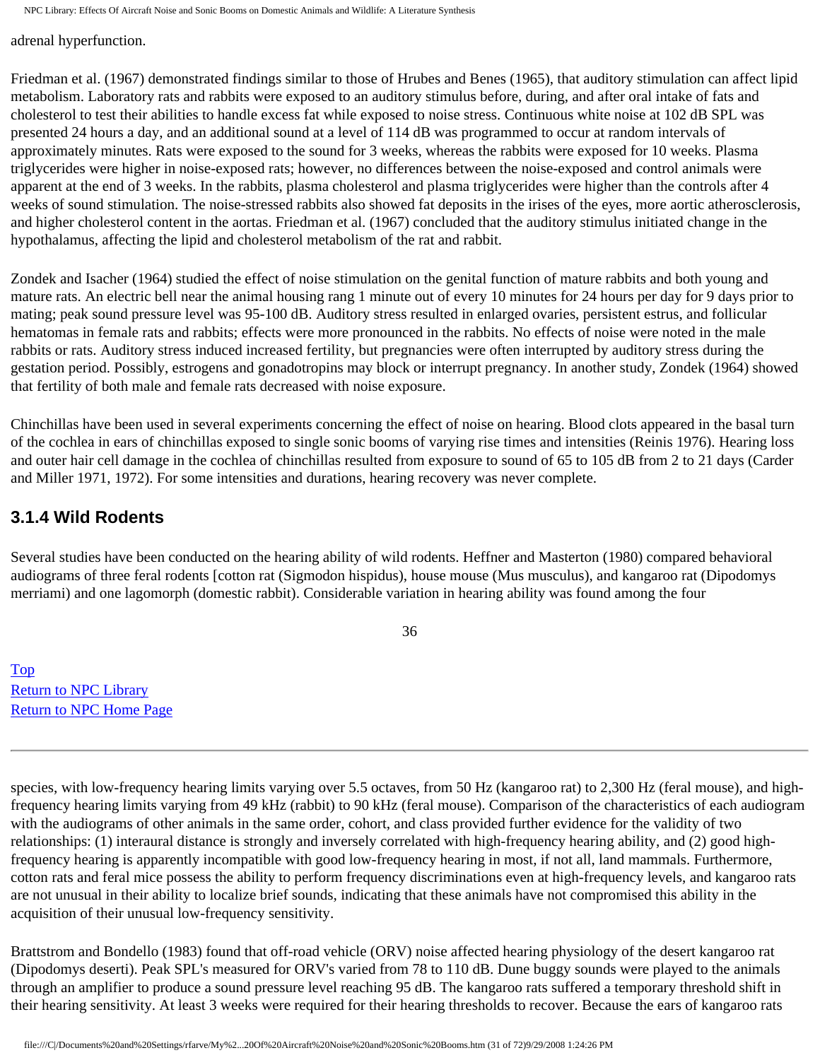adrenal hyperfunction.

Friedman et al. (1967) demonstrated findings similar to those of Hrubes and Benes (1965), that auditory stimulation can affect lipid metabolism. Laboratory rats and rabbits were exposed to an auditory stimulus before, during, and after oral intake of fats and cholesterol to test their abilities to handle excess fat while exposed to noise stress. Continuous white noise at 102 dB SPL was presented 24 hours a day, and an additional sound at a level of 114 dB was programmed to occur at random intervals of approximately minutes. Rats were exposed to the sound for 3 weeks, whereas the rabbits were exposed for 10 weeks. Plasma triglycerides were higher in noise-exposed rats; however, no differences between the noise-exposed and control animals were apparent at the end of 3 weeks. In the rabbits, plasma cholesterol and plasma triglycerides were higher than the controls after 4 weeks of sound stimulation. The noise-stressed rabbits also showed fat deposits in the irises of the eyes, more aortic atherosclerosis, and higher cholesterol content in the aortas. Friedman et al. (1967) concluded that the auditory stimulus initiated change in the hypothalamus, affecting the lipid and cholesterol metabolism of the rat and rabbit.

Zondek and Isacher (1964) studied the effect of noise stimulation on the genital function of mature rabbits and both young and mature rats. An electric bell near the animal housing rang 1 minute out of every 10 minutes for 24 hours per day for 9 days prior to mating; peak sound pressure level was 95-100 dB. Auditory stress resulted in enlarged ovaries, persistent estrus, and follicular hematomas in female rats and rabbits; effects were more pronounced in the rabbits. No effects of noise were noted in the male rabbits or rats. Auditory stress induced increased fertility, but pregnancies were often interrupted by auditory stress during the gestation period. Possibly, estrogens and gonadotropins may block or interrupt pregnancy. In another study, Zondek (1964) showed that fertility of both male and female rats decreased with noise exposure.

Chinchillas have been used in several experiments concerning the effect of noise on hearing. Blood clots appeared in the basal turn of the cochlea in ears of chinchillas exposed to single sonic booms of varying rise times and intensities (Reinis 1976). Hearing loss and outer hair cell damage in the cochlea of chinchillas resulted from exposure to sound of 65 to 105 dB from 2 to 21 days (Carder and Miller 1971, 1972). For some intensities and durations, hearing recovery was never complete.

### 3.1.4 Wild Rodents

Several studies have been conducted on the hearing ability of wild rodents. Heffner and Masterton (1980) compared behavioral audiograms of three feral rodents [cotton rat (Sigmodon hispidus), house mouse (Mus musculus), and kangaroo rat (Dipodomys merriami) and one lagomorph (domestic rabbit). Considerable variation in hearing ability was found among the four species, with low-frequency hearing limits varying over 5.5 octaves, from 50 Hz (kangaroo rat) to 2,300 Hz (feral mouse), and high-frequency hearing limits varying from 49 kHz (rabbit) to 90 kHz (feral mouse). Comparison of the characteristics of each audiogram with the audiograms of other animals in the same order, cohort, and class provided further evidence for the validity of two relationships: (1) interaural distance is strongly and inversely correlated with high-frequency hearing ability, and (2) good high-frequency hearing is apparently incompatible with good low-frequency hearing in most, if not all, land mammals. Furthermore, cotton rats and feral mice possess the ability to perform frequency discriminations even at high-frequency levels, and kangaroo rats are not unusual in their ability to localize brief sounds, indicating that these animals have not compromised this ability in the acquisition of their unusual low-frequency sensitivity.

Brattstrom and Bondello (1983) found that off-road vehicle (ORV) noise affected hearing physiology of the desert kangaroo rat (Dipodomys deserti). Peak SPL's measured for ORV's varied from 78 to 110 dB. Dune buggy sounds were played to the animals through an amplifier to produce a sound pressure level reaching 95 dB. The kangaroo rats suffered a temporary threshold shift in their hearing sensitivity. At least 3 weeks were required for their hearing thresholds to recover. Because the ears of kangaroo rats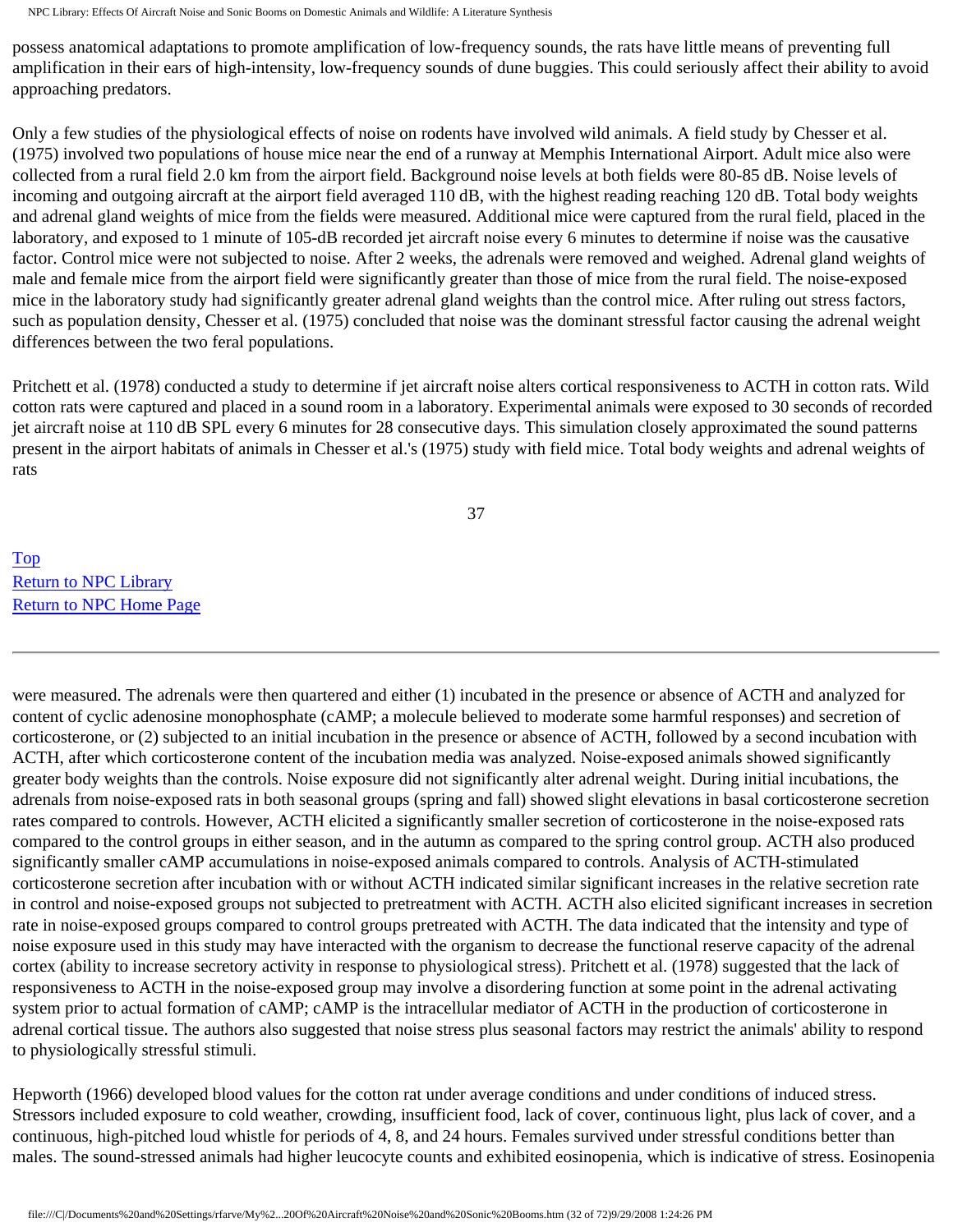possess anatomical adaptations to promote amplification of low-frequency sounds, the rats have little means of preventing full amplification in their ears of high-intensity, low-frequency sounds of dune buggies. This could seriously affect their ability to avoid approaching predators.

Only a few studies of the physiological effects of noise on rodents have involved wild animals. A field study by Chesser et al. (1975) involved two populations of house mice near the end of a runway at Memphis International Airport. Adult mice also were collected from a rural field 2.0 km from the airport field. Background noise levels at both fields were 80-85 dB. Noise levels of incoming and outgoing aircraft at the airport field averaged 110 dB, with the highest reading reaching 120 dB. Total body weights and adrenal gland weights of mice from the fields were measured. Additional mice were captured from the rural field, placed in the laboratory, and exposed to 1 minute of 105-dB recorded jet aircraft noise every 6 minutes to determine if noise was the causative factor. Control mice were not subjected to noise. After 2 weeks, the adrenals were removed and weighed. Adrenal gland weights of male and female mice from the airport field were significantly greater than those of mice from the rural field. The noise-exposed mice in the laboratory study had significantly greater adrenal gland weights than the control mice. After ruling out stress factors, such as population density, Chesser et al. (1975) concluded that noise was the dominant stressful factor causing the adrenal weight differences between the two feral populations.

Pritchett et al. (1978) conducted a study to determine if jet aircraft noise alters cortical responsiveness to ACTH in cotton rats. Wild cotton rats were captured and placed in a sound room in a laboratory. Experimental animals were exposed to 30 seconds of recorded jet aircraft noise at 110 dB SPL every 6 minutes for 28 consecutive days. This simulation closely approximated the sound patterns present in the airport habitats of animals in Chesser et al.'s (1975) study with field mice. Total body weights and adrenal weights of rats were measured. The adrenals were then quartered and either (1) incubated in the presence or absence of ACTH and analyzed for content of cyclic adenosine monophosphate (cAMP; a molecule believed to moderate some harmful responses) and secretion of corticosterone, or (2) subjected to an initial incubation in the presence or absence of ACTH, followed by a second incubation with ACTH, after which corticosterone content of the incubation media was analyzed. Noise-exposed animals showed significantly greater body weights than the controls. Noise exposure did not significantly alter adrenal weight. During initial incubations, the adrenals from noise-exposed rats in both seasonal groups (spring and fall) showed slight elevations in basal corticosterone secretion rates compared to controls. However, ACTH elicited a significantly smaller secretion of corticosterone in the noise-exposed rats compared to the control groups in either season, and in the autumn as compared to the spring control group. ACTH also produced significantly smaller cAMP accumulations in noise-exposed animals compared to controls. Analysis of ACTH-stimulated corticosterone secretion after incubation with or without ACTH indicated similar significant increases in the relative secretion rate in control and noise-exposed groups not subjected to pretreatment with ACTH. ACTH also elicited significant increases in secretion rate in noise-exposed groups compared to control groups pretreated with ACTH. The data indicated that the intensity and type of noise exposure used in this study may have interacted with the organism to decrease the functional reserve capacity of the adrenal cortex (ability to increase secretory activity in response to physiological stress). Pritchett et al. (1978) suggested that the lack of responsiveness to ACTH in the noise-exposed group may involve a disordering function at some point in the adrenal activating system prior to actual formation of cAMP; cAMP is the intracellular mediator of ACTH in the production of corticosterone in adrenal cortical tissue. The authors also suggested that noise stress plus seasonal factors may restrict the animals' ability to respond to physiologically stressful stimuli.

Hepworth (1966) developed blood values for the cotton rat under average conditions and under conditions of induced stress. Stressors included exposure to cold weather, crowding, insufficient food, lack of cover, continuous light, plus lack of cover, and a continuous, high-pitched loud whistle for periods of 4, 8, and 24 hours. Females survived under stressful conditions better than males. The sound-stressed animals had higher leucocyte counts and exhibited eosinopenia, which is indicative of stress. Eosinopenia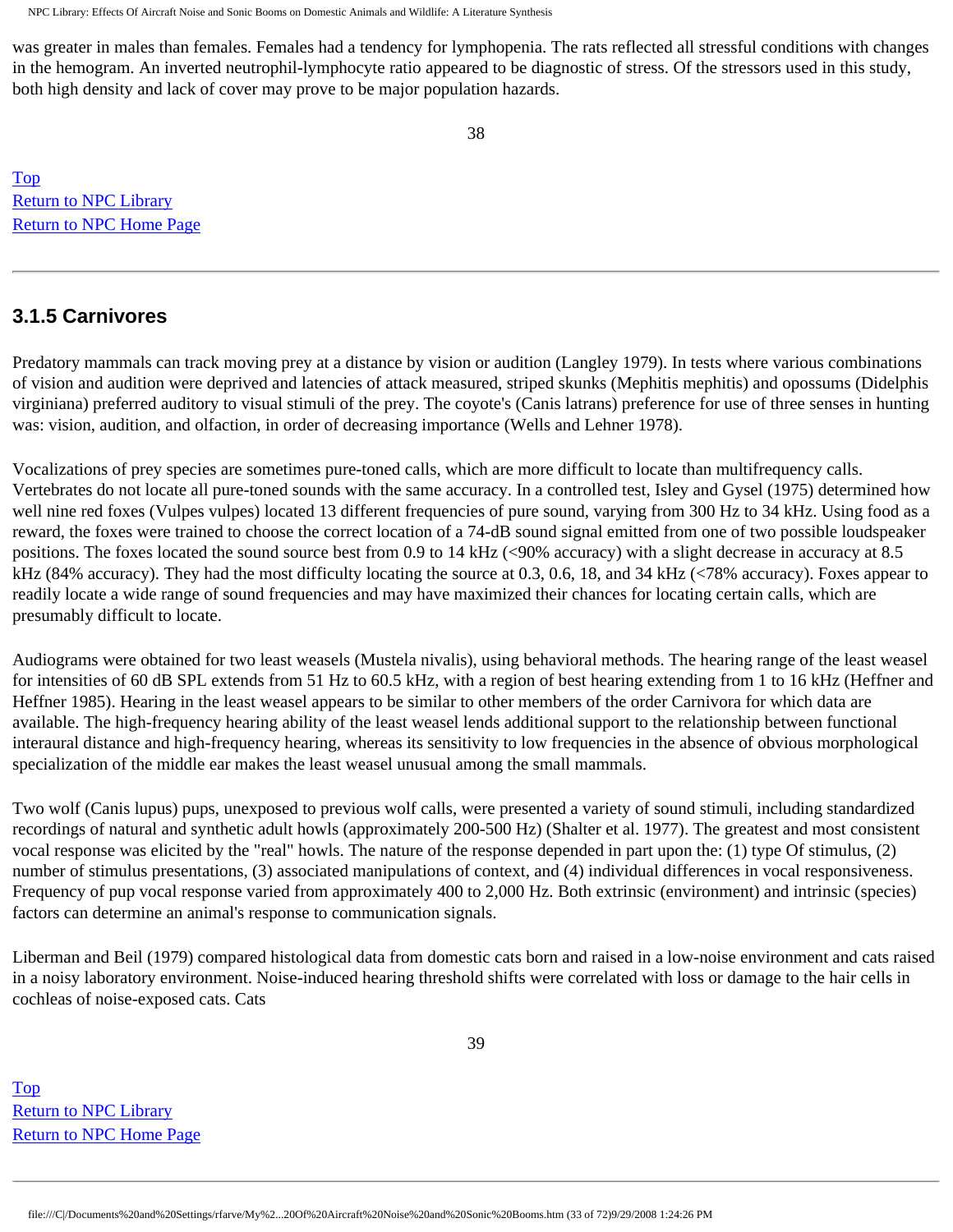was greater in males than females. Females had a tendency for lymphopenia. The rats reflected all stressful conditions with changes in the hemogram. An inverted neutrophil-lymphocyte ratio appeared to be diagnostic of stress. Of the stressors used in this study, both high density and lack of cover may prove to be major population hazards.

Top
Return to NPC Library
Return to NPC Home Page

---

### 3.1.5 Carnivores

Predatory mammals can track moving prey at a distance by vision or audition (Langley 1979). In tests where various combinations of vision and audition were deprived and latencies of attack measured, striped skunks (Mephitis mephitis) and opossums (Didelphis virginiana) preferred auditory to visual stimuli of the prey. The coyote's (Canis latrans) preference for use of three senses in hunting was: vision, audition, and olfaction, in order of decreasing importance (Wells and Lehner 1978).

Vocalizations of prey species are sometimes pure-toned calls, which are more difficult to locate than multifrequency calls. Vertebrates do not locate all pure-toned sounds with the same accuracy. In a controlled test, Isley and Gysel (1975) determined how well nine red foxes (Vulpes vulpes) located 13 different frequencies of pure sound, varying from 300 Hz to 34 kHz. Using food as a reward, the foxes were trained to choose the correct location of a 74-dB sound signal emitted from one of two possible loudspeaker positions. The foxes located the sound source best from 0.9 to 14 kHz (<90% accuracy) with a slight decrease in accuracy at 8.5 kHz (84% accuracy). They had the most difficulty locating the source at 0.3, 0.6, 18, and 34 kHz (<78% accuracy). Foxes appear to readily locate a wide range of sound frequencies and may have maximized their chances for locating certain calls, which are presumably difficult to locate.

Audiograms were obtained for two least weasels (Mustela nivalis), using behavioral methods. The hearing range of the least weasel for intensities of 60 dB SPL extends from 51 Hz to 60.5 kHz, with a region of best hearing extending from 1 to 16 kHz (Heffner and Heffner 1985). Hearing in the least weasel appears to be similar to other members of the order Carnivora for which data are available. The high-frequency hearing ability of the least weasel lends additional support to the relationship between functional interaural distance and high-frequency hearing, whereas its sensitivity to low frequencies in the absence of obvious morphological specialization of the middle ear makes the least weasel unusual among the small mammals.

Two wolf (Canis lupus) pups, unexposed to previous wolf calls, were presented a variety of sound stimuli, including standardized recordings of natural and synthetic adult howls (approximately 200-500 Hz) (Shalter et al. 1977). The greatest and most consistent vocal response was elicited by the "real" howls. The nature of the response depended in part upon the: (1) type Of stimulus, (2) number of stimulus presentations, (3) associated manipulations of context, and (4) individual differences in vocal responsiveness. Frequency of pup vocal response varied from approximately 400 to 2,000 Hz. Both extrinsic (environment) and intrinsic (species) factors can determine an animal's response to communication signals.

Liberman and Beil (1979) compared histological data from domestic cats born and raised in a low-noise environment and cats raised in a noisy laboratory environment. Noise-induced hearing threshold shifts were correlated with loss or damage to the hair cells in cochleas of noise-exposed cats. Cats

Top
Return to NPC Library
Return to NPC Home Page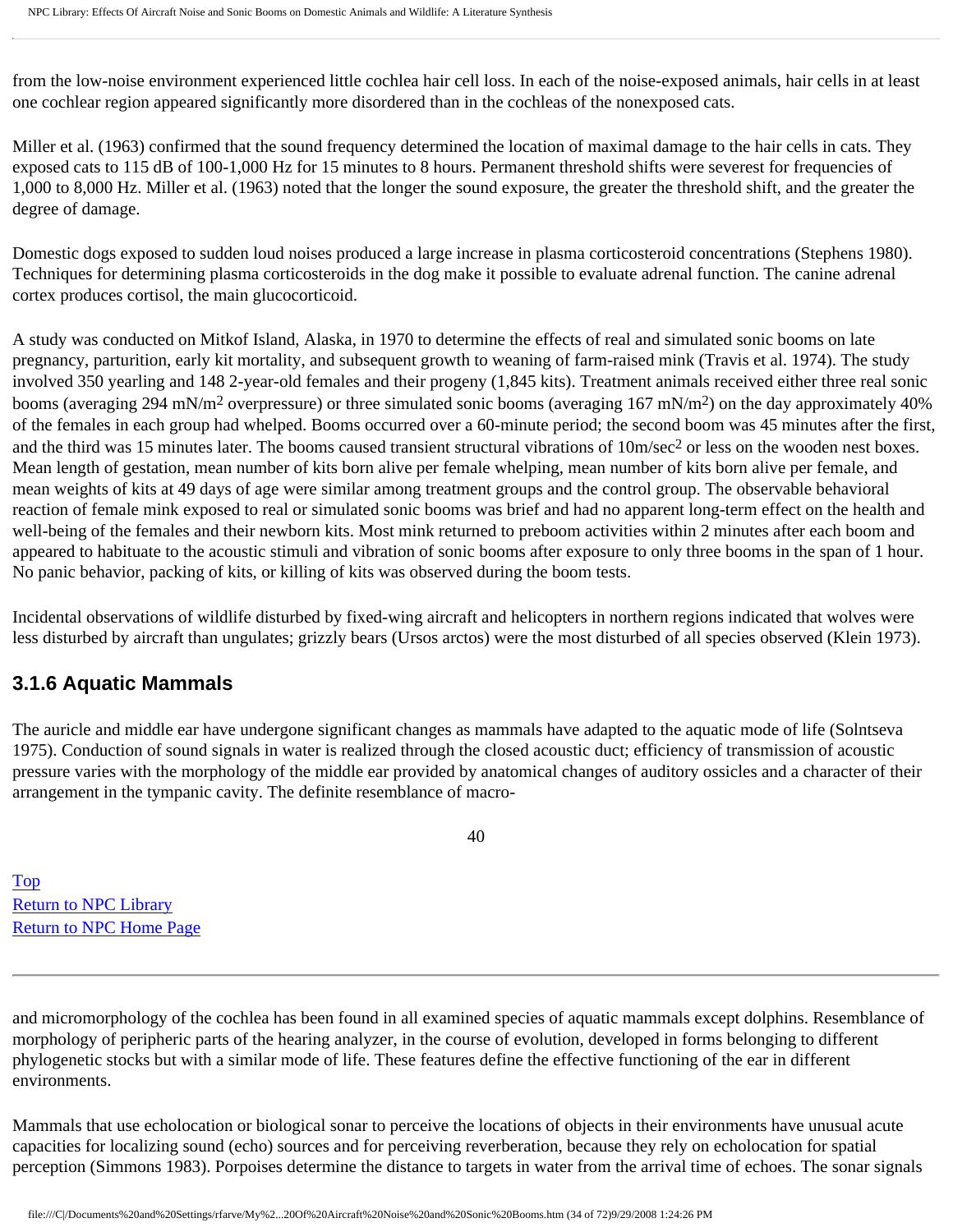from the low-noise environment experienced little cochlea hair cell loss. In each of the noise-exposed animals, hair cells in at least one cochlear region appeared significantly more disordered than in the cochleas of the nonexposed cats.

Miller et al. (1963) confirmed that the sound frequency determined the location of maximal damage to the hair cells in cats. They exposed cats to 115 dB of 100-1,000 Hz for 15 minutes to 8 hours. Permanent threshold shifts were severest for frequencies of 1,000 to 8,000 Hz. Miller et al. (1963) noted that the longer the sound exposure, the greater the threshold shift, and the greater the degree of damage.

Domestic dogs exposed to sudden loud noises produced a large increase in plasma corticosteroid concentrations (Stephens 1980). Techniques for determining plasma corticosteroids in the dog make it possible to evaluate adrenal function. The canine adrenal cortex produces cortisol, the main glucocorticoid.

A study was conducted on Mitkof Island, Alaska, in 1970 to determine the effects of real and simulated sonic booms on late pregnancy, parturition, early kit mortality, and subsequent growth to weaning of farm-raised mink (Travis et al. 1974). The study involved 350 yearling and 148 2-year-old females and their progeny (1,845 kits). Treatment animals received either three real sonic booms (averaging 294 $mN/m^2$ overpressure) or three simulated sonic booms (averaging 167 $mN/m^2$) on the day approximately 40% of the females in each group had whelped. Booms occurred over a 60-minute period; the second boom was 45 minutes after the first, and the third was 15 minutes later. The booms caused transient structural vibrations of $10 m/sec^2$ or less on the wooden nest boxes. Mean length of gestation, mean number of kits born alive per female whelping, mean number of kits born alive per female, and mean weights of kits at 49 days of age were similar among treatment groups and the control group. The observable behavioral reaction of female mink exposed to real or simulated sonic booms was brief and had no apparent long-term effect on the health and well-being of the females and their newborn kits. Most mink returned to preboom activities within 2 minutes after each boom and appeared to habituate to the acoustic stimuli and vibration of sonic booms after exposure to only three booms in the span of 1 hour. No panic behavior, packing of kits, or killing of kits was observed during the boom tests.

Incidental observations of wildlife disturbed by fixed-wing aircraft and helicopters in northern regions indicated that wolves were less disturbed by aircraft than ungulates; grizzly bears (Ursos arctos) were the most disturbed of all species observed (Klein 1973).

### 3.1.6 Aquatic Mammals

The auricle and middle ear have undergone significant changes as mammals have adapted to the aquatic mode of life (Solntseva 1975). Conduction of sound signals in water is realized through the closed acoustic duct; efficiency of transmission of acoustic pressure varies with the morphology of the middle ear provided by anatomical changes of auditory ossicles and a character of their arrangement in the tympanic cavity. The definite resemblance of macro- and micromorphology of the cochlea has been found in all examined species of aquatic mammals except dolphins. Resemblance of morphology of peripheric parts of the hearing analyzer, in the course of evolution, developed in forms belonging to different phylogenetic stocks but with a similar mode of life. These features define the effective functioning of the ear in different environments.

Mammals that use echolocation or biological sonar to perceive the locations of objects in their environments have unusual acute capacities for localizing sound (echo) sources and for perceiving reverberation, because they rely on echolocation for spatial perception (Simmons 1983). Porpoises determine the distance to targets in water from the arrival time of echoes. The sonar signals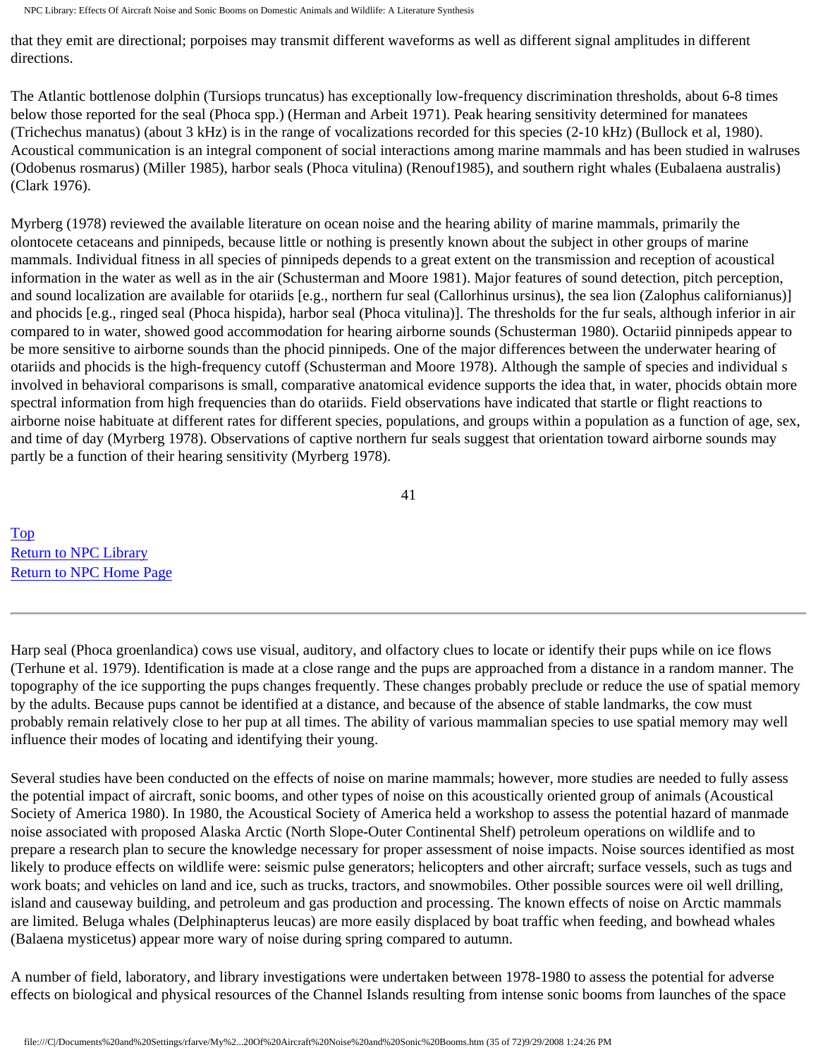that they emit are directional; porpoises may transmit different waveforms as well as different signal amplitudes in different directions.

The Atlantic bottlenose dolphin (Tursiops truncatus) has exceptionally low-frequency discrimination thresholds, about 6-8 times below those reported for the seal (Phoca spp.) (Herman and Arbeit 1971). Peak hearing sensitivity determined for manatees (Trichechus manatus) (about 3 kHz) is in the range of vocalizations recorded for this species (2-10 kHz) (Bullock et al, 1980). Acoustical communication is an integral component of social interactions among marine mammals and has been studied in walruses (Odobenus rosmarus) (Miller 1985), harbor seals (Phoca vitulina) (Renouf1985), and southern right whales (Eubalaena australis) (Clark 1976).

Myrberg (1978) reviewed the available literature on ocean noise and the hearing ability of marine mammals, primarily the olontocete cetaceans and pinnipeds, because little or nothing is presently known about the subject in other groups of marine mammals. Individual fitness in all species of pinnipeds depends to a great extent on the transmission and reception of acoustical information in the water as well as in the air (Schusterman and Moore 1981). Major features of sound detection, pitch perception, and sound localization are available for otariids [e.g., northern fur seal (Callorhinus ursinus), the sea lion (Zalophus californianus)] and phocids [e.g., ringed seal (Phoca hispida), harbor seal (Phoca vitulina)]. The thresholds for the fur seals, although inferior in air compared to in water, showed good accommodation for hearing airborne sounds (Schusterman 1980). Octariid pinnipeds appear to be more sensitive to airborne sounds than the phocid pinnipeds. One of the major differences between the underwater hearing of otariids and phocids is the high-frequency cutoff (Schusterman and Moore 1978). Although the sample of species and individual s involved in behavioral comparisons is small, comparative anatomical evidence supports the idea that, in water, phocids obtain more spectral information from high frequencies than do otariids. Field observations have indicated that startle or flight reactions to airborne noise habituate at different rates for different species, populations, and groups within a population as a function of age, sex, and time of day (Myrberg 1978). Observations of captive northern fur seals suggest that orientation toward airborne sounds may partly be a function of their hearing sensitivity (Myrberg 1978).

Top
Return to NPC Library
Return to NPC Home Page

---

Harp seal (Phoca groenlandica) cows use visual, auditory, and olfactory clues to locate or identify their pups while on ice flows (Terhune et al. 1979). Identification is made at a close range and the pups are approached from a distance in a random manner. The topography of the ice supporting the pups changes frequently. These changes probably preclude or reduce the use of spatial memory by the adults. Because pups cannot be identified at a distance, and because of the absence of stable landmarks, the cow must probably remain relatively close to her pup at all times. The ability of various mammalian species to use spatial memory may well influence their modes of locating and identifying their young.

Several studies have been conducted on the effects of noise on marine mammals; however, more studies are needed to fully assess the potential impact of aircraft, sonic booms, and other types of noise on this acoustically oriented group of animals (Acoustical Society of America 1980). In 1980, the Acoustical Society of America held a workshop to assess the potential hazard of manmade noise associated with proposed Alaska Arctic (North Slope-Outer Continental Shelf) petroleum operations on wildlife and to prepare a research plan to secure the knowledge necessary for proper assessment of noise impacts. Noise sources identified as most likely to produce effects on wildlife were: seismic pulse generators; helicopters and other aircraft; surface vessels, such as tugs and work boats; and vehicles on land and ice, such as trucks, tractors, and snowmobiles. Other possible sources were oil well drilling, island and causeway building, and petroleum and gas production and processing. The known effects of noise on Arctic mammals are limited. Beluga whales (Delphinapterus leucas) are more easily displaced by boat traffic when feeding, and bowhead whales (Balaena mysticetus) appear more wary of noise during spring compared to autumn.

A number of field, laboratory, and library investigations were undertaken between 1978-1980 to assess the potential for adverse effects on biological and physical resources of the Channel Islands resulting from intense sonic booms from launches of the space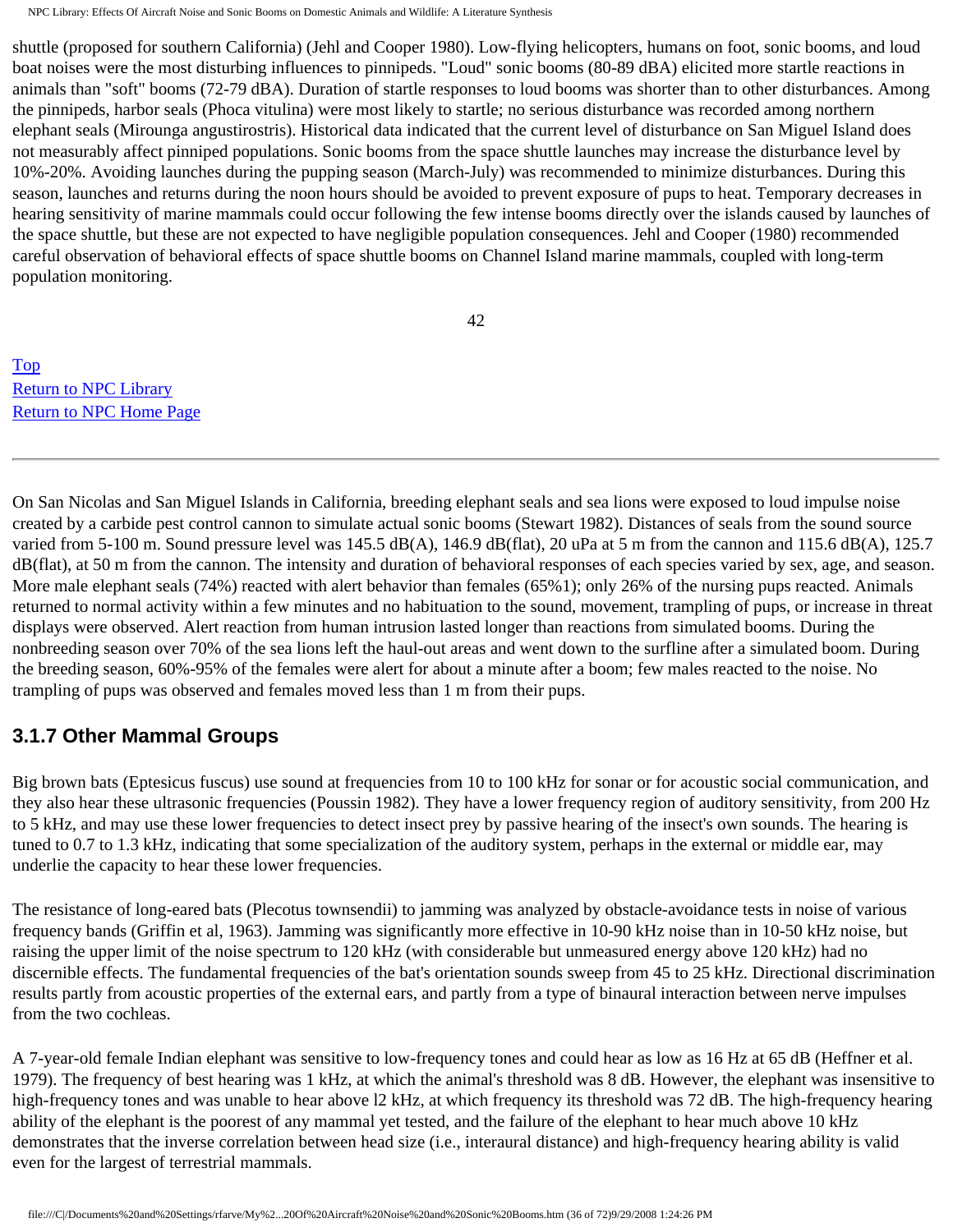shuttle (proposed for southern California) (Jehl and Cooper 1980). Low-flying helicopters, humans on foot, sonic booms, and loud boat noises were the most disturbing influences to pinnipeds. "Loud" sonic booms (80-89 dBA) elicited more startle reactions in animals than "soft" booms (72-79 dBA). Duration of startle responses to loud booms was shorter than to other disturbances. Among the pinnipeds, harbor seals (Phoca vitulina) were most likely to startle; no serious disturbance was recorded among northern elephant seals (Mirounga angustirostris). Historical data indicated that the current level of disturbance on San Miguel Island does not measurably affect pinniped populations. Sonic booms from the space shuttle launches may increase the disturbance level by 10%-20%. Avoiding launches during the pupping season (March-July) was recommended to minimize disturbances. During this season, launches and returns during the noon hours should be avoided to prevent exposure of pups to heat. Temporary decreases in hearing sensitivity of marine mammals could occur following the few intense booms directly over the islands caused by launches of the space shuttle, but these are not expected to have negligible population consequences. Jehl and Cooper (1980) recommended careful observation of behavioral effects of space shuttle booms on Channel Island marine mammals, coupled with long-term population monitoring.

Top
Return to NPC Library
Return to NPC Home Page

---

On San Nicolas and San Miguel Islands in California, breeding elephant seals and sea lions were exposed to loud impulse noise created by a carbide pest control cannon to simulate actual sonic booms (Stewart 1982). Distances of seals from the sound source varied from 5-100 m. Sound pressure level was 145.5 dB(A), 146.9 dB(flat), 20 uPa at 5 m from the cannon and 115.6 dB(A), 125.7 dB(flat), at 50 m from the cannon. The intensity and duration of behavioral responses of each species varied by sex, age, and season. More male elephant seals (74%) reacted with alert behavior than females (65%1); only 26% of the nursing pups reacted. Animals returned to normal activity within a few minutes and no habituation to the sound, movement, trampling of pups, or increase in threat displays were observed. Alert reaction from human intrusion lasted longer than reactions from simulated booms. During the nonbreeding season over 70% of the sea lions left the haul-out areas and went down to the surfline after a simulated boom. During the breeding season, 60%-95% of the females were alert for about a minute after a boom; few males reacted to the noise. No trampling of pups was observed and females moved less than 1 m from their pups.

### 3.1.7 Other Mammal Groups

Big brown bats (Eptesicus fuscus) use sound at frequencies from 10 to 100 kHz for sonar or for acoustic social communication, and they also hear these ultrasonic frequencies (Poussin 1982). They have a lower frequency region of auditory sensitivity, from 200 Hz to 5 kHz, and may use these lower frequencies to detect insect prey by passive hearing of the insect's own sounds. The hearing is tuned to 0.7 to 1.3 kHz, indicating that some specialization of the auditory system, perhaps in the external or middle ear, may underlie the capacity to hear these lower frequencies.

The resistance of long-eared bats (Plecotus townsendii) to jamming was analyzed by obstacle-avoidance tests in noise of various frequency bands (Griffin et al, 1963). Jamming was significantly more effective in 10-90 kHz noise than in 10-50 kHz noise, but raising the upper limit of the noise spectrum to 120 kHz (with considerable but unmeasured energy above 120 kHz) had no discernible effects. The fundamental frequencies of the bat's orientation sounds sweep from 45 to 25 kHz. Directional discrimination results partly from acoustic properties of the external ears, and partly from a type of binaural interaction between nerve impulses from the two cochleas.

A 7-year-old female Indian elephant was sensitive to low-frequency tones and could hear as low as 16 Hz at 65 dB (Heffner et al. 1979). The frequency of best hearing was 1 kHz, at which the animal's threshold was 8 dB. However, the elephant was insensitive to high-frequency tones and was unable to hear above l2 kHz, at which frequency its threshold was 72 dB. The high-frequency hearing ability of the elephant is the poorest of any mammal yet tested, and the failure of the elephant to hear much above 10 kHz demonstrates that the inverse correlation between head size (i.e., interaural distance) and high-frequency hearing ability is valid even for the largest of terrestrial mammals.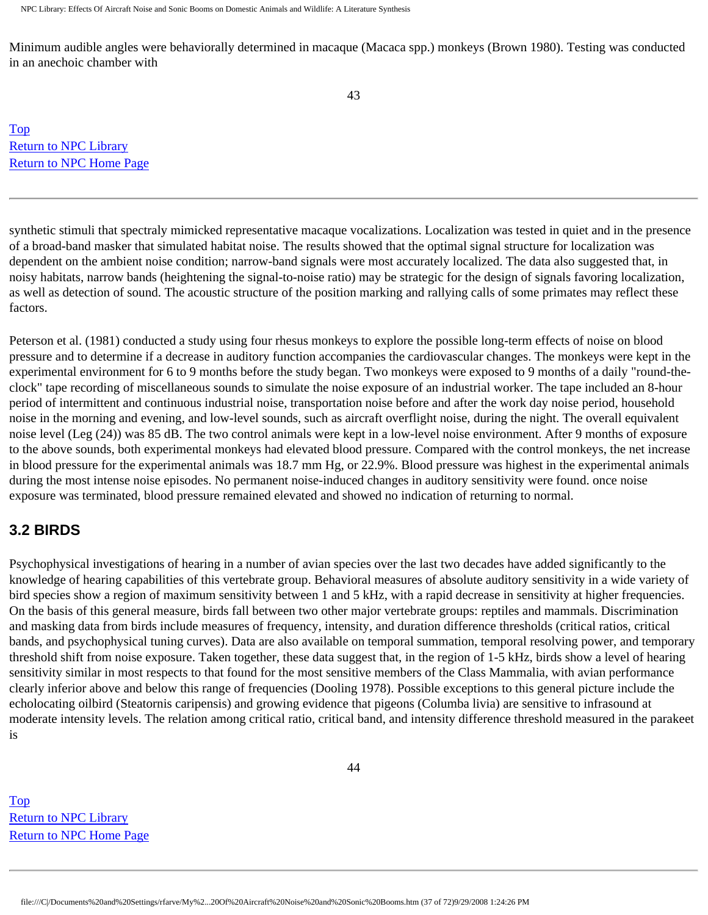Minimum audible angles were behaviorally determined in macaque (Macaca spp.) monkeys (Brown 1980). Testing was conducted in an anechoic chamber with

synthetic stimuli that spectraly mimicked representative macaque vocalizations. Localization was tested in quiet and in the presence of a broad-band masker that simulated habitat noise. The results showed that the optimal signal structure for localization was dependent on the ambient noise condition; narrow-band signals were most accurately localized. The data also suggested that, in noisy habitats, narrow bands (heightening the signal-to-noise ratio) may be strategic for the design of signals favoring localization, as well as detection of sound. The acoustic structure of the position marking and rallying calls of some primates may reflect these factors.

Peterson et al. (1981) conducted a study using four rhesus monkeys to explore the possible long-term effects of noise on blood pressure and to determine if a decrease in auditory function accompanies the cardiovascular changes. The monkeys were kept in the experimental environment for 6 to 9 months before the study began. Two monkeys were exposed to 9 months of a daily "round-the-clock" tape recording of miscellaneous sounds to simulate the noise exposure of an industrial worker. The tape included an 8-hour period of intermittent and continuous industrial noise, transportation noise before and after the work day noise period, household noise in the morning and evening, and low-level sounds, such as aircraft overflight noise, during the night. The overall equivalent noise level (Leg (24)) was 85 dB. The two control animals were kept in a low-level noise environment. After 9 months of exposure to the above sounds, both experimental monkeys had elevated blood pressure. Compared with the control monkeys, the net increase in blood pressure for the experimental animals was 18.7 mm Hg, or 22.9%. Blood pressure was highest in the experimental animals during the most intense noise episodes. No permanent noise-induced changes in auditory sensitivity were found. once noise exposure was terminated, blood pressure remained elevated and showed no indication of returning to normal.

## 3.2 BIRDS

Psychophysical investigations of hearing in a number of avian species over the last two decades have added significantly to the knowledge of hearing capabilities of this vertebrate group. Behavioral measures of absolute auditory sensitivity in a wide variety of bird species show a region of maximum sensitivity between 1 and 5 kHz, with a rapid decrease in sensitivity at higher frequencies. On the basis of this general measure, birds fall between two other major vertebrate groups: reptiles and mammals. Discrimination and masking data from birds include measures of frequency, intensity, and duration difference thresholds (critical ratios, critical bands, and psychophysical tuning curves). Data are also available on temporal summation, temporal resolving power, and temporary threshold shift from noise exposure. Taken together, these data suggest that, in the region of 1-5 kHz, birds show a level of hearing sensitivity similar in most respects to that found for the most sensitive members of the Class Mammalia, with avian performance clearly inferior above and below this range of frequencies (Dooling 1978). Possible exceptions to this general picture include the echolocating oilbird (Steatornis caripensis) and growing evidence that pigeons (Columba livia) are sensitive to infrasound at moderate intensity levels. The relation among critical ratio, critical band, and intensity difference threshold measured in the parakeet is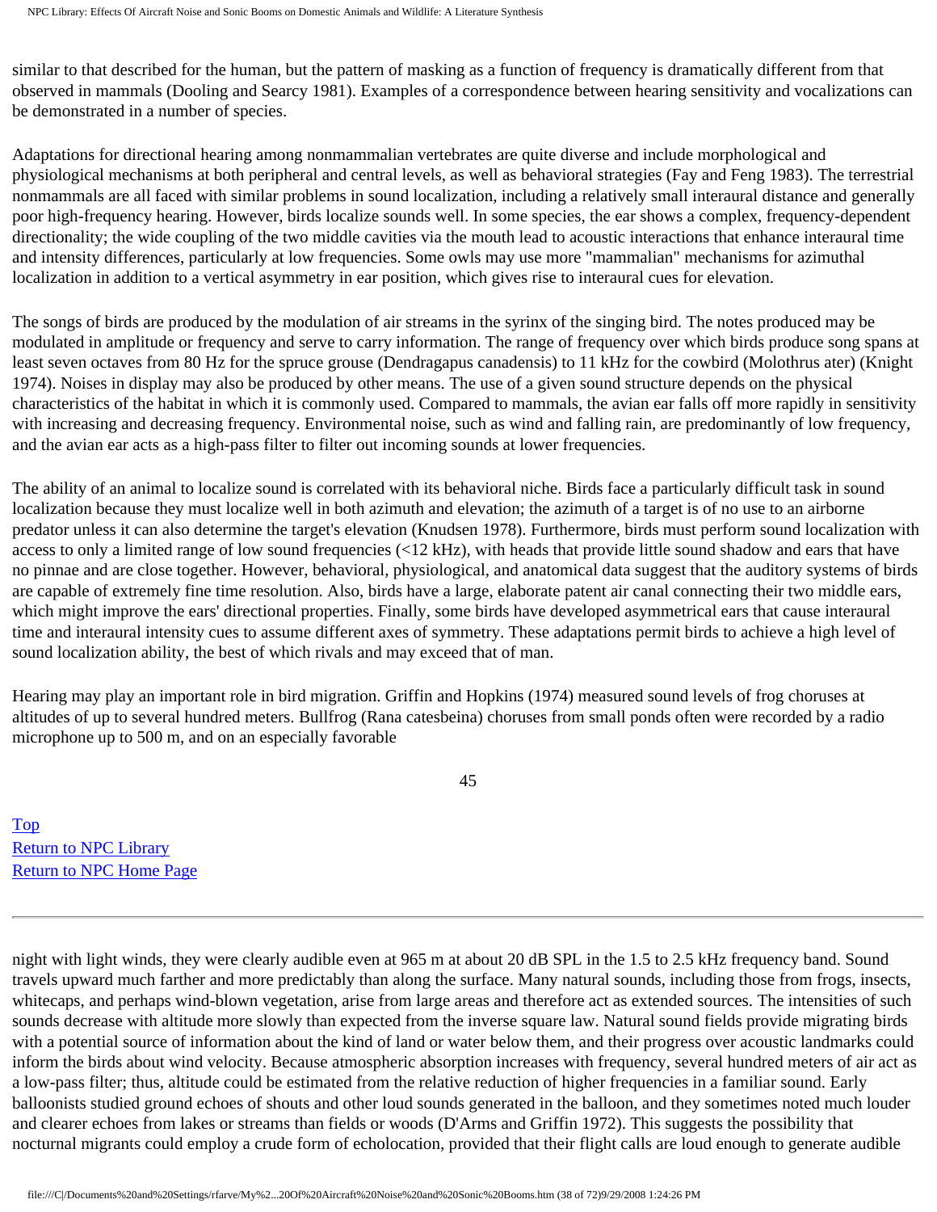similar to that described for the human, but the pattern of masking as a function of frequency is dramatically different from that observed in mammals (Dooling and Searcy 1981). Examples of a correspondence between hearing sensitivity and vocalizations can be demonstrated in a number of species.

Adaptations for directional hearing among nonmammalian vertebrates are quite diverse and include morphological and physiological mechanisms at both peripheral and central levels, as well as behavioral strategies (Fay and Feng 1983). The terrestrial nonmammals are all faced with similar problems in sound localization, including a relatively small interaural distance and generally poor high-frequency hearing. However, birds localize sounds well. In some species, the ear shows a complex, frequency-dependent directionality; the wide coupling of the two middle cavities via the mouth lead to acoustic interactions that enhance interaural time and intensity differences, particularly at low frequencies. Some owls may use more "mammalian" mechanisms for azimuthal localization in addition to a vertical asymmetry in ear position, which gives rise to interaural cues for elevation.

The songs of birds are produced by the modulation of air streams in the syrinx of the singing bird. The notes produced may be modulated in amplitude or frequency and serve to carry information. The range of frequency over which birds produce song spans at least seven octaves from 80 Hz for the spruce grouse (Dendragapus canadensis) to 11 kHz for the cowbird (Molothrus ater) (Knight 1974). Noises in display may also be produced by other means. The use of a given sound structure depends on the physical characteristics of the habitat in which it is commonly used. Compared to mammals, the avian ear falls off more rapidly in sensitivity with increasing and decreasing frequency. Environmental noise, such as wind and falling rain, are predominantly of low frequency, and the avian ear acts as a high-pass filter to filter out incoming sounds at lower frequencies.

The ability of an animal to localize sound is correlated with its behavioral niche. Birds face a particularly difficult task in sound localization because they must localize well in both azimuth and elevation; the azimuth of a target is of no use to an airborne predator unless it can also determine the target's elevation (Knudsen 1978). Furthermore, birds must perform sound localization with access to only a limited range of low sound frequencies (<12 kHz), with heads that provide little sound shadow and ears that have no pinnae and are close together. However, behavioral, physiological, and anatomical data suggest that the auditory systems of birds are capable of extremely fine time resolution. Also, birds have a large, elaborate patent air canal connecting their two middle ears, which might improve the ears' directional properties. Finally, some birds have developed asymmetrical ears that cause interaural time and interaural intensity cues to assume different axes of symmetry. These adaptations permit birds to achieve a high level of sound localization ability, the best of which rivals and may exceed that of man.

Hearing may play an important role in bird migration. Griffin and Hopkins (1974) measured sound levels of frog choruses at altitudes of up to several hundred meters. Bullfrog (Rana catesbeina) choruses from small ponds often were recorded by a radio microphone up to 500 m, and on an especially favorable night with light winds, they were clearly audible even at 965 m at about 20 dB SPL in the 1.5 to 2.5 kHz frequency band. Sound travels upward much farther and more predictably than along the surface. Many natural sounds, including those from frogs, insects, whitecaps, and perhaps wind-blown vegetation, arise from large areas and therefore act as extended sources. The intensities of such sounds decrease with altitude more slowly than expected from the inverse square law. Natural sound fields provide migrating birds with a potential source of information about the kind of land or water below them, and their progress over acoustic landmarks could inform the birds about wind velocity. Because atmospheric absorption increases with frequency, several hundred meters of air act as a low-pass filter; thus, altitude could be estimated from the relative reduction of higher frequencies in a familiar sound. Early balloonists studied ground echoes of shouts and other loud sounds generated in the balloon, and they sometimes noted much louder and clearer echoes from lakes or streams than fields or woods (D'Arms and Griffin 1972). This suggests the possibility that nocturnal migrants could employ a crude form of echolocation, provided that their flight calls are loud enough to generate audible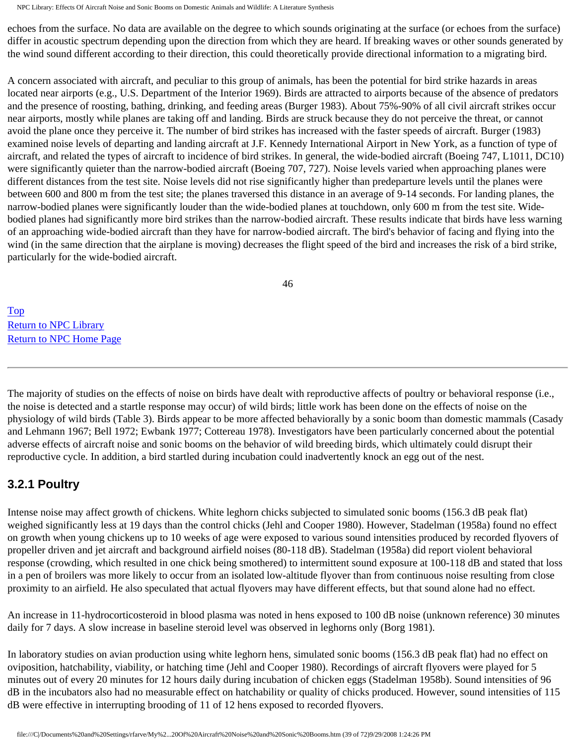echoes from the surface. No data are available on the degree to which sounds originating at the surface (or echoes from the surface) differ in acoustic spectrum depending upon the direction from which they are heard. If breaking waves or other sounds generated by the wind sound different according to their direction, this could theoretically provide directional information to a migrating bird.

A concern associated with aircraft, and peculiar to this group of animals, has been the potential for bird strike hazards in areas located near airports (e.g., U.S. Department of the Interior 1969). Birds are attracted to airports because of the absence of predators and the presence of roosting, bathing, drinking, and feeding areas (Burger 1983). About 75%-90% of all civil aircraft strikes occur near airports, mostly while planes are taking off and landing. Birds are struck because they do not perceive the threat, or cannot avoid the plane once they perceive it. The number of bird strikes has increased with the faster speeds of aircraft. Burger (1983) examined noise levels of departing and landing aircraft at J.F. Kennedy International Airport in New York, as a function of type of aircraft, and related the types of aircraft to incidence of bird strikes. In general, the wide-bodied aircraft (Boeing 747, L1011, DC10) were significantly quieter than the narrow-bodied aircraft (Boeing 707, 727). Noise levels varied when approaching planes were different distances from the test site. Noise levels did not rise significantly higher than predeparture levels until the planes were between 600 and 800 m from the test site; the planes traversed this distance in an average of 9-14 seconds. For landing planes, the narrow-bodied planes were significantly louder than the wide-bodied planes at touchdown, only 600 m from the test site. Wide-bodied planes had significantly more bird strikes than the narrow-bodied aircraft. These results indicate that birds have less warning of an approaching wide-bodied aircraft than they have for narrow-bodied aircraft. The bird's behavior of facing and flying into the wind (in the same direction that the airplane is moving) decreases the flight speed of the bird and increases the risk of a bird strike, particularly for the wide-bodied aircraft.

Top
Return to NPC Library
Return to NPC Home Page

---

The majority of studies on the effects of noise on birds have dealt with reproductive affects of poultry or behavioral response (i.e., the noise is detected and a startle response may occur) of wild birds; little work has been done on the effects of noise on the physiology of wild birds (Table 3). Birds appear to be more affected behaviorally by a sonic boom than domestic mammals (Casady and Lehmann 1967; Bell 1972; Ewbank 1977; Cottereau 1978). Investigators have been particularly concerned about the potential adverse effects of aircraft noise and sonic booms on the behavior of wild breeding birds, which ultimately could disrupt their reproductive cycle. In addition, a bird startled during incubation could inadvertently knock an egg out of the nest.

### 3.2.1 Poultry

Intense noise may affect growth of chickens. White leghorn chicks subjected to simulated sonic booms (156.3 dB peak flat) weighed significantly less at 19 days than the control chicks (Jehl and Cooper 1980). However, Stadelman (1958a) found no effect on growth when young chickens up to 10 weeks of age were exposed to various sound intensities produced by recorded flyovers of propeller driven and jet aircraft and background airfield noises (80-118 dB). Stadelman (1958a) did report violent behavioral response (crowding, which resulted in one chick being smothered) to intermittent sound exposure at 100-118 dB and stated that loss in a pen of broilers was more likely to occur from an isolated low-altitude flyover than from continuous noise resulting from close proximity to an airfield. He also speculated that actual flyovers may have different effects, but that sound alone had no effect.

An increase in 11-hydrocorticosteroid in blood plasma was noted in hens exposed to 100 dB noise (unknown reference) 30 minutes daily for 7 days. A slow increase in baseline steroid level was observed in leghorns only (Borg 1981).

In laboratory studies on avian production using white leghorn hens, simulated sonic booms (156.3 dB peak flat) had no effect on oviposition, hatchability, viability, or hatching time (Jehl and Cooper 1980). Recordings of aircraft flyovers were played for 5 minutes out of every 20 minutes for 12 hours daily during incubation of chicken eggs (Stadelman 1958b). Sound intensities of 96 dB in the incubators also had no measurable effect on hatchability or quality of chicks produced. However, sound intensities of 115 dB were effective in interrupting brooding of 11 of 12 hens exposed to recorded flyovers.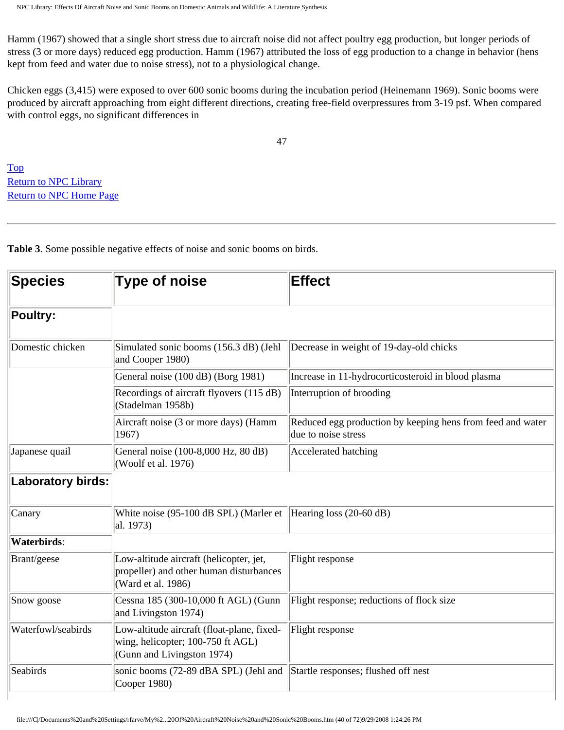Hamm (1967) showed that a single short stress due to aircraft noise did not affect poultry egg production, but longer periods of stress (3 or more days) reduced egg production. Hamm (1967) attributed the loss of egg production to a change in behavior (hens kept from feed and water due to noise stress), not to a physiological change.

Chicken eggs (3,415) were exposed to over 600 sonic booms during the incubation period (Heinemann 1969). Sonic booms were produced by aircraft approaching from eight different directions, creating free-field overpressures from 3-19 psf. When compared with control eggs, no significant differences in

Top
Return to NPC Library
Return to NPC Home Page

---

**Table 3**. Some possible negative effects of noise and sonic booms on birds.

| Species | Type of noise | Effect |
|---|---|---|
| **Poultry:** | | |
| Domestic chicken | Simulated sonic booms (156.3 dB) (Jehl and Cooper 1980) | Decrease in weight of 19-day-old chicks |
| | General noise (100 dB) (Borg 1981) | Increase in 11-hydrocorticosteroid in blood plasma |
| | Recordings of aircraft flyovers (115 dB) (Stadelman 1958b) | Interruption of brooding |
| | Aircraft noise (3 or more days) (Hamm 1967) | Reduced egg production by keeping hens from feed and water due to noise stress |
| Japanese quail | General noise (100-8,000 Hz, 80 dB) (Woolf et al. 1976) | Accelerated hatching |
| **Laboratory birds:** | | |
| Canary | White noise (95-100 dB SPL) (Marler et al. 1973) | Hearing loss (20-60 dB) |
| **Waterbirds**: | | |
| Brant/geese | Low-altitude aircraft (helicopter, jet, propeller) and other human disturbances (Ward et al. 1986) | Flight response |
| Snow goose | Cessna 185 (300-10,000 ft AGL) (Gunn and Livingston 1974) | Flight response; reductions of flock size |
| Waterfowl/seabirds | Low-altitude aircraft (float-plane, fixed-wing, helicopter; 100-750 ft AGL) (Gunn and Livingston 1974) | Flight response |
| Seabirds | sonic booms (72-89 dBA SPL) (Jehl and Cooper 1980) | Startle responses; flushed off nest |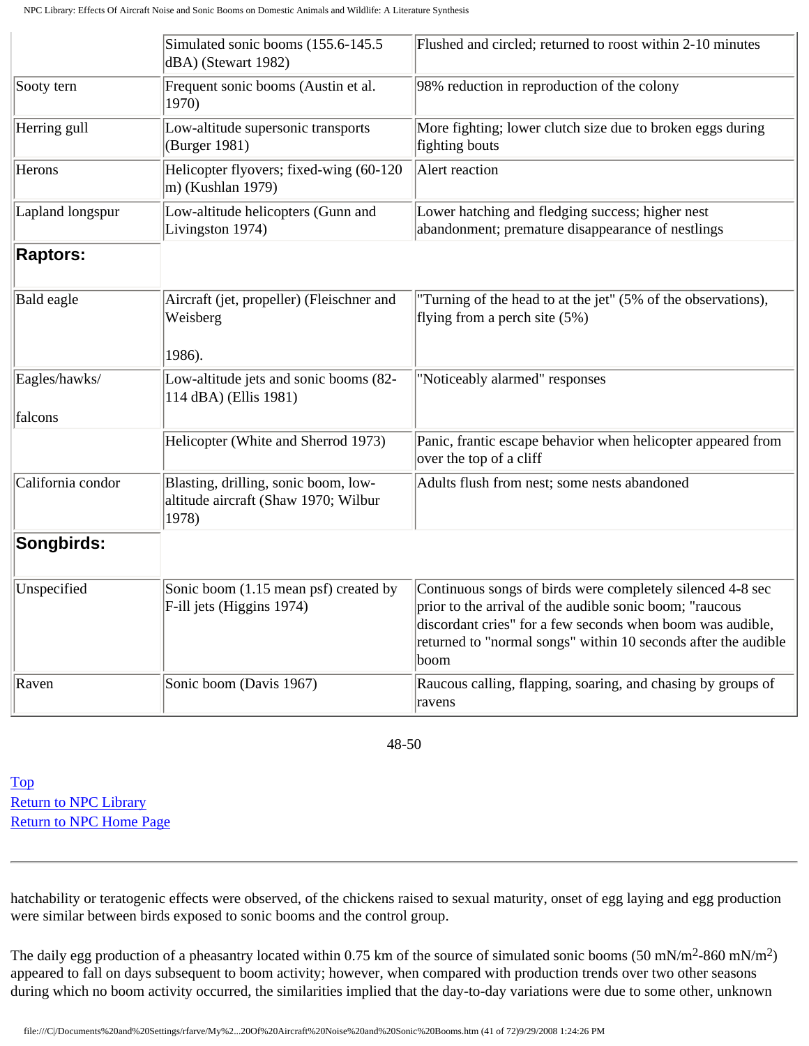| | | |
|---|---|---|
| | Simulated sonic booms (155.6-145.5 dBA) (Stewart 1982) | Flushed and circled; returned to roost within 2-10 minutes |
| Sooty tern | Frequent sonic booms (Austin et al. 1970) | 98% reduction in reproduction of the colony |
| Herring gull | Low-altitude supersonic transports (Burger 1981) | More fighting; lower clutch size due to broken eggs during fighting bouts |
| Herons | Helicopter flyovers; fixed-wing (60-120 m) (Kushlan 1979) | Alert reaction |
| Lapland longspur | Low-altitude helicopters (Gunn and Livingston 1974) | Lower hatching and fledging success; higher nest abandonment; premature disappearance of nestlings |
| **Raptors:** | | |
| Bald eagle | Aircraft (jet, propeller) (Fleischner and Weisberg 1986). | "Turning of the head to at the jet" (5% of the observations), flying from a perch site (5%) |
| Eagles/hawks/ falcons | Low-altitude jets and sonic booms (82-114 dBA) (Ellis 1981) | "Noticeably alarmed" responses |
| | Helicopter (White and Sherrod 1973) | Panic, frantic escape behavior when helicopter appeared from over the top of a cliff |
| California condor | Blasting, drilling, sonic boom, low-altitude aircraft (Shaw 1970; Wilbur 1978) | Adults flush from nest; some nests abandoned |
| **Songbirds:** | | |
| Unspecified | Sonic boom (1.15 mean psf) created by F-ill jets (Higgins 1974) | Continuous songs of birds were completely silenced 4-8 sec prior to the arrival of the audible sonic boom; "raucous discordant cries" for a few seconds when boom was audible, returned to "normal songs" within 10 seconds after the audible boom |
| Raven | Sonic boom (Davis 1967) | Raucous calling, flapping, soaring, and chasing by groups of ravens |

48-50

Top
Return to NPC Library
Return to NPC Home Page

---

hatchability or teratogenic effects were observed, of the chickens raised to sexual maturity, onset of egg laying and egg production were similar between birds exposed to sonic booms and the control group.

The daily egg production of a pheasantry located within 0.75 km of the source of simulated sonic booms (50 $mN/m^2$-860 $mN/m^2$) appeared to fall on days subsequent to boom activity; however, when compared with production trends over two other seasons during which no boom activity occurred, the similarities implied that the day-to-day variations were due to some other, unknown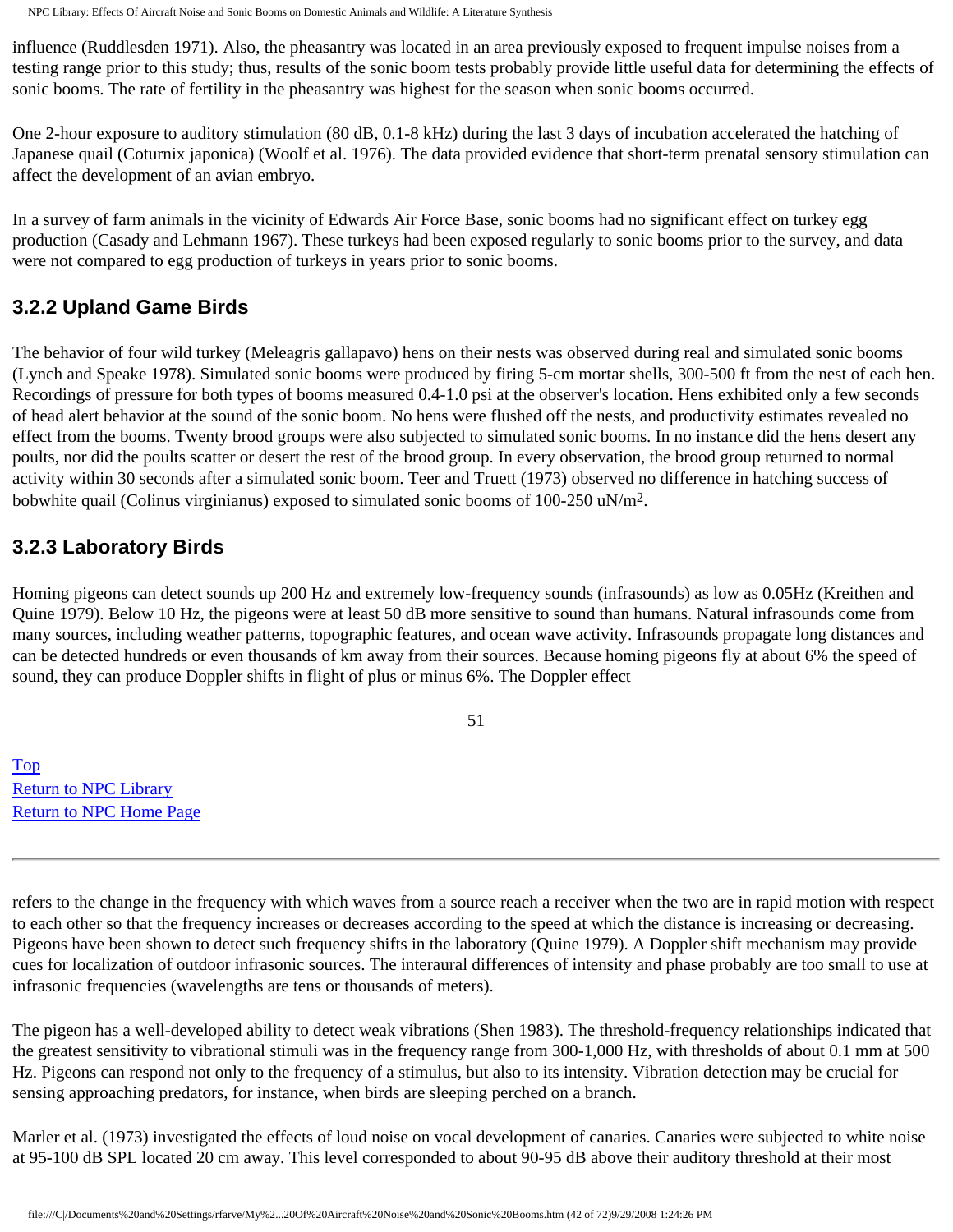influence (Ruddlesden 1971). Also, the pheasantry was located in an area previously exposed to frequent impulse noises from a testing range prior to this study; thus, results of the sonic boom tests probably provide little useful data for determining the effects of sonic booms. The rate of fertility in the pheasantry was highest for the season when sonic booms occurred.

One 2-hour exposure to auditory stimulation (80 dB, 0.1-8 kHz) during the last 3 days of incubation accelerated the hatching of Japanese quail (Coturnix japonica) (Woolf et al. 1976). The data provided evidence that short-term prenatal sensory stimulation can affect the development of an avian embryo.

In a survey of farm animals in the vicinity of Edwards Air Force Base, sonic booms had no significant effect on turkey egg production (Casady and Lehmann 1967). These turkeys had been exposed regularly to sonic booms prior to the survey, and data were not compared to egg production of turkeys in years prior to sonic booms.

## 3.2.2 Upland Game Birds

The behavior of four wild turkey (Meleagris gallapavo) hens on their nests was observed during real and simulated sonic booms (Lynch and Speake 1978). Simulated sonic booms were produced by firing 5-cm mortar shells, 300-500 ft from the nest of each hen. Recordings of pressure for both types of booms measured 0.4-1.0 psi at the observer's location. Hens exhibited only a few seconds of head alert behavior at the sound of the sonic boom. No hens were flushed off the nests, and productivity estimates revealed no effect from the booms. Twenty brood groups were also subjected to simulated sonic booms. In no instance did the hens desert any poults, nor did the poults scatter or desert the rest of the brood group. In every observation, the brood group returned to normal activity within 30 seconds after a simulated sonic boom. Teer and Truett (1973) observed no difference in hatching success of bobwhite quail (Colinus virginianus) exposed to simulated sonic booms of 100-250 $uN/m^2$.

## 3.2.3 Laboratory Birds

Homing pigeons can detect sounds up 200 Hz and extremely low-frequency sounds (infrasounds) as low as 0.05Hz (Kreithen and Quine 1979). Below 10 Hz, the pigeons were at least 50 dB more sensitive to sound than humans. Natural infrasounds come from many sources, including weather patterns, topographic features, and ocean wave activity. Infrasounds propagate long distances and can be detected hundreds or even thousands of km away from their sources. Because homing pigeons fly at about 6% the speed of sound, they can produce Doppler shifts in flight of plus or minus 6%. The Doppler effect refers to the change in the frequency with which waves from a source reach a receiver when the two are in rapid motion with respect to each other so that the frequency increases or decreases according to the speed at which the distance is increasing or decreasing. Pigeons have been shown to detect such frequency shifts in the laboratory (Quine 1979). A Doppler shift mechanism may provide cues for localization of outdoor infrasonic sources. The interaural differences of intensity and phase probably are too small to use at infrasonic frequencies (wavelengths are tens or thousands of meters).

The pigeon has a well-developed ability to detect weak vibrations (Shen 1983). The threshold-frequency relationships indicated that the greatest sensitivity to vibrational stimuli was in the frequency range from 300-1,000 Hz, with thresholds of about 0.1 mm at 500 Hz. Pigeons can respond not only to the frequency of a stimulus, but also to its intensity. Vibration detection may be crucial for sensing approaching predators, for instance, when birds are sleeping perched on a branch.

Marler et al. (1973) investigated the effects of loud noise on vocal development of canaries. Canaries were subjected to white noise at 95-100 dB SPL located 20 cm away. This level corresponded to about 90-95 dB above their auditory threshold at their most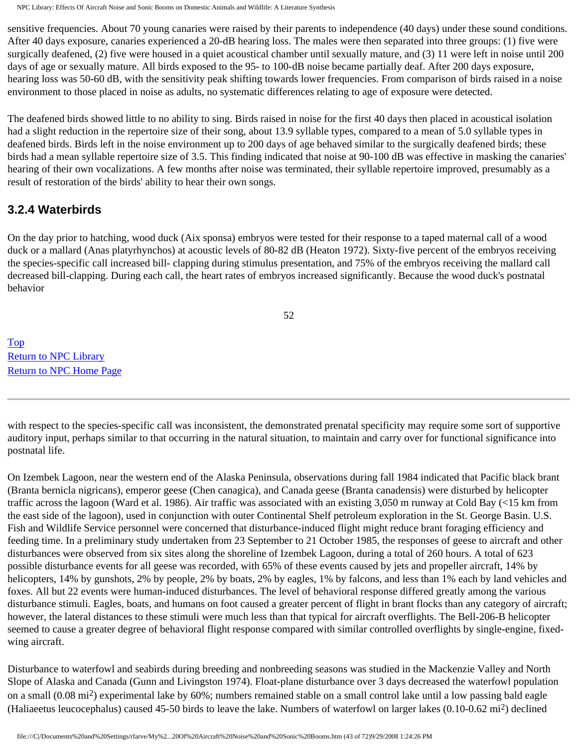sensitive frequencies. About 70 young canaries were raised by their parents to independence (40 days) under these sound conditions. After 40 days exposure, canaries experienced a 20-dB hearing loss. The males were then separated into three groups: (1) five were surgically deafened, (2) five were housed in a quiet acoustical chamber until sexually mature, and (3) 11 were left in noise until 200 days of age or sexually mature. All birds exposed to the 95- to 100-dB noise became partially deaf. After 200 days exposure, hearing loss was 50-60 dB, with the sensitivity peak shifting towards lower frequencies. From comparison of birds raised in a noise environment to those placed in noise as adults, no systematic differences relating to age of exposure were detected.

The deafened birds showed little to no ability to sing. Birds raised in noise for the first 40 days then placed in acoustical isolation had a slight reduction in the repertoire size of their song, about 13.9 syllable types, compared to a mean of 5.0 syllable types in deafened birds. Birds left in the noise environment up to 200 days of age behaved similar to the surgically deafened birds; these birds had a mean syllable repertoire size of 3.5. This finding indicated that noise at 90-100 dB was effective in masking the canaries' hearing of their own vocalizations. A few months after noise was terminated, their syllable repertoire improved, presumably as a result of restoration of the birds' ability to hear their own songs.

### 3.2.4 Waterbirds

On the day prior to hatching, wood duck (Aix sponsa) embryos were tested for their response to a taped maternal call of a wood duck or a mallard (Anas platyrhynchos) at acoustic levels of 80-82 dB (Heaton 1972). Sixty-five percent of the embryos receiving the species-specific call increased bill- clapping during stimulus presentation, and 75% of the embryos receiving the mallard call decreased bill-clapping. During each call, the heart rates of embryos increased significantly. Because the wood duck's postnatal behavior with respect to the species-specific call was inconsistent, the demonstrated prenatal specificity may require some sort of supportive auditory input, perhaps similar to that occurring in the natural situation, to maintain and carry over for functional significance into postnatal life.

On Izembek Lagoon, near the western end of the Alaska Peninsula, observations during fall 1984 indicated that Pacific black brant (Branta bernicla nigricans), emperor geese (Chen canagica), and Canada geese (Branta canadensis) were disturbed by helicopter traffic across the lagoon (Ward et al. 1986). Air traffic was associated with an existing 3,050 m runway at Cold Bay (<15 km from the east side of the lagoon), used in conjunction with outer Continental Shelf petroleum exploration in the St. George Basin. U.S. Fish and Wildlife Service personnel were concerned that disturbance-induced flight might reduce brant foraging efficiency and feeding time. In a preliminary study undertaken from 23 September to 21 October 1985, the responses of geese to aircraft and other disturbances were observed from six sites along the shoreline of Izembek Lagoon, during a total of 260 hours. A total of 623 possible disturbance events for all geese was recorded, with 65% of these events caused by jets and propeller aircraft, 14% by helicopters, 14% by gunshots, 2% by people, 2% by boats, 2% by eagles, 1% by falcons, and less than 1% each by land vehicles and foxes. All but 22 events were human-induced disturbances. The level of behavioral response differed greatly among the various disturbance stimuli. Eagles, boats, and humans on foot caused a greater percent of flight in brant flocks than any category of aircraft; however, the lateral distances to these stimuli were much less than that typical for aircraft overflights. The Bell-206-B helicopter seemed to cause a greater degree of behavioral flight response compared with similar controlled overflights by single-engine, fixed-wing aircraft.

Disturbance to waterfowl and seabirds during breeding and nonbreeding seasons was studied in the Mackenzie Valley and North Slope of Alaska and Canada (Gunn and Livingston 1974). Float-plane disturbance over 3 days decreased the waterfowl population on a small (0.08 $mi^2$) experimental lake by 60%; numbers remained stable on a small control lake until a low passing bald eagle (Haliaeetus leucocephalus) caused 45-50 birds to leave the lake. Numbers of waterfowl on larger lakes (0.10-0.62 $mi^2$) declined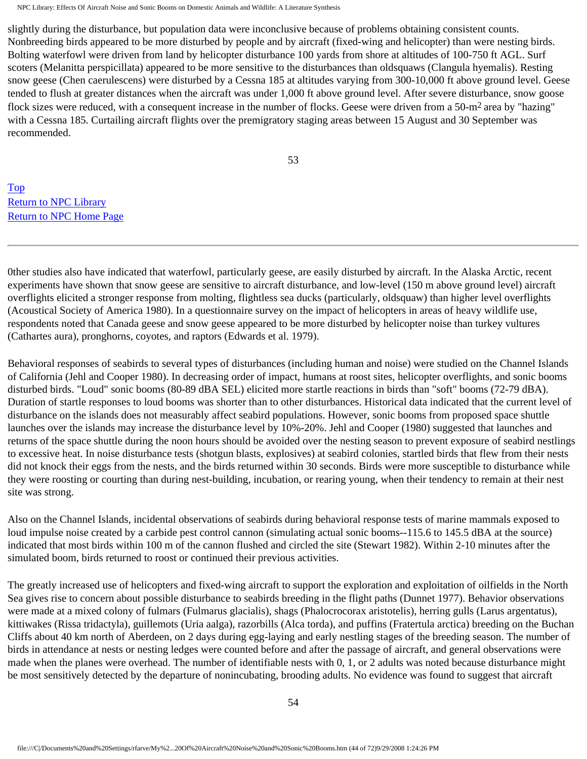slightly during the disturbance, but population data were inconclusive because of problems obtaining consistent counts. Nonbreeding birds appeared to be more disturbed by people and by aircraft (fixed-wing and helicopter) than were nesting birds. Bolting waterfowl were driven from land by helicopter disturbance 100 yards from shore at altitudes of 100-750 ft AGL. Surf scoters (Melanitta perspicillata) appeared to be more sensitive to the disturbances than oldsquaws (Clangula hyemalis). Resting snow geese (Chen caerulescens) were disturbed by a Cessna 185 at altitudes varying from 300-10,000 ft above ground level. Geese tended to flush at greater distances when the aircraft was under 1,000 ft above ground level. After severe disturbance, snow goose flock sizes were reduced, with a consequent increase in the number of flocks. Geese were driven from a 50-$m^2$ area by "hazing" with a Cessna 185. Curtailing aircraft flights over the premigratory staging areas between 15 August and 30 September was recommended.

Top
Return to NPC Library
Return to NPC Home Page

---

0ther studies also have indicated that waterfowl, particularly geese, are easily disturbed by aircraft. In the Alaska Arctic, recent experiments have shown that snow geese are sensitive to aircraft disturbance, and low-level (150 m above ground level) aircraft overflights elicited a stronger response from molting, flightless sea ducks (particularly, oldsquaw) than higher level overflights (Acoustical Society of America 1980). In a questionnaire survey on the impact of helicopters in areas of heavy wildlife use, respondents noted that Canada geese and snow geese appeared to be more disturbed by helicopter noise than turkey vultures (Cathartes aura), pronghorns, coyotes, and raptors (Edwards et al. 1979).

Behavioral responses of seabirds to several types of disturbances (including human and noise) were studied on the Channel Islands of California (Jehl and Cooper 1980). In decreasing order of impact, humans at roost sites, helicopter overflights, and sonic booms disturbed birds. "Loud" sonic booms (80-89 dBA SEL) elicited more startle reactions in birds than "soft" booms (72-79 dBA). Duration of startle responses to loud booms was shorter than to other disturbances. Historical data indicated that the current level of disturbance on the islands does not measurably affect seabird populations. However, sonic booms from proposed space shuttle launches over the islands may increase the disturbance level by 10%-20%. Jehl and Cooper (1980) suggested that launches and returns of the space shuttle during the noon hours should be avoided over the nesting season to prevent exposure of seabird nestlings to excessive heat. In noise disturbance tests (shotgun blasts, explosives) at seabird colonies, startled birds that flew from their nests did not knock their eggs from the nests, and the birds returned within 30 seconds. Birds were more susceptible to disturbance while they were roosting or courting than during nest-building, incubation, or rearing young, when their tendency to remain at their nest site was strong.

Also on the Channel Islands, incidental observations of seabirds during behavioral response tests of marine mammals exposed to loud impulse noise created by a carbide pest control cannon (simulating actual sonic booms--115.6 to 145.5 dBA at the source) indicated that most birds within 100 m of the cannon flushed and circled the site (Stewart 1982). Within 2-10 minutes after the simulated boom, birds returned to roost or continued their previous activities.

The greatly increased use of helicopters and fixed-wing aircraft to support the exploration and exploitation of oilfields in the North Sea gives rise to concern about possible disturbance to seabirds breeding in the flight paths (Dunnet 1977). Behavior observations were made at a mixed colony of fulmars (Fulmarus glacialis), shags (Phalocrocorax aristotelis), herring gulls (Larus argentatus), kittiwakes (Rissa tridactyla), guillemots (Uria aalga), razorbills (Alca torda), and puffins (Fratertula arctica) breeding on the Buchan Cliffs about 40 km north of Aberdeen, on 2 days during egg-laying and early nestling stages of the breeding season. The number of birds in attendance at nests or nesting ledges were counted before and after the passage of aircraft, and general observations were made when the planes were overhead. The number of identifiable nests with 0, 1, or 2 adults was noted because disturbance might be most sensitively detected by the departure of nonincubating, brooding adults. No evidence was found to suggest that aircraft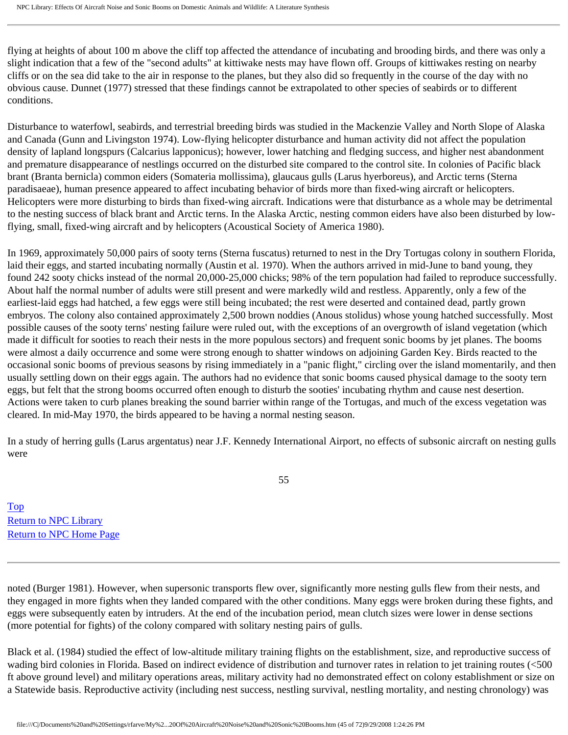flying at heights of about 100 m above the cliff top affected the attendance of incubating and brooding birds, and there was only a slight indication that a few of the "second adults" at kittiwake nests may have flown off. Groups of kittiwakes resting on nearby cliffs or on the sea did take to the air in response to the planes, but they also did so frequently in the course of the day with no obvious cause. Dunnet (1977) stressed that these findings cannot be extrapolated to other species of seabirds or to different conditions.

Disturbance to waterfowl, seabirds, and terrestrial breeding birds was studied in the Mackenzie Valley and North Slope of Alaska and Canada (Gunn and Livingston 1974). Low-flying helicopter disturbance and human activity did not affect the population density of lapland longspurs (Calcarius lapponicus); however, lower hatching and fledging success, and higher nest abandonment and premature disappearance of nestlings occurred on the disturbed site compared to the control site. In colonies of Pacific black brant (Branta bernicla) common eiders (Somateria mollissima), glaucaus gulls (Larus hyerboreus), and Arctic terns (Sterna paradisaeae), human presence appeared to affect incubating behavior of birds more than fixed-wing aircraft or helicopters. Helicopters were more disturbing to birds than fixed-wing aircraft. Indications were that disturbance as a whole may be detrimental to the nesting success of black brant and Arctic terns. In the Alaska Arctic, nesting common eiders have also been disturbed by low-flying, small, fixed-wing aircraft and by helicopters (Acoustical Society of America 1980).

In 1969, approximately 50,000 pairs of sooty terns (Sterna fuscatus) returned to nest in the Dry Tortugas colony in southern Florida, laid their eggs, and started incubating normally (Austin et al. 1970). When the authors arrived in mid-June to band young, they found 242 sooty chicks instead of the normal 20,000-25,000 chicks; 98% of the tern population had failed to reproduce successfully. About half the normal number of adults were still present and were markedly wild and restless. Apparently, only a few of the earliest-laid eggs had hatched, a few eggs were still being incubated; the rest were deserted and contained dead, partly grown embryos. The colony also contained approximately 2,500 brown noddies (Anous stolidus) whose young hatched successfully. Most possible causes of the sooty terns' nesting failure were ruled out, with the exceptions of an overgrowth of island vegetation (which made it difficult for sooties to reach their nests in the more populous sectors) and frequent sonic booms by jet planes. The booms were almost a daily occurrence and some were strong enough to shatter windows on adjoining Garden Key. Birds reacted to the occasional sonic booms of previous seasons by rising immediately in a "panic flight," circling over the island momentarily, and then usually settling down on their eggs again. The authors had no evidence that sonic booms caused physical damage to the sooty tern eggs, but felt that the strong booms occurred often enough to disturb the sooties' incubating rhythm and cause nest desertion. Actions were taken to curb planes breaking the sound barrier within range of the Tortugas, and much of the excess vegetation was cleared. In mid-May 1970, the birds appeared to be having a normal nesting season.

In a study of herring gulls (Larus argentatus) near J.F. Kennedy International Airport, no effects of subsonic aircraft on nesting gulls were noted (Burger 1981). However, when supersonic transports flew over, significantly more nesting gulls flew from their nests, and they engaged in more fights when they landed compared with the other conditions. Many eggs were broken during these fights, and eggs were subsequently eaten by intruders. At the end of the incubation period, mean clutch sizes were lower in dense sections (more potential for fights) of the colony compared with solitary nesting pairs of gulls.

Black et al. (1984) studied the effect of low-altitude military training flights on the establishment, size, and reproductive success of wading bird colonies in Florida. Based on indirect evidence of distribution and turnover rates in relation to jet training routes (<500 ft above ground level) and military operations areas, military activity had no demonstrated effect on colony establishment or size on a Statewide basis. Reproductive activity (including nest success, nestling survival, nestling mortality, and nesting chronology) was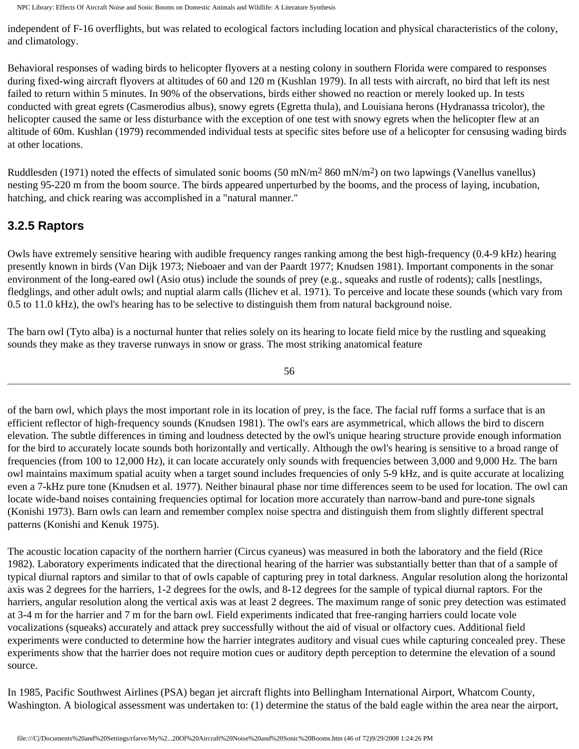independent of F-16 overflights, but was related to ecological factors including location and physical characteristics of the colony, and climatology.

Behavioral responses of wading birds to helicopter flyovers at a nesting colony in southern Florida were compared to responses during fixed-wing aircraft flyovers at altitudes of 60 and 120 m (Kushlan 1979). In all tests with aircraft, no bird that left its nest failed to return within 5 minutes. In 90% of the observations, birds either showed no reaction or merely looked up. In tests conducted with great egrets (Casmerodius albus), snowy egrets (Egretta thula), and Louisiana herons (Hydranassa tricolor), the helicopter caused the same or less disturbance with the exception of one test with snowy egrets when the helicopter flew at an altitude of 60m. Kushlan (1979) recommended individual tests at specific sites before use of a helicopter for censusing wading birds at other locations.

Ruddlesden (1971) noted the effects of simulated sonic booms (50 $mN/m^2$ 860 $mN/m^2$) on two lapwings (Vanellus vanellus) nesting 95-220 m from the boom source. The birds appeared unperturbed by the booms, and the process of laying, incubation, hatching, and chick rearing was accomplished in a "natural manner."

### 3.2.5 Raptors

Owls have extremely sensitive hearing with audible frequency ranges ranking among the best high-frequency (0.4-9 kHz) hearing presently known in birds (Van Dijk 1973; Nieboaer and van der Paardt 1977; Knudsen 1981). Important components in the sonar environment of the long-eared owl (Asio otus) include the sounds of prey (e.g., squeaks and rustle of rodents); calls [nestlings, fledglings, and other adult owls; and nuptial alarm calls (Ilichev et al. 1971). To perceive and locate these sounds (which vary from 0.5 to 11.0 kHz), the owl's hearing has to be selective to distinguish them from natural background noise.

The barn owl (Tyto alba) is a nocturnal hunter that relies solely on its hearing to locate field mice by the rustling and squeaking sounds they make as they traverse runways in snow or grass. The most striking anatomical feature of the barn owl, which plays the most important role in its location of prey, is the face. The facial ruff forms a surface that is an efficient reflector of high-frequency sounds (Knudsen 1981). The owl's ears are asymmetrical, which allows the bird to discern elevation. The subtle differences in timing and loudness detected by the owl's unique hearing structure provide enough information for the bird to accurately locate sounds both horizontally and vertically. Although the owl's hearing is sensitive to a broad range of frequencies (from 100 to 12,000 Hz), it can locate accurately only sounds with frequencies between 3,000 and 9,000 Hz. The barn owl maintains maximum spatial acuity when a target sound includes frequencies of only 5-9 kHz, and is quite accurate at localizing even a 7-kHz pure tone (Knudsen et al. 1977). Neither binaural phase nor time differences seem to be used for location. The owl can locate wide-band noises containing frequencies optimal for location more accurately than narrow-band and pure-tone signals (Konishi 1973). Barn owls can learn and remember complex noise spectra and distinguish them from slightly different spectral patterns (Konishi and Kenuk 1975).

The acoustic location capacity of the northern harrier (Circus cyaneus) was measured in both the laboratory and the field (Rice 1982). Laboratory experiments indicated that the directional hearing of the harrier was substantially better than that of a sample of typical diurnal raptors and similar to that of owls capable of capturing prey in total darkness. Angular resolution along the horizontal axis was 2 degrees for the harriers, 1-2 degrees for the owls, and 8-12 degrees for the sample of typical diurnal raptors. For the harriers, angular resolution along the vertical axis was at least 2 degrees. The maximum range of sonic prey detection was estimated at 3-4 m for the harrier and 7 m for the barn owl. Field experiments indicated that free-ranging harriers could locate vole vocalizations (squeaks) accurately and attack prey successfully without the aid of visual or olfactory cues. Additional field experiments were conducted to determine how the harrier integrates auditory and visual cues while capturing concealed prey. These experiments show that the harrier does not require motion cues or auditory depth perception to determine the elevation of a sound source.

In 1985, Pacific Southwest Airlines (PSA) began jet aircraft flights into Bellingham International Airport, Whatcom County, Washington. A biological assessment was undertaken to: (1) determine the status of the bald eagle within the area near the airport,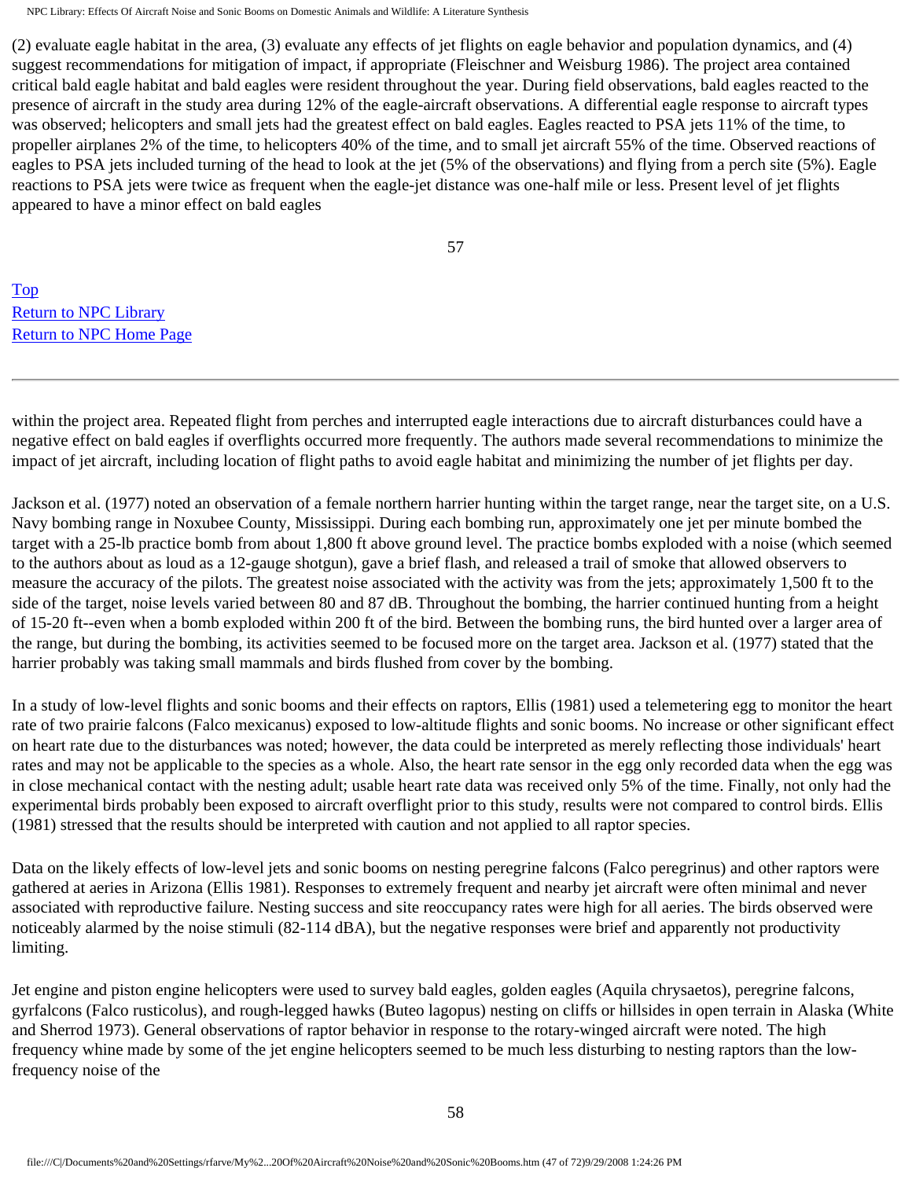(2) evaluate eagle habitat in the area, (3) evaluate any effects of jet flights on eagle behavior and population dynamics, and (4) suggest recommendations for mitigation of impact, if appropriate (Fleischner and Weisburg 1986). The project area contained critical bald eagle habitat and bald eagles were resident throughout the year. During field observations, bald eagles reacted to the presence of aircraft in the study area during 12% of the eagle-aircraft observations. A differential eagle response to aircraft types was observed; helicopters and small jets had the greatest effect on bald eagles. Eagles reacted to PSA jets 11% of the time, to propeller airplanes 2% of the time, to helicopters 40% of the time, and to small jet aircraft 55% of the time. Observed reactions of eagles to PSA jets included turning of the head to look at the jet (5% of the observations) and flying from a perch site (5%). Eagle reactions to PSA jets were twice as frequent when the eagle-jet distance was one-half mile or less. Present level of jet flights appeared to have a minor effect on bald eagles within the project area. Repeated flight from perches and interrupted eagle interactions due to aircraft disturbances could have a negative effect on bald eagles if overflights occurred more frequently. The authors made several recommendations to minimize the impact of jet aircraft, including location of flight paths to avoid eagle habitat and minimizing the number of jet flights per day.

Jackson et al. (1977) noted an observation of a female northern harrier hunting within the target range, near the target site, on a U.S. Navy bombing range in Noxubee County, Mississippi. During each bombing run, approximately one jet per minute bombed the target with a 25-lb practice bomb from about 1,800 ft above ground level. The practice bombs exploded with a noise (which seemed to the authors about as loud as a 12-gauge shotgun), gave a brief flash, and released a trail of smoke that allowed observers to measure the accuracy of the pilots. The greatest noise associated with the activity was from the jets; approximately 1,500 ft to the side of the target, noise levels varied between 80 and 87 dB. Throughout the bombing, the harrier continued hunting from a height of 15-20 ft--even when a bomb exploded within 200 ft of the bird. Between the bombing runs, the bird hunted over a larger area of the range, but during the bombing, its activities seemed to be focused more on the target area. Jackson et al. (1977) stated that the harrier probably was taking small mammals and birds flushed from cover by the bombing.

In a study of low-level flights and sonic booms and their effects on raptors, Ellis (1981) used a telemetering egg to monitor the heart rate of two prairie falcons (Falco mexicanus) exposed to low-altitude flights and sonic booms. No increase or other significant effect on heart rate due to the disturbances was noted; however, the data could be interpreted as merely reflecting those individuals' heart rates and may not be applicable to the species as a whole. Also, the heart rate sensor in the egg only recorded data when the egg was in close mechanical contact with the nesting adult; usable heart rate data was received only 5% of the time. Finally, not only had the experimental birds probably been exposed to aircraft overflight prior to this study, results were not compared to control birds. Ellis (1981) stressed that the results should be interpreted with caution and not applied to all raptor species.

Data on the likely effects of low-level jets and sonic booms on nesting peregrine falcons (Falco peregrinus) and other raptors were gathered at aeries in Arizona (Ellis 1981). Responses to extremely frequent and nearby jet aircraft were often minimal and never associated with reproductive failure. Nesting success and site reoccupancy rates were high for all aeries. The birds observed were noticeably alarmed by the noise stimuli (82-114 dBA), but the negative responses were brief and apparently not productivity limiting.

Jet engine and piston engine helicopters were used to survey bald eagles, golden eagles (Aquila chrysaetos), peregrine falcons, gyrfalcons (Falco rusticolus), and rough-legged hawks (Buteo lagopus) nesting on cliffs or hillsides in open terrain in Alaska (White and Sherrod 1973). General observations of raptor behavior in response to the rotary-winged aircraft were noted. The high frequency whine made by some of the jet engine helicopters seemed to be much less disturbing to nesting raptors than the low-frequency noise of the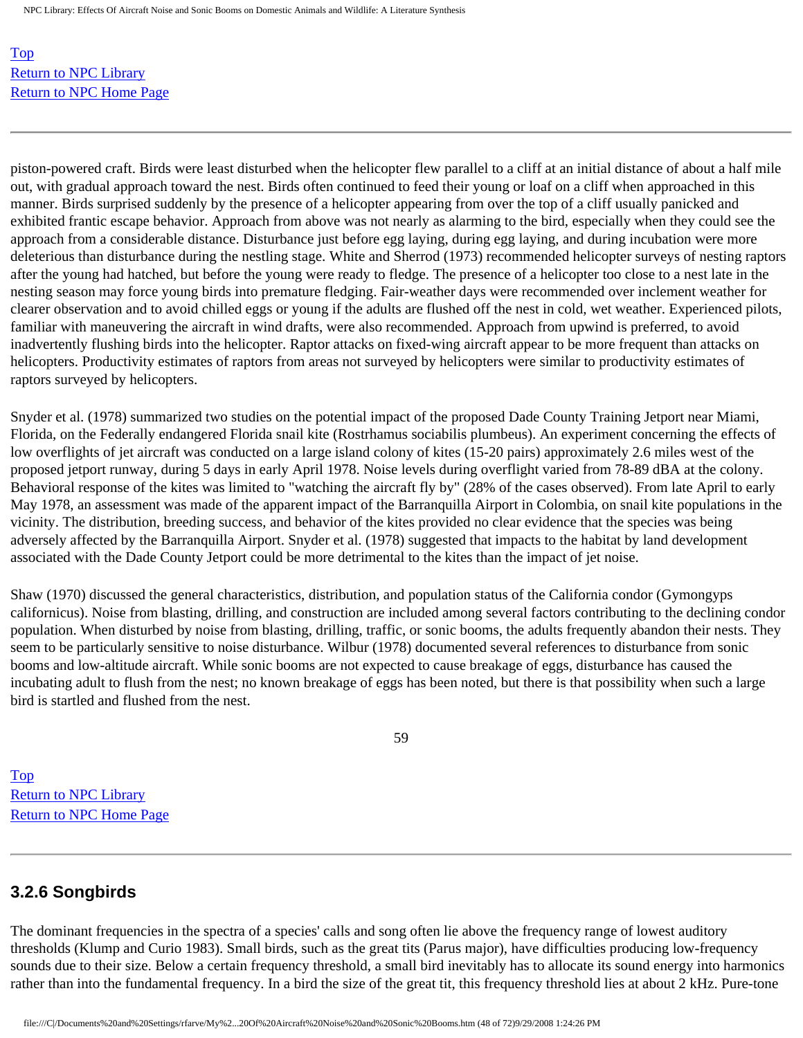piston-powered craft. Birds were least disturbed when the helicopter flew parallel to a cliff at an initial distance of about a half mile out, with gradual approach toward the nest. Birds often continued to feed their young or loaf on a cliff when approached in this manner. Birds surprised suddenly by the presence of a helicopter appearing from over the top of a cliff usually panicked and exhibited frantic escape behavior. Approach from above was not nearly as alarming to the bird, especially when they could see the approach from a considerable distance. Disturbance just before egg laying, during egg laying, and during incubation were more deleterious than disturbance during the nestling stage. White and Sherrod (1973) recommended helicopter surveys of nesting raptors after the young had hatched, but before the young were ready to fledge. The presence of a helicopter too close to a nest late in the nesting season may force young birds into premature fledging. Fair-weather days were recommended over inclement weather for clearer observation and to avoid chilled eggs or young if the adults are flushed off the nest in cold, wet weather. Experienced pilots, familiar with maneuvering the aircraft in wind drafts, were also recommended. Approach from upwind is preferred, to avoid inadvertently flushing birds into the helicopter. Raptor attacks on fixed-wing aircraft appear to be more frequent than attacks on helicopters. Productivity estimates of raptors from areas not surveyed by helicopters were similar to productivity estimates of raptors surveyed by helicopters.

Snyder et al. (1978) summarized two studies on the potential impact of the proposed Dade County Training Jetport near Miami, Florida, on the Federally endangered Florida snail kite (Rostrhamus sociabilis plumbeus). An experiment concerning the effects of low overflights of jet aircraft was conducted on a large island colony of kites (15-20 pairs) approximately 2.6 miles west of the proposed jetport runway, during 5 days in early April 1978. Noise levels during overflight varied from 78-89 dBA at the colony. Behavioral response of the kites was limited to "watching the aircraft fly by" (28% of the cases observed). From late April to early May 1978, an assessment was made of the apparent impact of the Barranquilla Airport in Colombia, on snail kite populations in the vicinity. The distribution, breeding success, and behavior of the kites provided no clear evidence that the species was being adversely affected by the Barranquilla Airport. Snyder et al. (1978) suggested that impacts to the habitat by land development associated with the Dade County Jetport could be more detrimental to the kites than the impact of jet noise.

Shaw (1970) discussed the general characteristics, distribution, and population status of the California condor (Gymongyps californicus). Noise from blasting, drilling, and construction are included among several factors contributing to the declining condor population. When disturbed by noise from blasting, drilling, traffic, or sonic booms, the adults frequently abandon their nests. They seem to be particularly sensitive to noise disturbance. Wilbur (1978) documented several references to disturbance from sonic booms and low-altitude aircraft. While sonic booms are not expected to cause breakage of eggs, disturbance has caused the incubating adult to flush from the nest; no known breakage of eggs has been noted, but there is that possibility when such a large bird is startled and flushed from the nest.

### 3.2.6 Songbirds

The dominant frequencies in the spectra of a species' calls and song often lie above the frequency range of lowest auditory thresholds (Klump and Curio 1983). Small birds, such as the great tits (Parus major), have difficulties producing low-frequency sounds due to their size. Below a certain frequency threshold, a small bird inevitably has to allocate its sound energy into harmonics rather than into the fundamental frequency. In a bird the size of the great tit, this frequency threshold lies at about 2 kHz. Pure-tone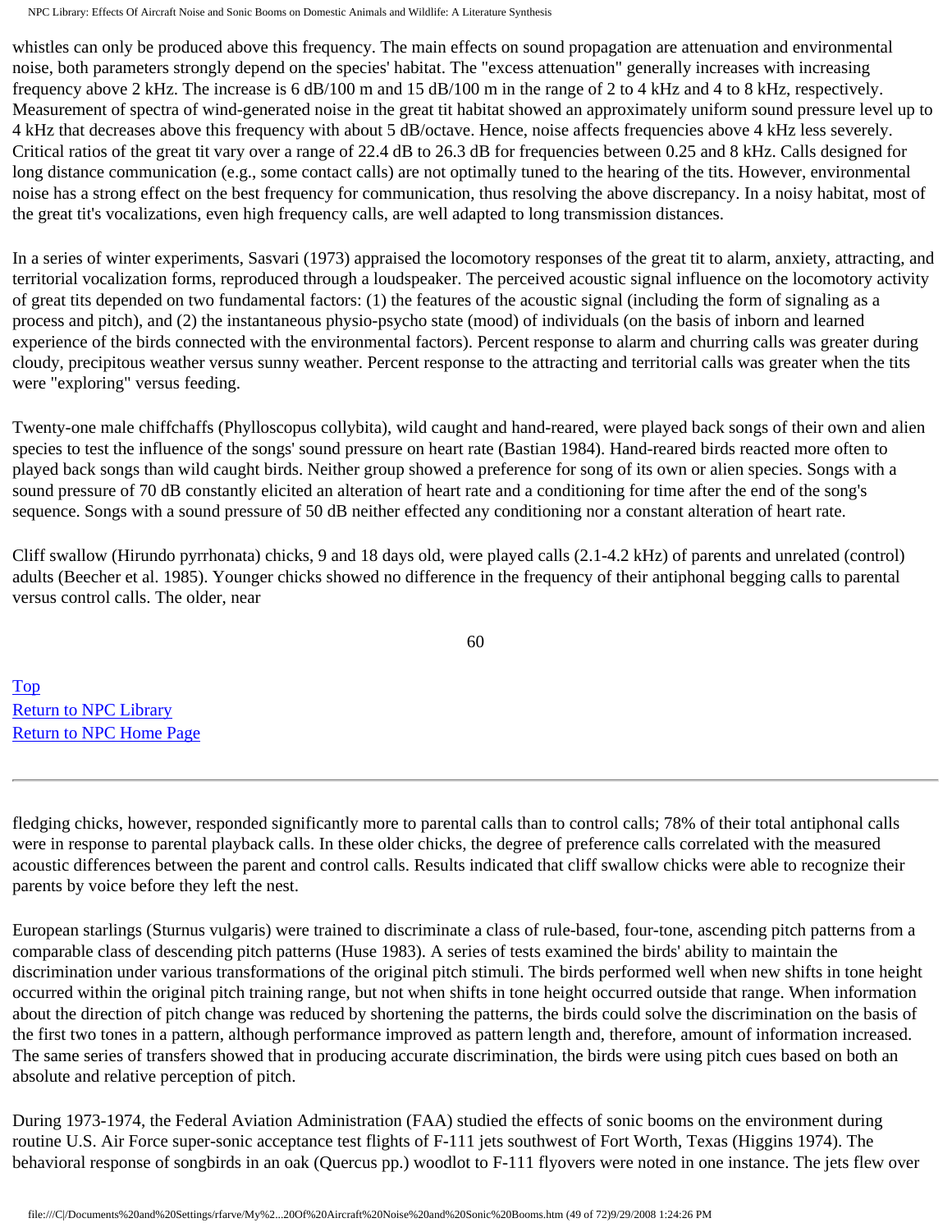whistles can only be produced above this frequency. The main effects on sound propagation are attenuation and environmental noise, both parameters strongly depend on the species' habitat. The "excess attenuation" generally increases with increasing frequency above 2 kHz. The increase is 6 dB/100 m and 15 dB/100 m in the range of 2 to 4 kHz and 4 to 8 kHz, respectively. Measurement of spectra of wind-generated noise in the great tit habitat showed an approximately uniform sound pressure level up to 4 kHz that decreases above this frequency with about 5 dB/octave. Hence, noise affects frequencies above 4 kHz less severely. Critical ratios of the great tit vary over a range of 22.4 dB to 26.3 dB for frequencies between 0.25 and 8 kHz. Calls designed for long distance communication (e.g., some contact calls) are not optimally tuned to the hearing of the tits. However, environmental noise has a strong effect on the best frequency for communication, thus resolving the above discrepancy. In a noisy habitat, most of the great tit's vocalizations, even high frequency calls, are well adapted to long transmission distances.

In a series of winter experiments, Sasvari (1973) appraised the locomotory responses of the great tit to alarm, anxiety, attracting, and territorial vocalization forms, reproduced through a loudspeaker. The perceived acoustic signal influence on the locomotory activity of great tits depended on two fundamental factors: (1) the features of the acoustic signal (including the form of signaling as a process and pitch), and (2) the instantaneous physio-psycho state (mood) of individuals (on the basis of inborn and learned experience of the birds connected with the environmental factors). Percent response to alarm and churring calls was greater during cloudy, precipitous weather versus sunny weather. Percent response to the attracting and territorial calls was greater when the tits were "exploring" versus feeding.

Twenty-one male chiffchaffs (Phylloscopus collybita), wild caught and hand-reared, were played back songs of their own and alien species to test the influence of the songs' sound pressure on heart rate (Bastian 1984). Hand-reared birds reacted more often to played back songs than wild caught birds. Neither group showed a preference for song of its own or alien species. Songs with a sound pressure of 70 dB constantly elicited an alteration of heart rate and a conditioning for time after the end of the song's sequence. Songs with a sound pressure of 50 dB neither effected any conditioning nor a constant alteration of heart rate.

Cliff swallow (Hirundo pyrrhonata) chicks, 9 and 18 days old, were played calls (2.1-4.2 kHz) of parents and unrelated (control) adults (Beecher et al. 1985). Younger chicks showed no difference in the frequency of their antiphonal begging calls to parental versus control calls. The older, near fledging chicks, however, responded significantly more to parental calls than to control calls; 78% of their total antiphonal calls were in response to parental playback calls. In these older chicks, the degree of preference calls correlated with the measured acoustic differences between the parent and control calls. Results indicated that cliff swallow chicks were able to recognize their parents by voice before they left the nest.

European starlings (Sturnus vulgaris) were trained to discriminate a class of rule-based, four-tone, ascending pitch patterns from a comparable class of descending pitch patterns (Huse 1983). A series of tests examined the birds' ability to maintain the discrimination under various transformations of the original pitch stimuli. The birds performed well when new shifts in tone height occurred within the original pitch training range, but not when shifts in tone height occurred outside that range. When information about the direction of pitch change was reduced by shortening the patterns, the birds could solve the discrimination on the basis of the first two tones in a pattern, although performance improved as pattern length and, therefore, amount of information increased. The same series of transfers showed that in producing accurate discrimination, the birds were using pitch cues based on both an absolute and relative perception of pitch.

During 1973-1974, the Federal Aviation Administration (FAA) studied the effects of sonic booms on the environment during routine U.S. Air Force super-sonic acceptance test flights of F-111 jets southwest of Fort Worth, Texas (Higgins 1974). The behavioral response of songbirds in an oak (Quercus pp.) woodlot to F-111 flyovers were noted in one instance. The jets flew over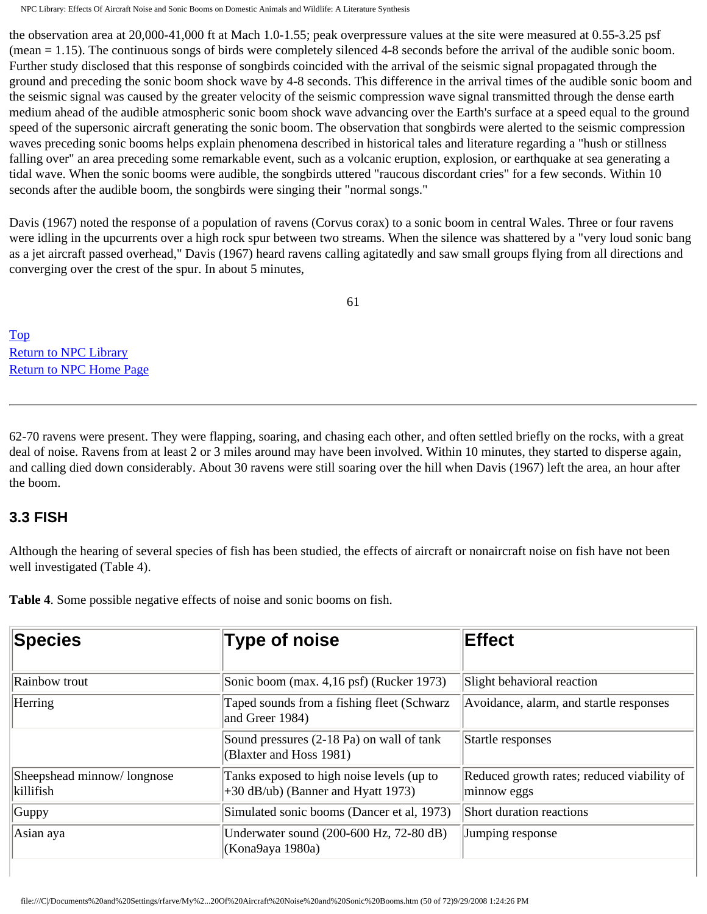the observation area at 20,000-41,000 ft at Mach 1.0-1.55; peak overpressure values at the site were measured at 0.55-3.25 psf (mean = 1.15). The continuous songs of birds were completely silenced 4-8 seconds before the arrival of the audible sonic boom. Further study disclosed that this response of songbirds coincided with the arrival of the seismic signal propagated through the ground and preceding the sonic boom shock wave by 4-8 seconds. This difference in the arrival times of the audible sonic boom and the seismic signal was caused by the greater velocity of the seismic compression wave signal transmitted through the dense earth medium ahead of the audible atmospheric sonic boom shock wave advancing over the Earth's surface at a speed equal to the ground speed of the supersonic aircraft generating the sonic boom. The observation that songbirds were alerted to the seismic compression waves preceding sonic booms helps explain phenomena described in historical tales and literature regarding a "hush or stillness falling over" an area preceding some remarkable event, such as a volcanic eruption, explosion, or earthquake at sea generating a tidal wave. When the sonic booms were audible, the songbirds uttered "raucous discordant cries" for a few seconds. Within 10 seconds after the audible boom, the songbirds were singing their "normal songs."

Davis (1967) noted the response of a population of ravens (Corvus corax) to a sonic boom in central Wales. Three or four ravens were idling in the upcurrents over a high rock spur between two streams. When the silence was shattered by a "very loud sonic bang as a jet aircraft passed overhead," Davis (1967) heard ravens calling agitatedly and saw small groups flying from all directions and converging over the crest of the spur. In about 5 minutes, 62-70 ravens were present. They were flapping, soaring, and chasing each other, and often settled briefly on the rocks, with a great deal of noise. Ravens from at least 2 or 3 miles around may have been involved. Within 10 minutes, they started to disperse again, and calling died down considerably. About 30 ravens were still soaring over the hill when Davis (1967) left the area, an hour after the boom.

## 3.3 FISH

Although the hearing of several species of fish has been studied, the effects of aircraft or nonaircraft noise on fish have not been well investigated (Table 4).

**Table 4**. Some possible negative effects of noise and sonic booms on fish.

| Species | Type of noise | Effect |
|---|---|---|
| Rainbow trout | Sonic boom (max. 4,16 psf) (Rucker 1973) | Slight behavioral reaction |
| Herring | Taped sounds from a fishing fleet (Schwarz and Greer 1984) | Avoidance, alarm, and startle responses |
| | Sound pressures (2-18 Pa) on wall of tank (Blaxter and Hoss 1981) | Startle responses |
| Sheepshead minnow/ longnose killifish | Tanks exposed to high noise levels (up to +30 dB/ub) (Banner and Hyatt 1973) | Reduced growth rates; reduced viability of minnow eggs |
| Guppy | Simulated sonic booms (Dancer et al, 1973) | Short duration reactions |
| Asian aya | Underwater sound (200-600 Hz, 72-80 dB) (Kona9aya 1980a) | Jumping response |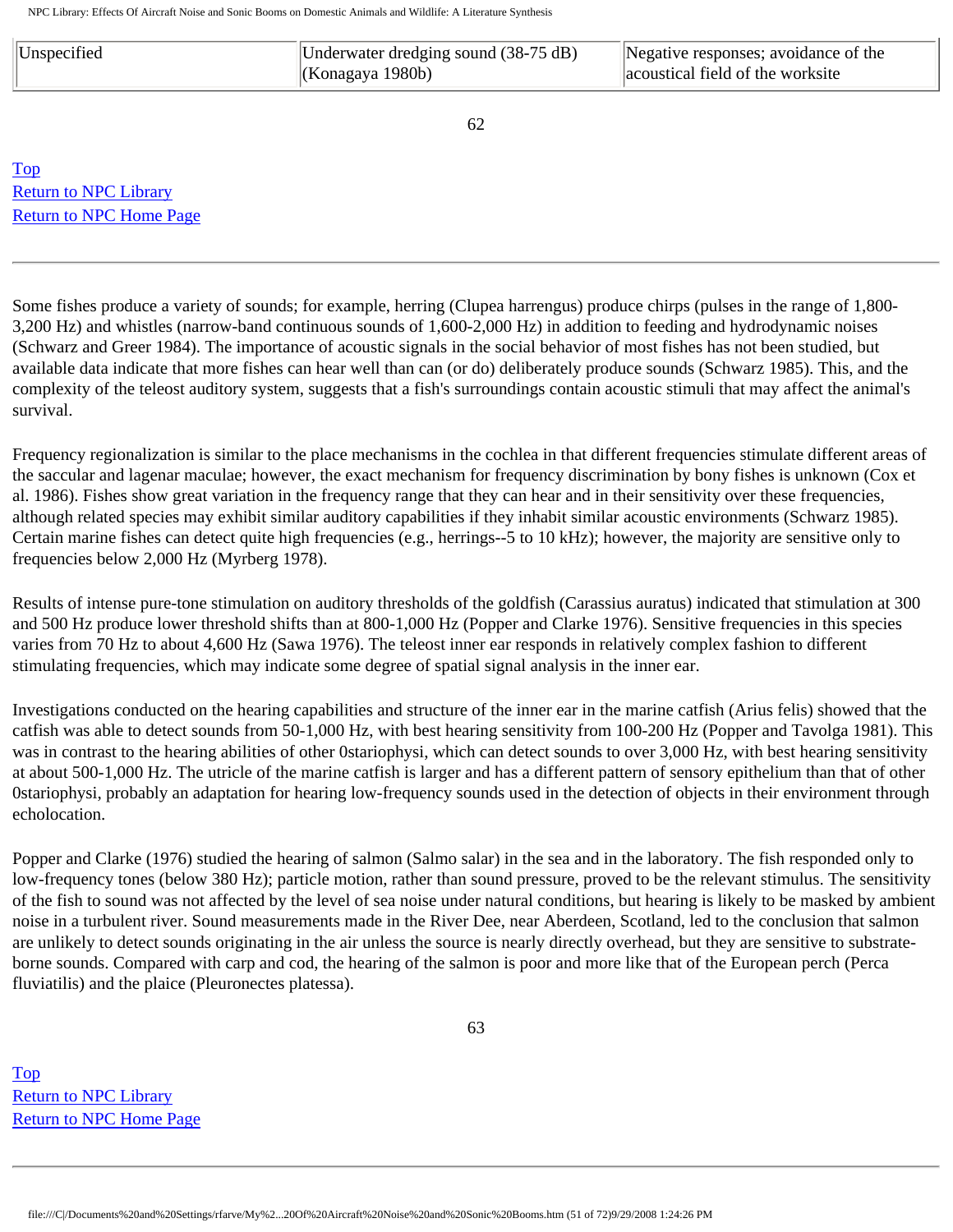| | | |
|---|---|---|
| Unspecified | Underwater dredging sound (38-75 dB) (Konagaya 1980b) | Negative responses; avoidance of the acoustical field of the worksite |

Top
Return to NPC Library
Return to NPC Home Page

---

Some fishes produce a variety of sounds; for example, herring (Clupea harrengus) produce chirps (pulses in the range of 1,800-3,200 Hz) and whistles (narrow-band continuous sounds of 1,600-2,000 Hz) in addition to feeding and hydrodynamic noises (Schwarz and Greer 1984). The importance of acoustic signals in the social behavior of most fishes has not been studied, but available data indicate that more fishes can hear well than can (or do) deliberately produce sounds (Schwarz 1985). This, and the complexity of the teleost auditory system, suggests that a fish's surroundings contain acoustic stimuli that may affect the animal's survival.

Frequency regionalization is similar to the place mechanisms in the cochlea in that different frequencies stimulate different areas of the saccular and lagenar maculae; however, the exact mechanism for frequency discrimination by bony fishes is unknown (Cox et al. 1986). Fishes show great variation in the frequency range that they can hear and in their sensitivity over these frequencies, although related species may exhibit similar auditory capabilities if they inhabit similar acoustic environments (Schwarz 1985). Certain marine fishes can detect quite high frequencies (e.g., herrings--5 to 10 kHz); however, the majority are sensitive only to frequencies below 2,000 Hz (Myrberg 1978).

Results of intense pure-tone stimulation on auditory thresholds of the goldfish (Carassius auratus) indicated that stimulation at 300 and 500 Hz produce lower threshold shifts than at 800-1,000 Hz (Popper and Clarke 1976). Sensitive frequencies in this species varies from 70 Hz to about 4,600 Hz (Sawa 1976). The teleost inner ear responds in relatively complex fashion to different stimulating frequencies, which may indicate some degree of spatial signal analysis in the inner ear.

Investigations conducted on the hearing capabilities and structure of the inner ear in the marine catfish (Arius felis) showed that the catfish was able to detect sounds from 50-1,000 Hz, with best hearing sensitivity from 100-200 Hz (Popper and Tavolga 1981). This was in contrast to the hearing abilities of other 0stariophysi, which can detect sounds to over 3,000 Hz, with best hearing sensitivity at about 500-1,000 Hz. The utricle of the marine catfish is larger and has a different pattern of sensory epithelium than that of other 0stariophysi, probably an adaptation for hearing low-frequency sounds used in the detection of objects in their environment through echolocation.

Popper and Clarke (1976) studied the hearing of salmon (Salmo salar) in the sea and in the laboratory. The fish responded only to low-frequency tones (below 380 Hz); particle motion, rather than sound pressure, proved to be the relevant stimulus. The sensitivity of the fish to sound was not affected by the level of sea noise under natural conditions, but hearing is likely to be masked by ambient noise in a turbulent river. Sound measurements made in the River Dee, near Aberdeen, Scotland, led to the conclusion that salmon are unlikely to detect sounds originating in the air unless the source is nearly directly overhead, but they are sensitive to substrate-borne sounds. Compared with carp and cod, the hearing of the salmon is poor and more like that of the European perch (Perca fluviatilis) and the plaice (Pleuronectes platessa).

Top
Return to NPC Library
Return to NPC Home Page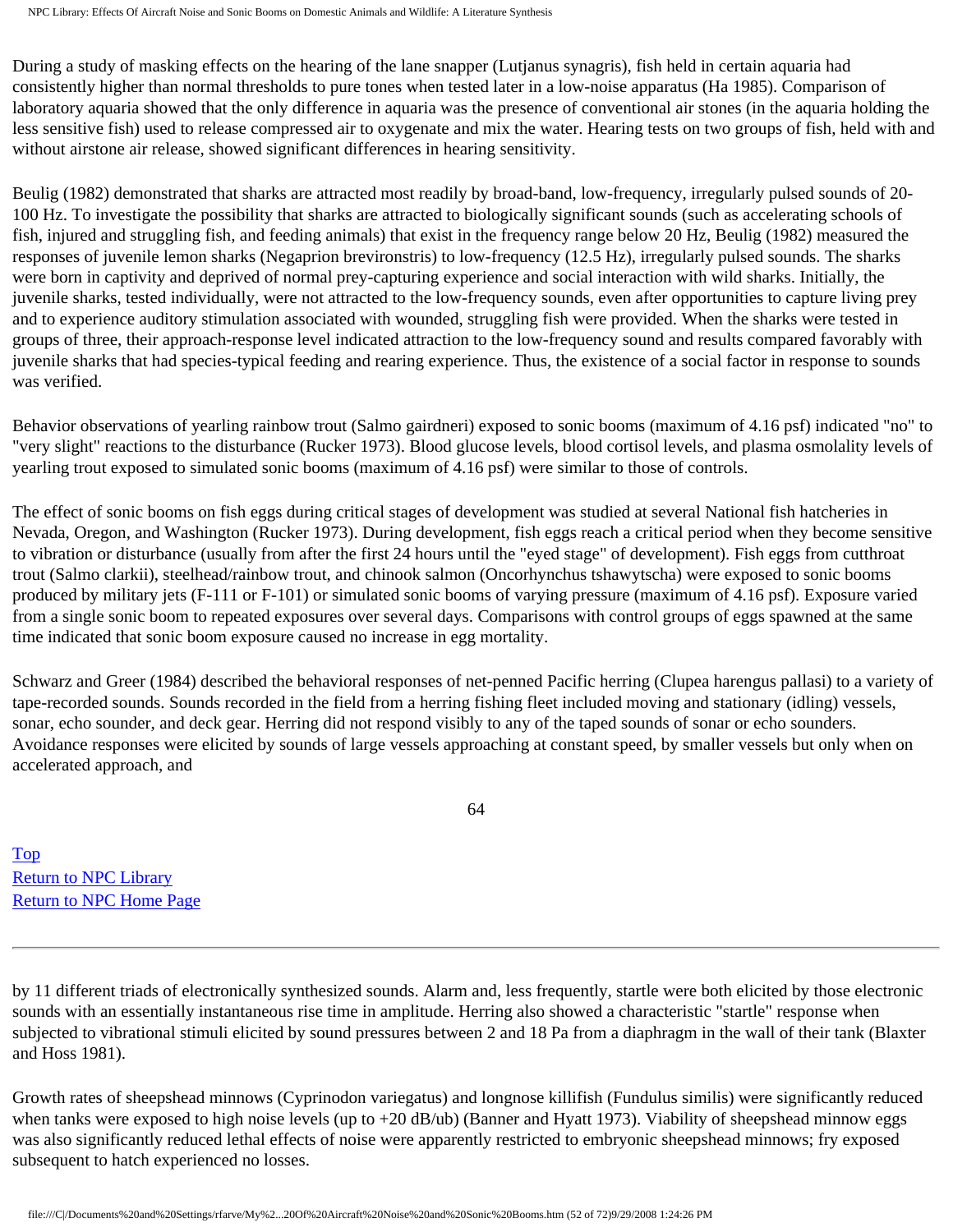During a study of masking effects on the hearing of the lane snapper (Lutjanus synagris), fish held in certain aquaria had consistently higher than normal thresholds to pure tones when tested later in a low-noise apparatus (Ha 1985). Comparison of laboratory aquaria showed that the only difference in aquaria was the presence of conventional air stones (in the aquaria holding the less sensitive fish) used to release compressed air to oxygenate and mix the water. Hearing tests on two groups of fish, held with and without airstone air release, showed significant differences in hearing sensitivity.

Beulig (1982) demonstrated that sharks are attracted most readily by broad-band, low-frequency, irregularly pulsed sounds of 20-100 Hz. To investigate the possibility that sharks are attracted to biologically significant sounds (such as accelerating schools of fish, injured and struggling fish, and feeding animals) that exist in the frequency range below 20 Hz, Beulig (1982) measured the responses of juvenile lemon sharks (Negaprion brevironstris) to low-frequency (12.5 Hz), irregularly pulsed sounds. The sharks were born in captivity and deprived of normal prey-capturing experience and social interaction with wild sharks. Initially, the juvenile sharks, tested individually, were not attracted to the low-frequency sounds, even after opportunities to capture living prey and to experience auditory stimulation associated with wounded, struggling fish were provided. When the sharks were tested in groups of three, their approach-response level indicated attraction to the low-frequency sound and results compared favorably with juvenile sharks that had species-typical feeding and rearing experience. Thus, the existence of a social factor in response to sounds was verified.

Behavior observations of yearling rainbow trout (Salmo gairdneri) exposed to sonic booms (maximum of 4.16 psf) indicated "no" to "very slight" reactions to the disturbance (Rucker 1973). Blood glucose levels, blood cortisol levels, and plasma osmolality levels of yearling trout exposed to simulated sonic booms (maximum of 4.16 psf) were similar to those of controls.

The effect of sonic booms on fish eggs during critical stages of development was studied at several National fish hatcheries in Nevada, Oregon, and Washington (Rucker 1973). During development, fish eggs reach a critical period when they become sensitive to vibration or disturbance (usually from after the first 24 hours until the "eyed stage" of development). Fish eggs from cutthroat trout (Salmo clarkii), steelhead/rainbow trout, and chinook salmon (Oncorhynchus tshawytscha) were exposed to sonic booms produced by military jets (F-111 or F-101) or simulated sonic booms of varying pressure (maximum of 4.16 psf). Exposure varied from a single sonic boom to repeated exposures over several days. Comparisons with control groups of eggs spawned at the same time indicated that sonic boom exposure caused no increase in egg mortality.

Schwarz and Greer (1984) described the behavioral responses of net-penned Pacific herring (Clupea harengus pallasi) to a variety of tape-recorded sounds. Sounds recorded in the field from a herring fishing fleet included moving and stationary (idling) vessels, sonar, echo sounder, and deck gear. Herring did not respond visibly to any of the taped sounds of sonar or echo sounders. Avoidance responses were elicited by sounds of large vessels approaching at constant speed, by smaller vessels but only when on accelerated approach, and by 11 different triads of electronically synthesized sounds. Alarm and, less frequently, startle were both elicited by those electronic sounds with an essentially instantaneous rise time in amplitude. Herring also showed a characteristic "startle" response when subjected to vibrational stimuli elicited by sound pressures between 2 and 18 Pa from a diaphragm in the wall of their tank (Blaxter and Hoss 1981).

Growth rates of sheepshead minnows (Cyprinodon variegatus) and longnose killifish (Fundulus similis) were significantly reduced when tanks were exposed to high noise levels (up to +20 dB/ub) (Banner and Hyatt 1973). Viability of sheepshead minnow eggs was also significantly reduced lethal effects of noise were apparently restricted to embryonic sheepshead minnows; fry exposed subsequent to hatch experienced no losses.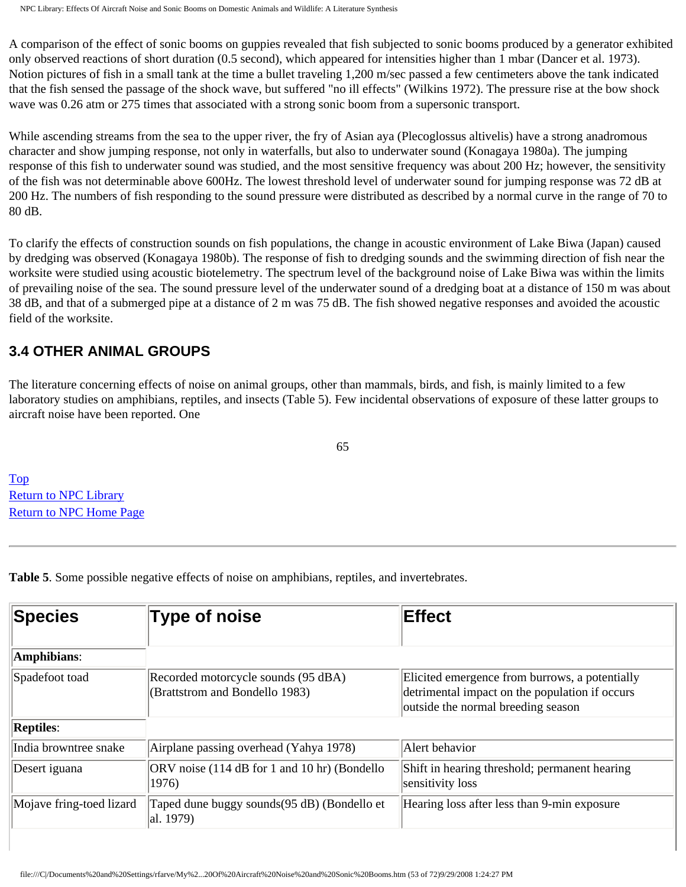A comparison of the effect of sonic booms on guppies revealed that fish subjected to sonic booms produced by a generator exhibited only observed reactions of short duration (0.5 second), which appeared for intensities higher than 1 mbar (Dancer et al. 1973). Notion pictures of fish in a small tank at the time a bullet traveling 1,200 m/sec passed a few centimeters above the tank indicated that the fish sensed the passage of the shock wave, but suffered "no ill effects" (Wilkins 1972). The pressure rise at the bow shock wave was 0.26 atm or 275 times that associated with a strong sonic boom from a supersonic transport.

While ascending streams from the sea to the upper river, the fry of Asian aya (Plecoglossus altivelis) have a strong anadromous character and show jumping response, not only in waterfalls, but also to underwater sound (Konagaya 1980a). The jumping response of this fish to underwater sound was studied, and the most sensitive frequency was about 200 Hz; however, the sensitivity of the fish was not determinable above 600Hz. The lowest threshold level of underwater sound for jumping response was 72 dB at 200 Hz. The numbers of fish responding to the sound pressure were distributed as described by a normal curve in the range of 70 to 80 dB.

To clarify the effects of construction sounds on fish populations, the change in acoustic environment of Lake Biwa (Japan) caused by dredging was observed (Konagaya 1980b). The response of fish to dredging sounds and the swimming direction of fish near the worksite were studied using acoustic biotelemetry. The spectrum level of the background noise of Lake Biwa was within the limits of prevailing noise of the sea. The sound pressure level of the underwater sound of a dredging boat at a distance of 150 m was about 38 dB, and that of a submerged pipe at a distance of 2 m was 75 dB. The fish showed negative responses and avoided the acoustic field of the worksite.

## 3.4 OTHER ANIMAL GROUPS

The literature concerning effects of noise on animal groups, other than mammals, birds, and fish, is mainly limited to a few laboratory studies on amphibians, reptiles, and insects (Table 5). Few incidental observations of exposure of these latter groups to aircraft noise have been reported. One

Top
Return to NPC Library
Return to NPC Home Page

---

**Table 5**. Some possible negative effects of noise on amphibians, reptiles, and invertebrates.

| Species | Type of noise | Effect |
|---|---|---|
| **Amphibians**: | | |
| Spadefoot toad | Recorded motorcycle sounds (95 dBA) (Brattstrom and Bondello 1983) | Elicited emergence from burrows, a potentially detrimental impact on the population if occurs outside the normal breeding season |
| **Reptiles**: | | |
| India browntree snake | Airplane passing overhead (Yahya 1978) | Alert behavior |
| Desert iguana | ORV noise (114 dB for 1 and 10 hr) (Bondello 1976) | Shift in hearing threshold; permanent hearing sensitivity loss |
| Mojave fring-toed lizard | Taped dune buggy sounds(95 dB) (Bondello et al. 1979) | Hearing loss after less than 9-min exposure |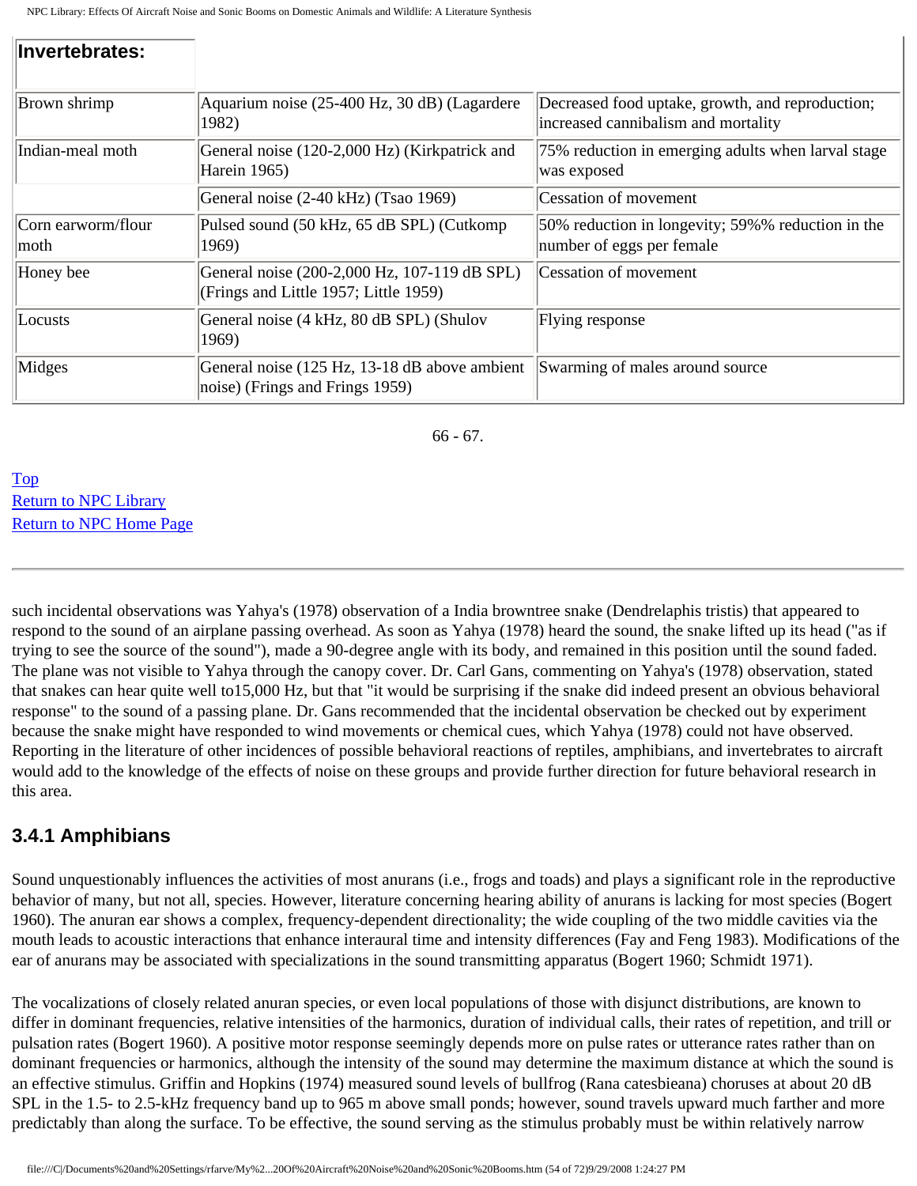| Invertebrates: | | |
|---|---|---|
| Brown shrimp | Aquarium noise (25-400 Hz, 30 dB) (Lagardere 1982) | Decreased food uptake, growth, and reproduction; increased cannibalism and mortality |
| Indian-meal moth | General noise (120-2,000 Hz) (Kirkpatrick and Harein 1965) | 75% reduction in emerging adults when larval stage was exposed |
| | General noise (2-40 kHz) (Tsao 1969) | Cessation of movement |
| Corn earworm/flour moth | Pulsed sound (50 kHz, 65 dB SPL) (Cutkomp 1969) | 50% reduction in longevity; 59%% reduction in the number of eggs per female |
| Honey bee | General noise (200-2,000 Hz, 107-119 dB SPL) (Frings and Little 1957; Little 1959) | Cessation of movement |
| Locusts | General noise (4 kHz, 80 dB SPL) (Shulov 1969) | Flying response |
| Midges | General noise (125 Hz, 13-18 dB above ambient noise) (Frings and Frings 1959) | Swarming of males around source |

66 - 67.

Top
Return to NPC Library
Return to NPC Home Page

---

such incidental observations was Yahya's (1978) observation of a India browntree snake (Dendrelaphis tristis) that appeared to respond to the sound of an airplane passing overhead. As soon as Yahya (1978) heard the sound, the snake lifted up its head ("as if trying to see the source of the sound"), made a 90-degree angle with its body, and remained in this position until the sound faded. The plane was not visible to Yahya through the canopy cover. Dr. Carl Gans, commenting on Yahya's (1978) observation, stated that snakes can hear quite well to15,000 Hz, but that "it would be surprising if the snake did indeed present an obvious behavioral response" to the sound of a passing plane. Dr. Gans recommended that the incidental observation be checked out by experiment because the snake might have responded to wind movements or chemical cues, which Yahya (1978) could not have observed. Reporting in the literature of other incidences of possible behavioral reactions of reptiles, amphibians, and invertebrates to aircraft would add to the knowledge of the effects of noise on these groups and provide further direction for future behavioral research in this area.

### 3.4.1 Amphibians

Sound unquestionably influences the activities of most anurans (i.e., frogs and toads) and plays a significant role in the reproductive behavior of many, but not all, species. However, literature concerning hearing ability of anurans is lacking for most species (Bogert 1960). The anuran ear shows a complex, frequency-dependent directionality; the wide coupling of the two middle cavities via the mouth leads to acoustic interactions that enhance interaural time and intensity differences (Fay and Feng 1983). Modifications of the ear of anurans may be associated with specializations in the sound transmitting apparatus (Bogert 1960; Schmidt 1971).

The vocalizations of closely related anuran species, or even local populations of those with disjunct distributions, are known to differ in dominant frequencies, relative intensities of the harmonics, duration of individual calls, their rates of repetition, and trill or pulsation rates (Bogert 1960). A positive motor response seemingly depends more on pulse rates or utterance rates rather than on dominant frequencies or harmonics, although the intensity of the sound may determine the maximum distance at which the sound is an effective stimulus. Griffin and Hopkins (1974) measured sound levels of bullfrog (Rana catesbieana) choruses at about 20 dB SPL in the 1.5- to 2.5-kHz frequency band up to 965 m above small ponds; however, sound travels upward much farther and more predictably than along the surface. To be effective, the sound serving as the stimulus probably must be within relatively narrow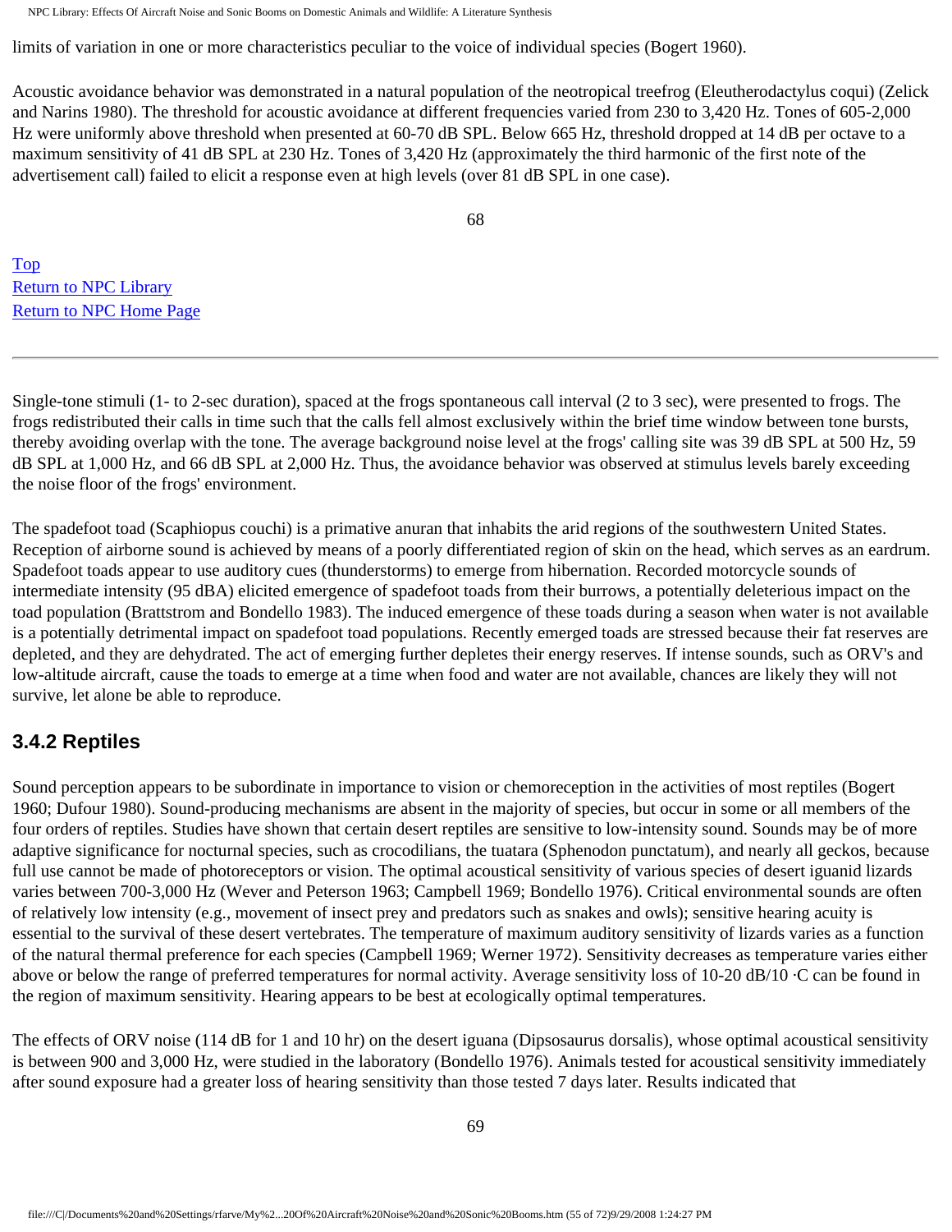limits of variation in one or more characteristics peculiar to the voice of individual species (Bogert 1960).

Acoustic avoidance behavior was demonstrated in a natural population of the neotropical treefrog (Eleutherodactylus coqui) (Zelick and Narins 1980). The threshold for acoustic avoidance at different frequencies varied from 230 to 3,420 Hz. Tones of 605-2,000 Hz were uniformly above threshold when presented at 60-70 dB SPL. Below 665 Hz, threshold dropped at 14 dB per octave to a maximum sensitivity of 41 dB SPL at 230 Hz. Tones of 3,420 Hz (approximately the third harmonic of the first note of the advertisement call) failed to elicit a response even at high levels (over 81 dB SPL in one case).

Top
Return to NPC Library
Return to NPC Home Page

---

Single-tone stimuli (1- to 2-sec duration), spaced at the frogs spontaneous call interval (2 to 3 sec), were presented to frogs. The frogs redistributed their calls in time such that the calls fell almost exclusively within the brief time window between tone bursts, thereby avoiding overlap with the tone. The average background noise level at the frogs' calling site was 39 dB SPL at 500 Hz, 59 dB SPL at 1,000 Hz, and 66 dB SPL at 2,000 Hz. Thus, the avoidance behavior was observed at stimulus levels barely exceeding the noise floor of the frogs' environment.

The spadefoot toad (Scaphiopus couchi) is a primative anuran that inhabits the arid regions of the southwestern United States. Reception of airborne sound is achieved by means of a poorly differentiated region of skin on the head, which serves as an eardrum. Spadefoot toads appear to use auditory cues (thunderstorms) to emerge from hibernation. Recorded motorcycle sounds of intermediate intensity (95 dBA) elicited emergence of spadefoot toads from their burrows, a potentially deleterious impact on the toad population (Brattstrom and Bondello 1983). The induced emergence of these toads during a season when water is not available is a potentially detrimental impact on spadefoot toad populations. Recently emerged toads are stressed because their fat reserves are depleted, and they are dehydrated. The act of emerging further depletes their energy reserves. If intense sounds, such as ORV's and low-altitude aircraft, cause the toads to emerge at a time when food and water are not available, chances are likely they will not survive, let alone be able to reproduce.

### 3.4.2 Reptiles

Sound perception appears to be subordinate in importance to vision or chemoreception in the activities of most reptiles (Bogert 1960; Dufour 1980). Sound-producing mechanisms are absent in the majority of species, but occur in some or all members of the four orders of reptiles. Studies have shown that certain desert reptiles are sensitive to low-intensity sound. Sounds may be of more adaptive significance for nocturnal species, such as crocodilians, the tuatara (Sphenodon punctatum), and nearly all geckos, because full use cannot be made of photoreceptors or vision. The optimal acoustical sensitivity of various species of desert iguanid lizards varies between 700-3,000 Hz (Wever and Peterson 1963; Campbell 1969; Bondello 1976). Critical environmental sounds are often of relatively low intensity (e.g., movement of insect prey and predators such as snakes and owls); sensitive hearing acuity is essential to the survival of these desert vertebrates. The temperature of maximum auditory sensitivity of lizards varies as a function of the natural thermal preference for each species (Campbell 1969; Werner 1972). Sensitivity decreases as temperature varies either above or below the range of preferred temperatures for normal activity. Average sensitivity loss of 10-20 dB/10 ·C can be found in the region of maximum sensitivity. Hearing appears to be best at ecologically optimal temperatures.

The effects of ORV noise (114 dB for 1 and 10 hr) on the desert iguana (Dipsosaurus dorsalis), whose optimal acoustical sensitivity is between 900 and 3,000 Hz, were studied in the laboratory (Bondello 1976). Animals tested for acoustical sensitivity immediately after sound exposure had a greater loss of hearing sensitivity than those tested 7 days later. Results indicated that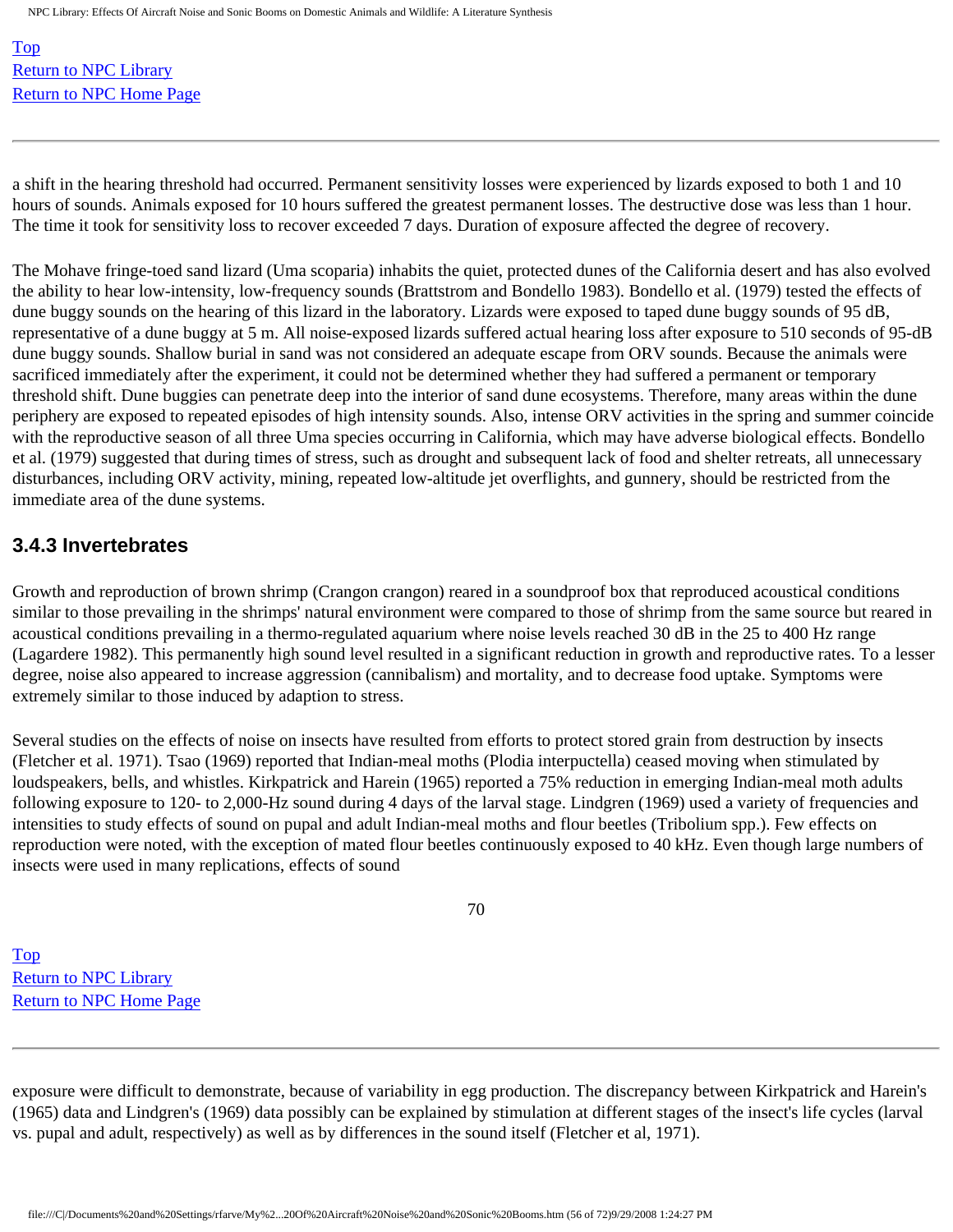a shift in the hearing threshold had occurred. Permanent sensitivity losses were experienced by lizards exposed to both 1 and 10 hours of sounds. Animals exposed for 10 hours suffered the greatest permanent losses. The destructive dose was less than 1 hour. The time it took for sensitivity loss to recover exceeded 7 days. Duration of exposure affected the degree of recovery.

The Mohave fringe-toed sand lizard (Uma scoparia) inhabits the quiet, protected dunes of the California desert and has also evolved the ability to hear low-intensity, low-frequency sounds (Brattstrom and Bondello 1983). Bondello et al. (1979) tested the effects of dune buggy sounds on the hearing of this lizard in the laboratory. Lizards were exposed to taped dune buggy sounds of 95 dB, representative of a dune buggy at 5 m. All noise-exposed lizards suffered actual hearing loss after exposure to 510 seconds of 95-dB dune buggy sounds. Shallow burial in sand was not considered an adequate escape from ORV sounds. Because the animals were sacrificed immediately after the experiment, it could not be determined whether they had suffered a permanent or temporary threshold shift. Dune buggies can penetrate deep into the interior of sand dune ecosystems. Therefore, many areas within the dune periphery are exposed to repeated episodes of high intensity sounds. Also, intense ORV activities in the spring and summer coincide with the reproductive season of all three Uma species occurring in California, which may have adverse biological effects. Bondello et al. (1979) suggested that during times of stress, such as drought and subsequent lack of food and shelter retreats, all unnecessary disturbances, including ORV activity, mining, repeated low-altitude jet overflights, and gunnery, should be restricted from the immediate area of the dune systems.

### 3.4.3 Invertebrates

Growth and reproduction of brown shrimp (Crangon crangon) reared in a soundproof box that reproduced acoustical conditions similar to those prevailing in the shrimps' natural environment were compared to those of shrimp from the same source but reared in acoustical conditions prevailing in a thermo-regulated aquarium where noise levels reached 30 dB in the 25 to 400 Hz range (Lagardere 1982). This permanently high sound level resulted in a significant reduction in growth and reproductive rates. To a lesser degree, noise also appeared to increase aggression (cannibalism) and mortality, and to decrease food uptake. Symptoms were extremely similar to those induced by adaption to stress.

Several studies on the effects of noise on insects have resulted from efforts to protect stored grain from destruction by insects (Fletcher et al. 1971). Tsao (1969) reported that Indian-meal moths (Plodia interpuctella) ceased moving when stimulated by loudspeakers, bells, and whistles. Kirkpatrick and Harein (1965) reported a 75% reduction in emerging Indian-meal moth adults following exposure to 120- to 2,000-Hz sound during 4 days of the larval stage. Lindgren (1969) used a variety of frequencies and intensities to study effects of sound on pupal and adult Indian-meal moths and flour beetles (Tribolium spp.). Few effects on reproduction were noted, with the exception of mated flour beetles continuously exposed to 40 kHz. Even though large numbers of insects were used in many replications, effects of sound exposure were difficult to demonstrate, because of variability in egg production. The discrepancy between Kirkpatrick and Harein's (1965) data and Lindgren's (1969) data possibly can be explained by stimulation at different stages of the insect's life cycles (larval vs. pupal and adult, respectively) as well as by differences in the sound itself (Fletcher et al, 1971).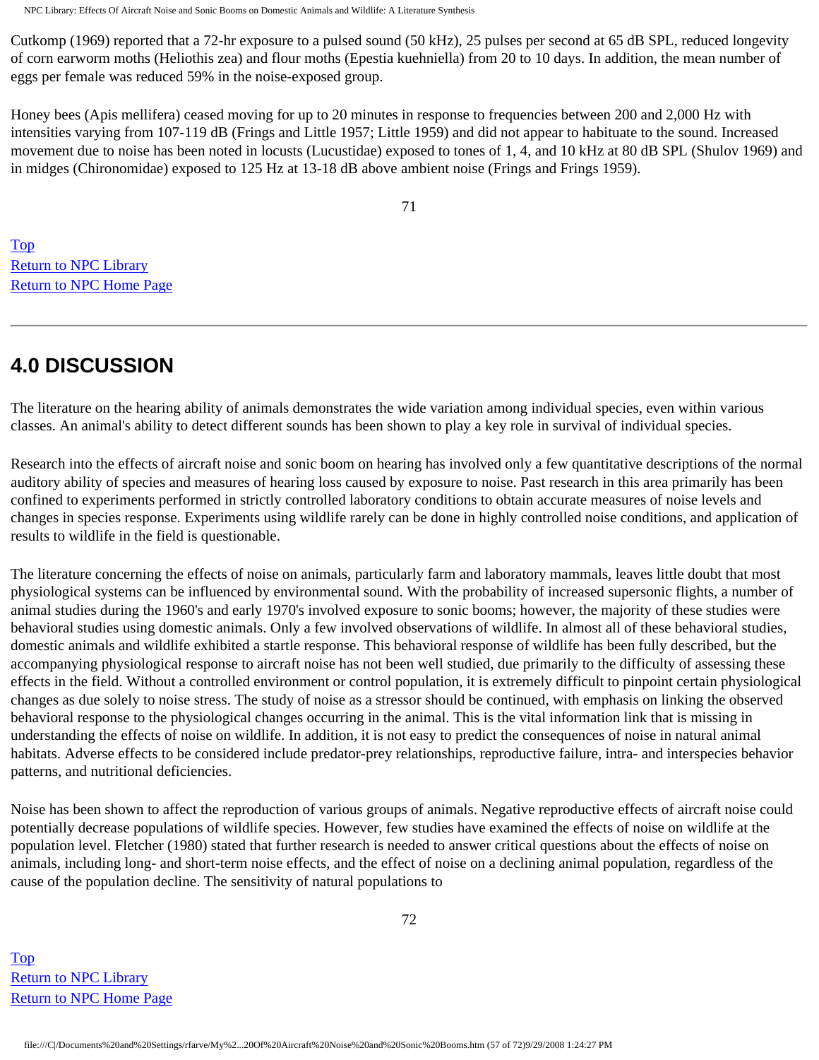Cutkomp (1969) reported that a 72-hr exposure to a pulsed sound (50 kHz), 25 pulses per second at 65 dB SPL, reduced longevity of corn earworm moths (Heliothis zea) and flour moths (Epestia kuehniella) from 20 to 10 days. In addition, the mean number of eggs per female was reduced 59% in the noise-exposed group.

Honey bees (Apis mellifera) ceased moving for up to 20 minutes in response to frequencies between 200 and 2,000 Hz with intensities varying from 107-119 dB (Frings and Little 1957; Little 1959) and did not appear to habituate to the sound. Increased movement due to noise has been noted in locusts (Lucustidae) exposed to tones of 1, 4, and 10 kHz at 80 dB SPL (Shulov 1969) and in midges (Chironomidae) exposed to 125 Hz at 13-18 dB above ambient noise (Frings and Frings 1959).

Top
Return to NPC Library
Return to NPC Home Page

---

## 4.0 DISCUSSION

The literature on the hearing ability of animals demonstrates the wide variation among individual species, even within various classes. An animal's ability to detect different sounds has been shown to play a key role in survival of individual species.

Research into the effects of aircraft noise and sonic boom on hearing has involved only a few quantitative descriptions of the normal auditory ability of species and measures of hearing loss caused by exposure to noise. Past research in this area primarily has been confined to experiments performed in strictly controlled laboratory conditions to obtain accurate measures of noise levels and changes in species response. Experiments using wildlife rarely can be done in highly controlled noise conditions, and application of results to wildlife in the field is questionable.

The literature concerning the effects of noise on animals, particularly farm and laboratory mammals, leaves little doubt that most physiological systems can be influenced by environmental sound. With the probability of increased supersonic flights, a number of animal studies during the 1960's and early 1970's involved exposure to sonic booms; however, the majority of these studies were behavioral studies using domestic animals. Only a few involved observations of wildlife. In almost all of these behavioral studies, domestic animals and wildlife exhibited a startle response. This behavioral response of wildlife has been fully described, but the accompanying physiological response to aircraft noise has not been well studied, due primarily to the difficulty of assessing these effects in the field. Without a controlled environment or control population, it is extremely difficult to pinpoint certain physiological changes as due solely to noise stress. The study of noise as a stressor should be continued, with emphasis on linking the observed behavioral response to the physiological changes occurring in the animal. This is the vital information link that is missing in understanding the effects of noise on wildlife. In addition, it is not easy to predict the consequences of noise in natural animal habitats. Adverse effects to be considered include predator-prey relationships, reproductive failure, intra- and interspecies behavior patterns, and nutritional deficiencies.

Noise has been shown to affect the reproduction of various groups of animals. Negative reproductive effects of aircraft noise could potentially decrease populations of wildlife species. However, few studies have examined the effects of noise on wildlife at the population level. Fletcher (1980) stated that further research is needed to answer critical questions about the effects of noise on animals, including long- and short-term noise effects, and the effect of noise on a declining animal population, regardless of the cause of the population decline. The sensitivity of natural populations to

Top
Return to NPC Library
Return to NPC Home Page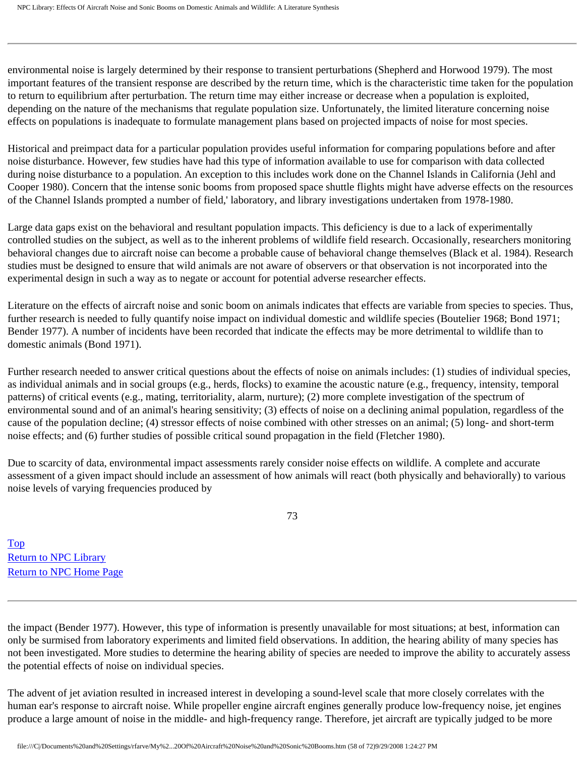environmental noise is largely determined by their response to transient perturbations (Shepherd and Horwood 1979). The most important features of the transient response are described by the return time, which is the characteristic time taken for the population to return to equilibrium after perturbation. The return time may either increase or decrease when a population is exploited, depending on the nature of the mechanisms that regulate population size. Unfortunately, the limited literature concerning noise effects on populations is inadequate to formulate management plans based on projected impacts of noise for most species.

Historical and preimpact data for a particular population provides useful information for comparing populations before and after noise disturbance. However, few studies have had this type of information available to use for comparison with data collected during noise disturbance to a population. An exception to this includes work done on the Channel Islands in California (Jehl and Cooper 1980). Concern that the intense sonic booms from proposed space shuttle flights might have adverse effects on the resources of the Channel Islands prompted a number of field,' laboratory, and library investigations undertaken from 1978-1980.

Large data gaps exist on the behavioral and resultant population impacts. This deficiency is due to a lack of experimentally controlled studies on the subject, as well as to the inherent problems of wildlife field research. Occasionally, researchers monitoring behavioral changes due to aircraft noise can become a probable cause of behavioral change themselves (Black et al. 1984). Research studies must be designed to ensure that wild animals are not aware of observers or that observation is not incorporated into the experimental design in such a way as to negate or account for potential adverse researcher effects.

Literature on the effects of aircraft noise and sonic boom on animals indicates that effects are variable from species to species. Thus, further research is needed to fully quantify noise impact on individual domestic and wildlife species (Boutelier 1968; Bond 1971; Bender 1977). A number of incidents have been recorded that indicate the effects may be more detrimental to wildlife than to domestic animals (Bond 1971).

Further research needed to answer critical questions about the effects of noise on animals includes: (1) studies of individual species, as individual animals and in social groups (e.g., herds, flocks) to examine the acoustic nature (e.g., frequency, intensity, temporal patterns) of critical events (e.g., mating, territoriality, alarm, nurture); (2) more complete investigation of the spectrum of environmental sound and of an animal's hearing sensitivity; (3) effects of noise on a declining animal population, regardless of the cause of the population decline; (4) stressor effects of noise combined with other stresses on an animal; (5) long- and short-term noise effects; and (6) further studies of possible critical sound propagation in the field (Fletcher 1980).

Due to scarcity of data, environmental impact assessments rarely consider noise effects on wildlife. A complete and accurate assessment of a given impact should include an assessment of how animals will react (both physically and behaviorally) to various noise levels of varying frequencies produced by the impact (Bender 1977). However, this type of information is presently unavailable for most situations; at best, information can only be surmised from laboratory experiments and limited field observations. In addition, the hearing ability of many species has not been investigated. More studies to determine the hearing ability of species are needed to improve the ability to accurately assess the potential effects of noise on individual species.

The advent of jet aviation resulted in increased interest in developing a sound-level scale that more closely correlates with the human ear's response to aircraft noise. While propeller engine aircraft engines generally produce low-frequency noise, jet engines produce a large amount of noise in the middle- and high-frequency range. Therefore, jet aircraft are typically judged to be more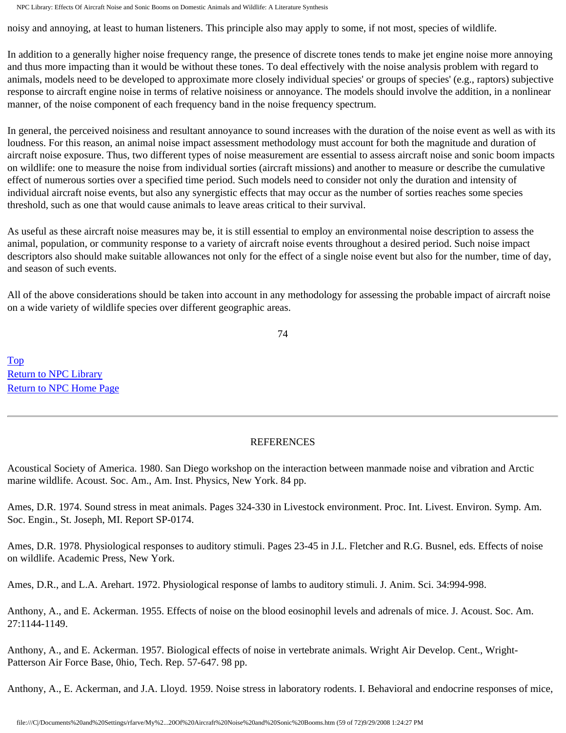noisy and annoying, at least to human listeners. This principle also may apply to some, if not most, species of wildlife.

In addition to a generally higher noise frequency range, the presence of discrete tones tends to make jet engine noise more annoying and thus more impacting than it would be without these tones. To deal effectively with the noise analysis problem with regard to animals, models need to be developed to approximate more closely individual species' or groups of species' (e.g., raptors) subjective response to aircraft engine noise in terms of relative noisiness or annoyance. The models should involve the addition, in a nonlinear manner, of the noise component of each frequency band in the noise frequency spectrum.

In general, the perceived noisiness and resultant annoyance to sound increases with the duration of the noise event as well as with its loudness. For this reason, an animal noise impact assessment methodology must account for both the magnitude and duration of aircraft noise exposure. Thus, two different types of noise measurement are essential to assess aircraft noise and sonic boom impacts on wildlife: one to measure the noise from individual sorties (aircraft missions) and another to measure or describe the cumulative effect of numerous sorties over a specified time period. Such models need to consider not only the duration and intensity of individual aircraft noise events, but also any synergistic effects that may occur as the number of sorties reaches some species threshold, such as one that would cause animals to leave areas critical to their survival.

As useful as these aircraft noise measures may be, it is still essential to employ an environmental noise description to assess the animal, population, or community response to a variety of aircraft noise events throughout a desired period. Such noise impact descriptors also should make suitable allowances not only for the effect of a single noise event but also for the number, time of day, and season of such events.

All of the above considerations should be taken into account in any methodology for assessing the probable impact of aircraft noise on a wide variety of wildlife species over different geographic areas.

Top
Return to NPC Library
Return to NPC Home Page

---

## REFERENCES

Acoustical Society of America. 1980. San Diego workshop on the interaction between manmade noise and vibration and Arctic marine wildlife. Acoust. Soc. Am., Am. Inst. Physics, New York. 84 pp.

Ames, D.R. 1974. Sound stress in meat animals. Pages 324-330 in Livestock environment. Proc. Int. Livest. Environ. Symp. Am. Soc. Engin., St. Joseph, MI. Report SP-0174.

Ames, D.R. 1978. Physiological responses to auditory stimuli. Pages 23-45 in J.L. Fletcher and R.G. Busnel, eds. Effects of noise on wildlife. Academic Press, New York.

Ames, D.R., and L.A. Arehart. 1972. Physiological response of lambs to auditory stimuli. J. Anim. Sci. 34:994-998.

Anthony, A., and E. Ackerman. 1955. Effects of noise on the blood eosinophil levels and adrenals of mice. J. Acoust. Soc. Am. 27:1144-1149.

Anthony, A., and E. Ackerman. 1957. Biological effects of noise in vertebrate animals. Wright Air Develop. Cent., Wright-Patterson Air Force Base, 0hio, Tech. Rep. 57-647. 98 pp.

Anthony, A., E. Ackerman, and J.A. Lloyd. 1959. Noise stress in laboratory rodents. I. Behavioral and endocrine responses of mice,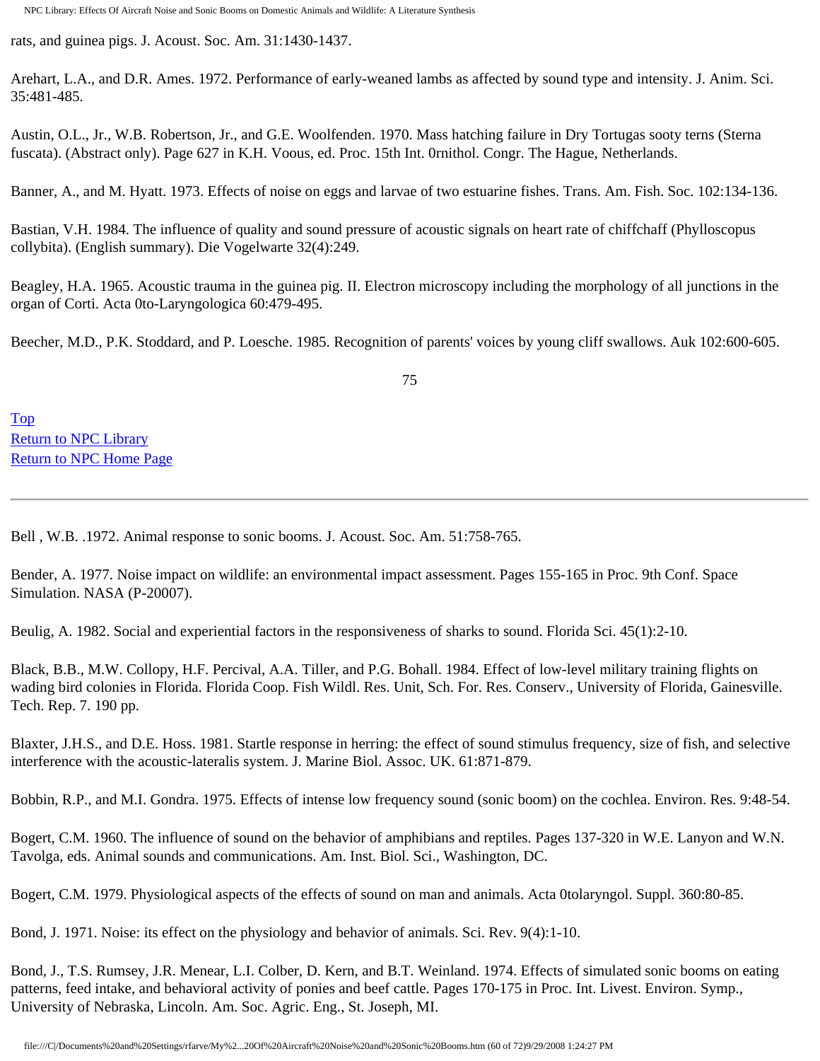rats, and guinea pigs. J. Acoust. Soc. Am. 31:1430-1437.

Arehart, L.A., and D.R. Ames. 1972. Performance of early-weaned lambs as affected by sound type and intensity. J. Anim. Sci. 35:481-485.

Austin, O.L., Jr., W.B. Robertson, Jr., and G.E. Woolfenden. 1970. Mass hatching failure in Dry Tortugas sooty terns (Sterna fuscata). (Abstract only). Page 627 in K.H. Voous, ed. Proc. 15th Int. 0rnithol. Congr. The Hague, Netherlands.

Banner, A., and M. Hyatt. 1973. Effects of noise on eggs and larvae of two estuarine fishes. Trans. Am. Fish. Soc. 102:134-136.

Bastian, V.H. 1984. The influence of quality and sound pressure of acoustic signals on heart rate of chiffchaff (Phylloscopus collybita). (English summary). Die Vogelwarte 32(4):249.

Beagley, H.A. 1965. Acoustic trauma in the guinea pig. II. Electron microscopy including the morphology of all junctions in the organ of Corti. Acta 0to-Laryngologica 60:479-495.

Beecher, M.D., P.K. Stoddard, and P. Loesche. 1985. Recognition of parents' voices by young cliff swallows. Auk 102:600-605.

Top
Return to NPC Library
Return to NPC Home Page

---

Bell , W.B. .1972. Animal response to sonic booms. J. Acoust. Soc. Am. 51:758-765.

Bender, A. 1977. Noise impact on wildlife: an environmental impact assessment. Pages 155-165 in Proc. 9th Conf. Space Simulation. NASA (P-20007).

Beulig, A. 1982. Social and experiential factors in the responsiveness of sharks to sound. Florida Sci. 45(1):2-10.

Black, B.B., M.W. Collopy, H.F. Percival, A.A. Tiller, and P.G. Bohall. 1984. Effect of low-level military training flights on wading bird colonies in Florida. Florida Coop. Fish Wildl. Res. Unit, Sch. For. Res. Conserv., University of Florida, Gainesville. Tech. Rep. 7. 190 pp.

Blaxter, J.H.S., and D.E. Hoss. 1981. Startle response in herring: the effect of sound stimulus frequency, size of fish, and selective interference with the acoustic-lateralis system. J. Marine Biol. Assoc. UK. 61:871-879.

Bobbin, R.P., and M.I. Gondra. 1975. Effects of intense low frequency sound (sonic boom) on the cochlea. Environ. Res. 9:48-54.

Bogert, C.M. 1960. The influence of sound on the behavior of amphibians and reptiles. Pages 137-320 in W.E. Lanyon and W.N. Tavolga, eds. Animal sounds and communications. Am. Inst. Biol. Sci., Washington, DC.

Bogert, C.M. 1979. Physiological aspects of the effects of sound on man and animals. Acta 0tolaryngol. Suppl. 360:80-85.

Bond, J. 1971. Noise: its effect on the physiology and behavior of animals. Sci. Rev. 9(4):1-10.

Bond, J., T.S. Rumsey, J.R. Menear, L.I. Colber, D. Kern, and B.T. Weinland. 1974. Effects of simulated sonic booms on eating patterns, feed intake, and behavioral activity of ponies and beef cattle. Pages 170-175 in Proc. Int. Livest. Environ. Symp., University of Nebraska, Lincoln. Am. Soc. Agric. Eng., St. Joseph, MI.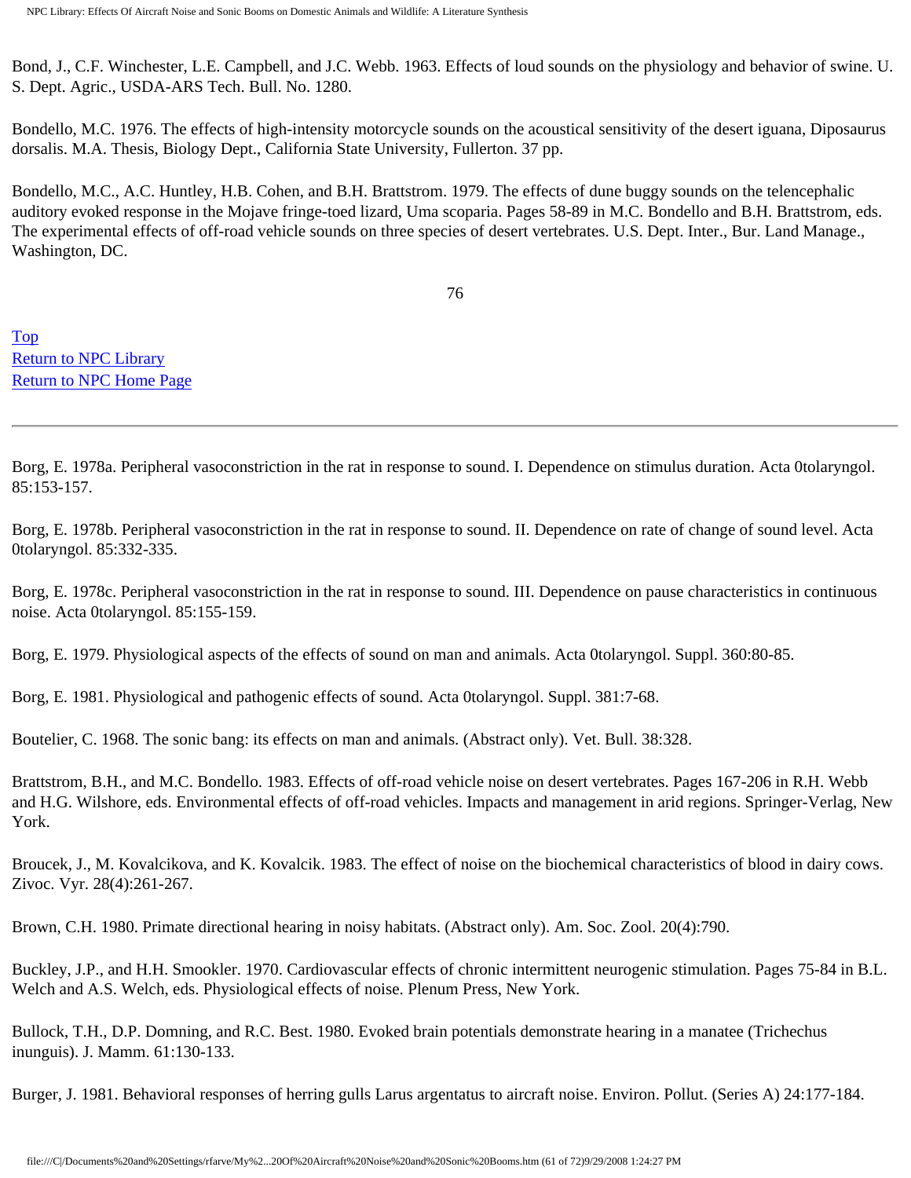Bond, J., C.F. Winchester, L.E. Campbell, and J.C. Webb. 1963. Effects of loud sounds on the physiology and behavior of swine. U. S. Dept. Agric., USDA-ARS Tech. Bull. No. 1280.

Bondello, M.C. 1976. The effects of high-intensity motorcycle sounds on the acoustical sensitivity of the desert iguana, Diposaurus dorsalis. M.A. Thesis, Biology Dept., California State University, Fullerton. 37 pp.

Bondello, M.C., A.C. Huntley, H.B. Cohen, and B.H. Brattstrom. 1979. The effects of dune buggy sounds on the telencephalic auditory evoked response in the Mojave fringe-toed lizard, Uma scoparia. Pages 58-89 in M.C. Bondello and B.H. Brattstrom, eds. The experimental effects of off-road vehicle sounds on three species of desert vertebrates. U.S. Dept. Inter., Bur. Land Manage., Washington, DC.

Top
Return to NPC Library
Return to NPC Home Page

---

Borg, E. 1978a. Peripheral vasoconstriction in the rat in response to sound. I. Dependence on stimulus duration. Acta 0tolaryngol. 85:153-157.

Borg, E. 1978b. Peripheral vasoconstriction in the rat in response to sound. II. Dependence on rate of change of sound level. Acta 0tolaryngol. 85:332-335.

Borg, E. 1978c. Peripheral vasoconstriction in the rat in response to sound. III. Dependence on pause characteristics in continuous noise. Acta 0tolaryngol. 85:155-159.

Borg, E. 1979. Physiological aspects of the effects of sound on man and animals. Acta 0tolaryngol. Suppl. 360:80-85.

Borg, E. 1981. Physiological and pathogenic effects of sound. Acta 0tolaryngol. Suppl. 381:7-68.

Boutelier, C. 1968. The sonic bang: its effects on man and animals. (Abstract only). Vet. Bull. 38:328.

Brattstrom, B.H., and M.C. Bondello. 1983. Effects of off-road vehicle noise on desert vertebrates. Pages 167-206 in R.H. Webb and H.G. Wilshore, eds. Environmental effects of off-road vehicles. Impacts and management in arid regions. Springer-Verlag, New York.

Broucek, J., M. Kovalcikova, and K. Kovalcik. 1983. The effect of noise on the biochemical characteristics of blood in dairy cows. Zivoc. Vyr. 28(4):261-267.

Brown, C.H. 1980. Primate directional hearing in noisy habitats. (Abstract only). Am. Soc. Zool. 20(4):790.

Buckley, J.P., and H.H. Smookler. 1970. Cardiovascular effects of chronic intermittent neurogenic stimulation. Pages 75-84 in B.L. Welch and A.S. Welch, eds. Physiological effects of noise. Plenum Press, New York.

Bullock, T.H., D.P. Domning, and R.C. Best. 1980. Evoked brain potentials demonstrate hearing in a manatee (Trichechus inunguis). J. Mamm. 61:130-133.

Burger, J. 1981. Behavioral responses of herring gulls Larus argentatus to aircraft noise. Environ. Pollut. (Series A) 24:177-184.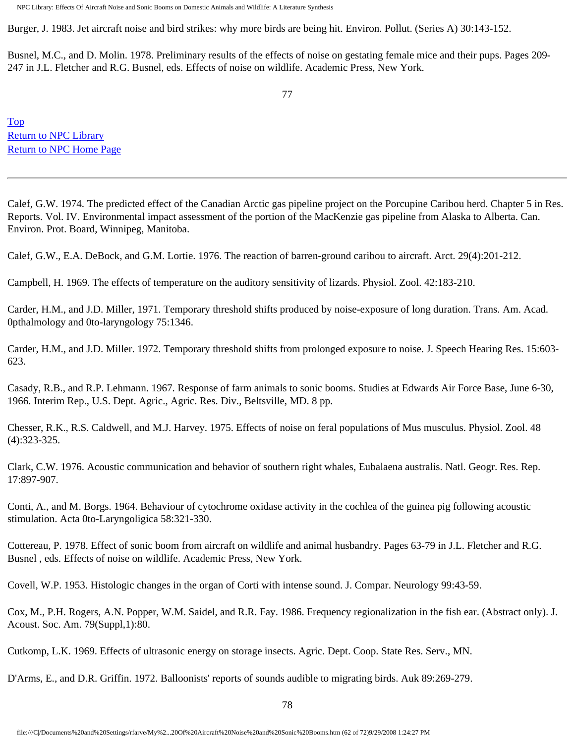Burger, J. 1983. Jet aircraft noise and bird strikes: why more birds are being hit. Environ. Pollut. (Series A) 30:143-152.

Busnel, M.C., and D. Molin. 1978. Preliminary results of the effects of noise on gestating female mice and their pups. Pages 209-247 in J.L. Fletcher and R.G. Busnel, eds. Effects of noise on wildlife. Academic Press, New York.

Top
Return to NPC Library
Return to NPC Home Page

---

Calef, G.W. 1974. The predicted effect of the Canadian Arctic gas pipeline project on the Porcupine Caribou herd. Chapter 5 in Res. Reports. Vol. IV. Environmental impact assessment of the portion of the MacKenzie gas pipeline from Alaska to Alberta. Can. Environ. Prot. Board, Winnipeg, Manitoba.

Calef, G.W., E.A. DeBock, and G.M. Lortie. 1976. The reaction of barren-ground caribou to aircraft. Arct. 29(4):201-212.

Campbell, H. 1969. The effects of temperature on the auditory sensitivity of lizards. Physiol. Zool. 42:183-210.

Carder, H.M., and J.D. Miller, 1971. Temporary threshold shifts produced by noise-exposure of long duration. Trans. Am. Acad. 0pthalmology and 0to-laryngology 75:1346.

Carder, H.M., and J.D. Miller. 1972. Temporary threshold shifts from prolonged exposure to noise. J. Speech Hearing Res. 15:603-623.

Casady, R.B., and R.P. Lehmann. 1967. Response of farm animals to sonic booms. Studies at Edwards Air Force Base, June 6-30, 1966. Interim Rep., U.S. Dept. Agric., Agric. Res. Div., Beltsville, MD. 8 pp.

Chesser, R.K., R.S. Caldwell, and M.J. Harvey. 1975. Effects of noise on feral populations of Mus musculus. Physiol. Zool. 48 (4):323-325.

Clark, C.W. 1976. Acoustic communication and behavior of southern right whales, Eubalaena australis. Natl. Geogr. Res. Rep. 17:897-907.

Conti, A., and M. Borgs. 1964. Behaviour of cytochrome oxidase activity in the cochlea of the guinea pig following acoustic stimulation. Acta 0to-Laryngoligica 58:321-330.

Cottereau, P. 1978. Effect of sonic boom from aircraft on wildlife and animal husbandry. Pages 63-79 in J.L. Fletcher and R.G. Busnel , eds. Effects of noise on wildlife. Academic Press, New York.

Covell, W.P. 1953. Histologic changes in the organ of Corti with intense sound. J. Compar. Neurology 99:43-59.

Cox, M., P.H. Rogers, A.N. Popper, W.M. Saidel, and R.R. Fay. 1986. Frequency regionalization in the fish ear. (Abstract only). J. Acoust. Soc. Am. 79(Suppl,1):80.

Cutkomp, L.K. 1969. Effects of ultrasonic energy on storage insects. Agric. Dept. Coop. State Res. Serv., MN.

D'Arms, E., and D.R. Griffin. 1972. Balloonists' reports of sounds audible to migrating birds. Auk 89:269-279.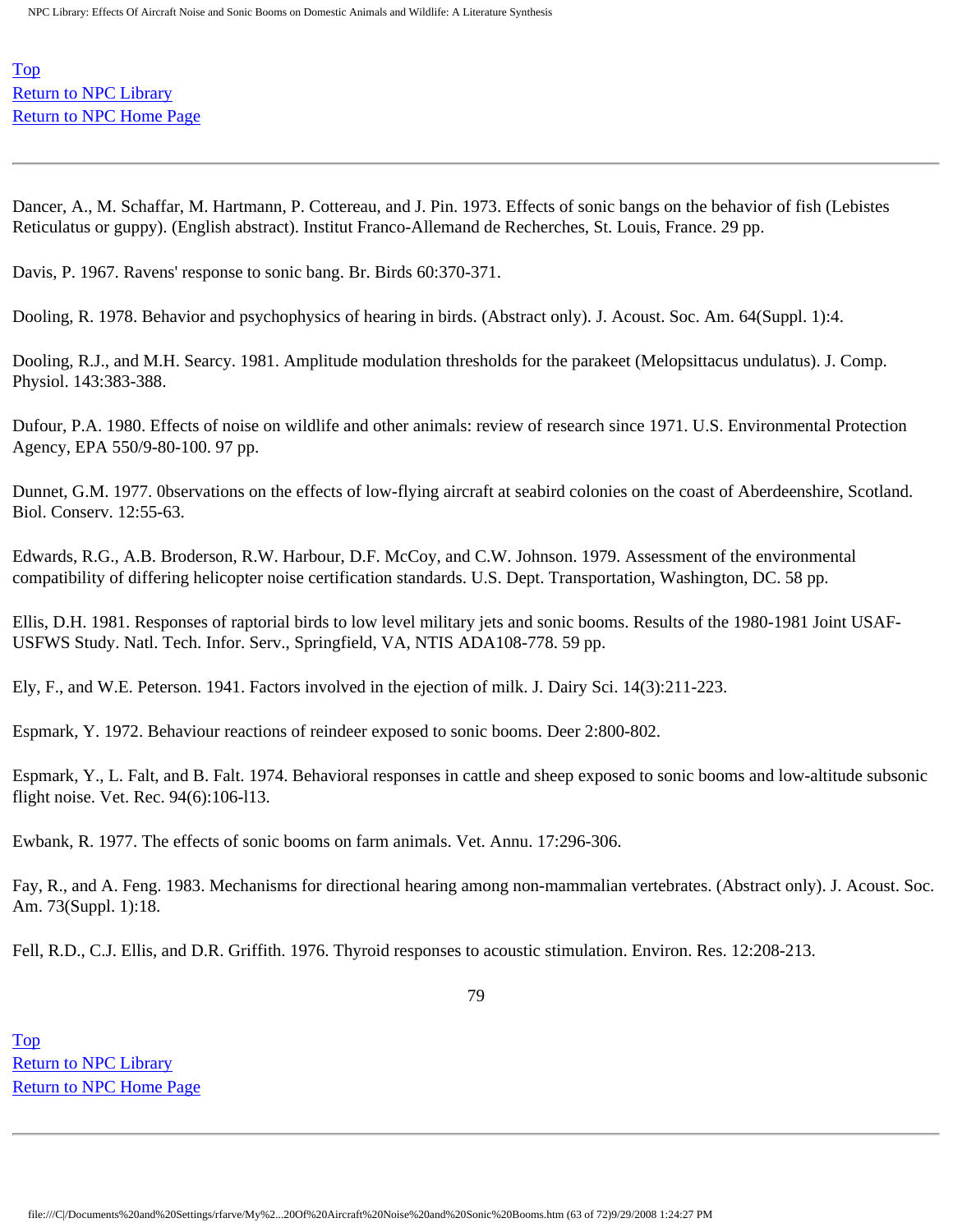Top
Return to NPC Library
Return to NPC Home Page

---

Dancer, A., M. Schaffar, M. Hartmann, P. Cottereau, and J. Pin. 1973. Effects of sonic bangs on the behavior of fish (Lebistes Reticulatus or guppy). (English abstract). Institut Franco-Allemand de Recherches, St. Louis, France. 29 pp.

Davis, P. 1967. Ravens' response to sonic bang. Br. Birds 60:370-371.

Dooling, R. 1978. Behavior and psychophysics of hearing in birds. (Abstract only). J. Acoust. Soc. Am. 64(Suppl. 1):4.

Dooling, R.J., and M.H. Searcy. 1981. Amplitude modulation thresholds for the parakeet (Melopsittacus undulatus). J. Comp. Physiol. 143:383-388.

Dufour, P.A. 1980. Effects of noise on wildlife and other animals: review of research since 1971. U.S. Environmental Protection Agency, EPA 550/9-80-100. 97 pp.

Dunnet, G.M. 1977. 0bservations on the effects of low-flying aircraft at seabird colonies on the coast of Aberdeenshire, Scotland. Biol. Conserv. 12:55-63.

Edwards, R.G., A.B. Broderson, R.W. Harbour, D.F. McCoy, and C.W. Johnson. 1979. Assessment of the environmental compatibility of differing helicopter noise certification standards. U.S. Dept. Transportation, Washington, DC. 58 pp.

Ellis, D.H. 1981. Responses of raptorial birds to low level military jets and sonic booms. Results of the 1980-1981 Joint USAF-USFWS Study. Natl. Tech. Infor. Serv., Springfield, VA, NTIS ADA108-778. 59 pp.

Ely, F., and W.E. Peterson. 1941. Factors involved in the ejection of milk. J. Dairy Sci. 14(3):211-223.

Espmark, Y. 1972. Behaviour reactions of reindeer exposed to sonic booms. Deer 2:800-802.

Espmark, Y., L. Falt, and B. Falt. 1974. Behavioral responses in cattle and sheep exposed to sonic booms and low-altitude subsonic flight noise. Vet. Rec. 94(6):106-l13.

Ewbank, R. 1977. The effects of sonic booms on farm animals. Vet. Annu. 17:296-306.

Fay, R., and A. Feng. 1983. Mechanisms for directional hearing among non-mammalian vertebrates. (Abstract only). J. Acoust. Soc. Am. 73(Suppl. 1):18.

Fell, R.D., C.J. Ellis, and D.R. Griffith. 1976. Thyroid responses to acoustic stimulation. Environ. Res. 12:208-213.

Top
Return to NPC Library
Return to NPC Home Page

---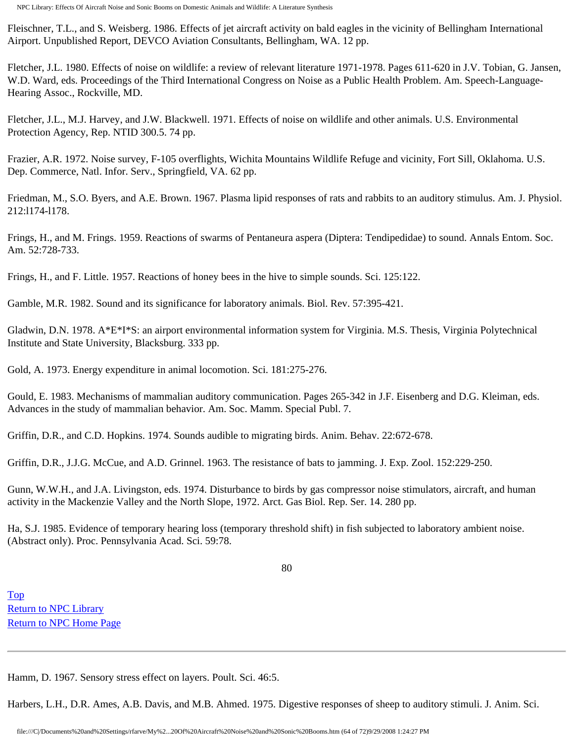Fleischner, T.L., and S. Weisberg. 1986. Effects of jet aircraft activity on bald eagles in the vicinity of Bellingham International Airport. Unpublished Report, DEVCO Aviation Consultants, Bellingham, WA. 12 pp.

Fletcher, J.L. 1980. Effects of noise on wildlife: a review of relevant literature 1971-1978. Pages 611-620 in J.V. Tobian, G. Jansen, W.D. Ward, eds. Proceedings of the Third International Congress on Noise as a Public Health Problem. Am. Speech-Language-Hearing Assoc., Rockville, MD.

Fletcher, J.L., M.J. Harvey, and J.W. Blackwell. 1971. Effects of noise on wildlife and other animals. U.S. Environmental Protection Agency, Rep. NTID 300.5. 74 pp.

Frazier, A.R. 1972. Noise survey, F-105 overflights, Wichita Mountains Wildlife Refuge and vicinity, Fort Sill, Oklahoma. U.S. Dep. Commerce, Natl. Infor. Serv., Springfield, VA. 62 pp.

Friedman, M., S.O. Byers, and A.E. Brown. 1967. Plasma lipid responses of rats and rabbits to an auditory stimulus. Am. J. Physiol. 212:l174-l178.

Frings, H., and M. Frings. 1959. Reactions of swarms of Pentaneura aspera (Diptera: Tendipedidae) to sound. Annals Entom. Soc. Am. 52:728-733.

Frings, H., and F. Little. 1957. Reactions of honey bees in the hive to simple sounds. Sci. 125:122.

Gamble, M.R. 1982. Sound and its significance for laboratory animals. Biol. Rev. 57:395-421.

Gladwin, D.N. 1978. A*E*I*S: an airport environmental information system for Virginia. M.S. Thesis, Virginia Polytechnical Institute and State University, Blacksburg. 333 pp.

Gold, A. 1973. Energy expenditure in animal locomotion. Sci. 181:275-276.

Gould, E. 1983. Mechanisms of mammalian auditory communication. Pages 265-342 in J.F. Eisenberg and D.G. Kleiman, eds. Advances in the study of mammalian behavior. Am. Soc. Mamm. Special Publ. 7.

Griffin, D.R., and C.D. Hopkins. 1974. Sounds audible to migrating birds. Anim. Behav. 22:672-678.

Griffin, D.R., J.J.G. McCue, and A.D. Grinnel. 1963. The resistance of bats to jamming. J. Exp. Zool. 152:229-250.

Gunn, W.W.H., and J.A. Livingston, eds. 1974. Disturbance to birds by gas compressor noise stimulators, aircraft, and human activity in the Mackenzie Valley and the North Slope, 1972. Arct. Gas Biol. Rep. Ser. 14. 280 pp.

Ha, S.J. 1985. Evidence of temporary hearing loss (temporary threshold shift) in fish subjected to laboratory ambient noise. (Abstract only). Proc. Pennsylvania Acad. Sci. 59:78.

Top
Return to NPC Library
Return to NPC Home Page

---

Hamm, D. 1967. Sensory stress effect on layers. Poult. Sci. 46:5.

Harbers, L.H., D.R. Ames, A.B. Davis, and M.B. Ahmed. 1975. Digestive responses of sheep to auditory stimuli. J. Anim. Sci.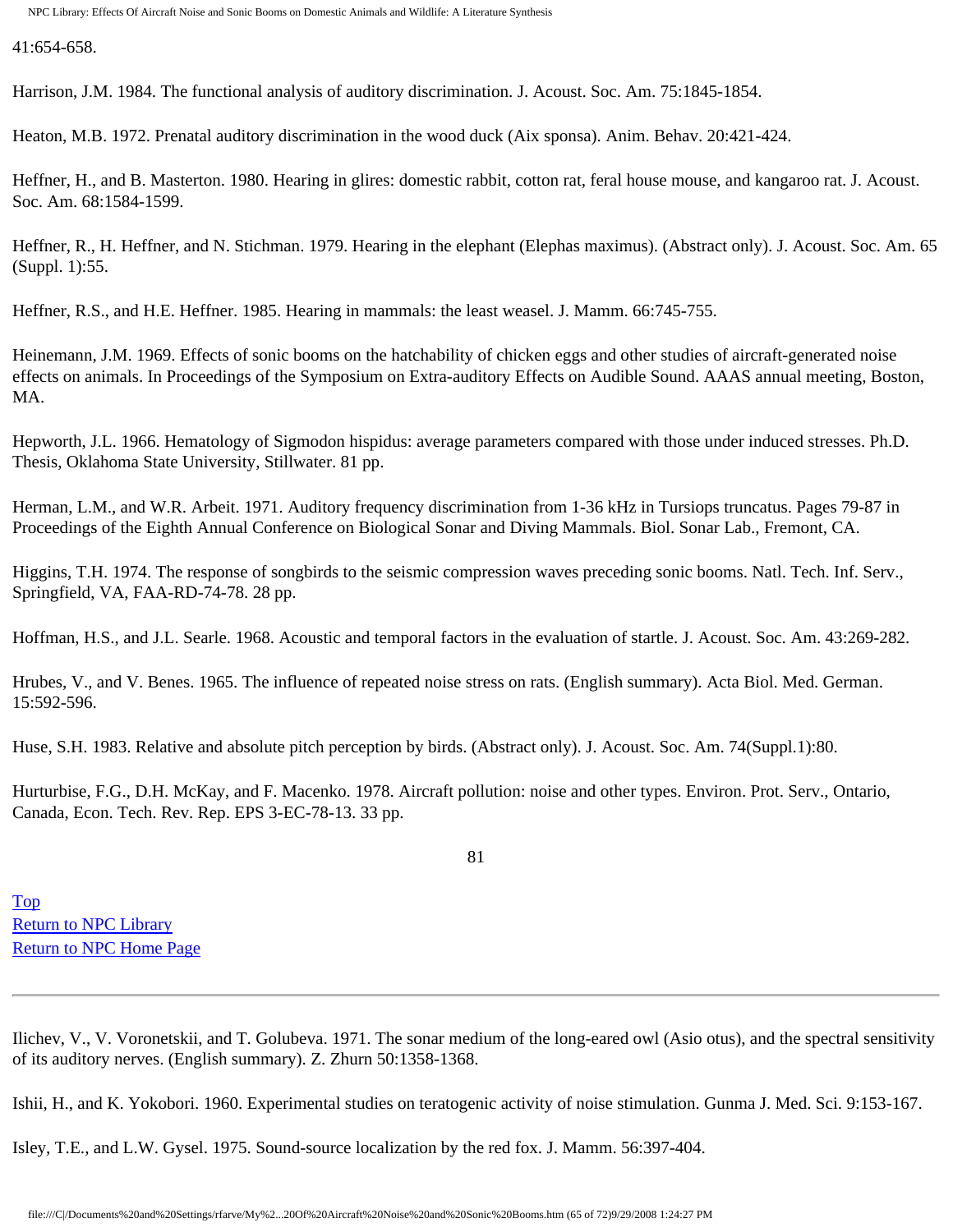41:654-658.

Harrison, J.M. 1984. The functional analysis of auditory discrimination. J. Acoust. Soc. Am. 75:1845-1854.

Heaton, M.B. 1972. Prenatal auditory discrimination in the wood duck (Aix sponsa). Anim. Behav. 20:421-424.

Heffner, H., and B. Masterton. 1980. Hearing in glires: domestic rabbit, cotton rat, feral house mouse, and kangaroo rat. J. Acoust. Soc. Am. 68:1584-1599.

Heffner, R., H. Heffner, and N. Stichman. 1979. Hearing in the elephant (Elephas maximus). (Abstract only). J. Acoust. Soc. Am. 65 (Suppl. 1):55.

Heffner, R.S., and H.E. Heffner. 1985. Hearing in mammals: the least weasel. J. Mamm. 66:745-755.

Heinemann, J.M. 1969. Effects of sonic booms on the hatchability of chicken eggs and other studies of aircraft-generated noise effects on animals. In Proceedings of the Symposium on Extra-auditory Effects on Audible Sound. AAAS annual meeting, Boston, MA.

Hepworth, J.L. 1966. Hematology of Sigmodon hispidus: average parameters compared with those under induced stresses. Ph.D. Thesis, Oklahoma State University, Stillwater. 81 pp.

Herman, L.M., and W.R. Arbeit. 1971. Auditory frequency discrimination from 1-36 kHz in Tursiops truncatus. Pages 79-87 in Proceedings of the Eighth Annual Conference on Biological Sonar and Diving Mammals. Biol. Sonar Lab., Fremont, CA.

Higgins, T.H. 1974. The response of songbirds to the seismic compression waves preceding sonic booms. Natl. Tech. Inf. Serv., Springfield, VA, FAA-RD-74-78. 28 pp.

Hoffman, H.S., and J.L. Searle. 1968. Acoustic and temporal factors in the evaluation of startle. J. Acoust. Soc. Am. 43:269-282.

Hrubes, V., and V. Benes. 1965. The influence of repeated noise stress on rats. (English summary). Acta Biol. Med. German. 15:592-596.

Huse, S.H. 1983. Relative and absolute pitch perception by birds. (Abstract only). J. Acoust. Soc. Am. 74(Suppl.1):80.

Hurturbise, F.G., D.H. McKay, and F. Macenko. 1978. Aircraft pollution: noise and other types. Environ. Prot. Serv., Ontario, Canada, Econ. Tech. Rev. Rep. EPS 3-EC-78-13. 33 pp.

Top
Return to NPC Library
Return to NPC Home Page

---

Ilichev, V., V. Voronetskii, and T. Golubeva. 1971. The sonar medium of the long-eared owl (Asio otus), and the spectral sensitivity of its auditory nerves. (English summary). Z. Zhurn 50:1358-1368.

Ishii, H., and K. Yokobori. 1960. Experimental studies on teratogenic activity of noise stimulation. Gunma J. Med. Sci. 9:153-167.

Isley, T.E., and L.W. Gysel. 1975. Sound-source localization by the red fox. J. Mamm. 56:397-404.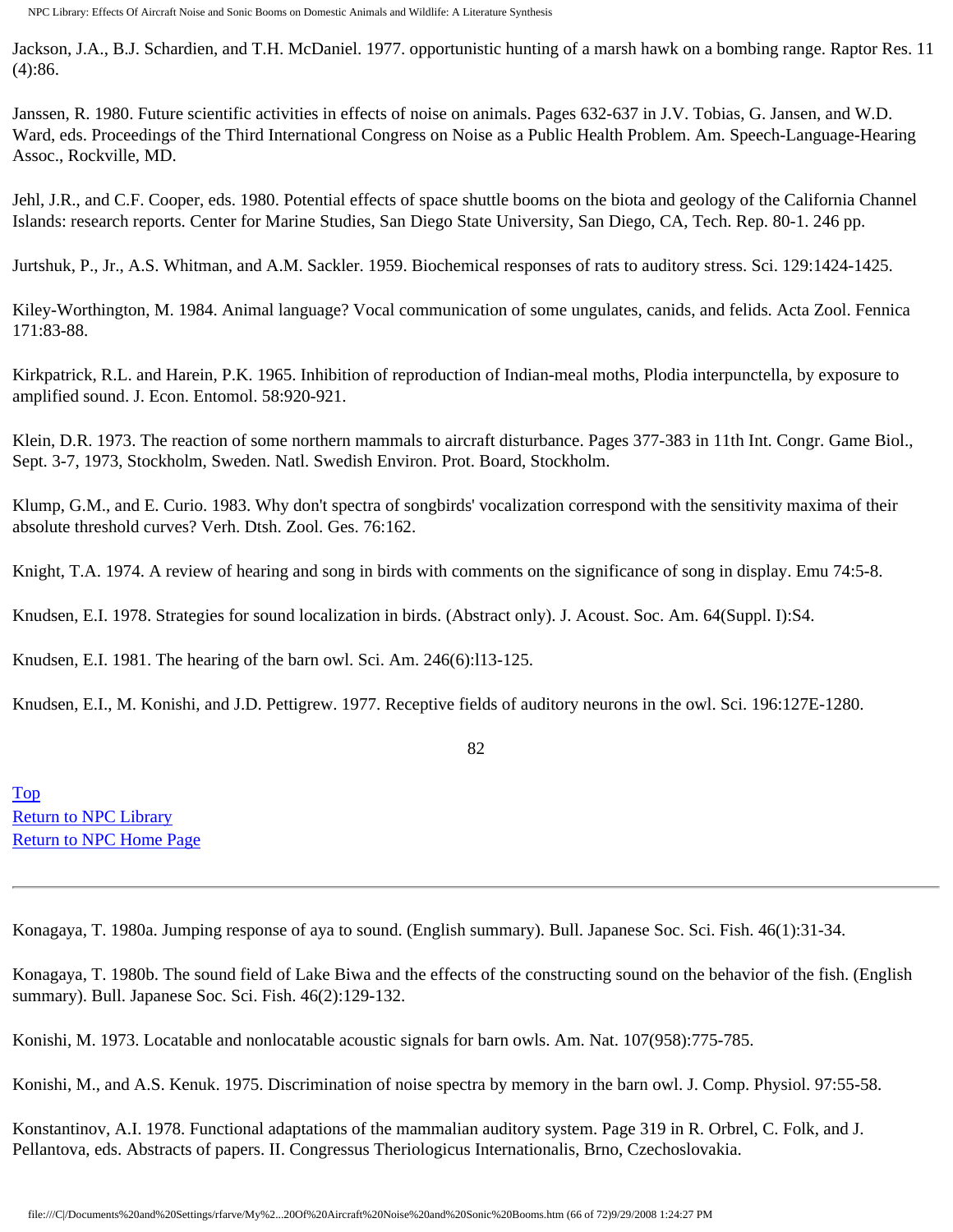Jackson, J.A., B.J. Schardien, and T.H. McDaniel. 1977. opportunistic hunting of a marsh hawk on a bombing range. Raptor Res. 11 (4):86.

Janssen, R. 1980. Future scientific activities in effects of noise on animals. Pages 632-637 in J.V. Tobias, G. Jansen, and W.D. Ward, eds. Proceedings of the Third International Congress on Noise as a Public Health Problem. Am. Speech-Language-Hearing Assoc., Rockville, MD.

Jehl, J.R., and C.F. Cooper, eds. 1980. Potential effects of space shuttle booms on the biota and geology of the California Channel Islands: research reports. Center for Marine Studies, San Diego State University, San Diego, CA, Tech. Rep. 80-1. 246 pp.

Jurtshuk, P., Jr., A.S. Whitman, and A.M. Sackler. 1959. Biochemical responses of rats to auditory stress. Sci. 129:1424-1425.

Kiley-Worthington, M. 1984. Animal language? Vocal communication of some ungulates, canids, and felids. Acta Zool. Fennica 171:83-88.

Kirkpatrick, R.L. and Harein, P.K. 1965. Inhibition of reproduction of Indian-meal moths, Plodia interpunctella, by exposure to amplified sound. J. Econ. Entomol. 58:920-921.

Klein, D.R. 1973. The reaction of some northern mammals to aircraft disturbance. Pages 377-383 in 11th Int. Congr. Game Biol., Sept. 3-7, 1973, Stockholm, Sweden. Natl. Swedish Environ. Prot. Board, Stockholm.

Klump, G.M., and E. Curio. 1983. Why don't spectra of songbirds' vocalization correspond with the sensitivity maxima of their absolute threshold curves? Verh. Dtsh. Zool. Ges. 76:162.

Knight, T.A. 1974. A review of hearing and song in birds with comments on the significance of song in display. Emu 74:5-8.

Knudsen, E.I. 1978. Strategies for sound localization in birds. (Abstract only). J. Acoust. Soc. Am. 64(Suppl. I):S4.

Knudsen, E.I. 1981. The hearing of the barn owl. Sci. Am. 246(6):l13-125.

Knudsen, E.I., M. Konishi, and J.D. Pettigrew. 1977. Receptive fields of auditory neurons in the owl. Sci. 196:127E-1280.

Top
Return to NPC Library
Return to NPC Home Page

---

Konagaya, T. 1980a. Jumping response of aya to sound. (English summary). Bull. Japanese Soc. Sci. Fish. 46(1):31-34.

Konagaya, T. 1980b. The sound field of Lake Biwa and the effects of the constructing sound on the behavior of the fish. (English summary). Bull. Japanese Soc. Sci. Fish. 46(2):129-132.

Konishi, M. 1973. Locatable and nonlocatable acoustic signals for barn owls. Am. Nat. 107(958):775-785.

Konishi, M., and A.S. Kenuk. 1975. Discrimination of noise spectra by memory in the barn owl. J. Comp. Physiol. 97:55-58.

Konstantinov, A.I. 1978. Functional adaptations of the mammalian auditory system. Page 319 in R. Orbrel, C. Folk, and J. Pellantova, eds. Abstracts of papers. II. Congressus Theriologicus Internationalis, Brno, Czechoslovakia.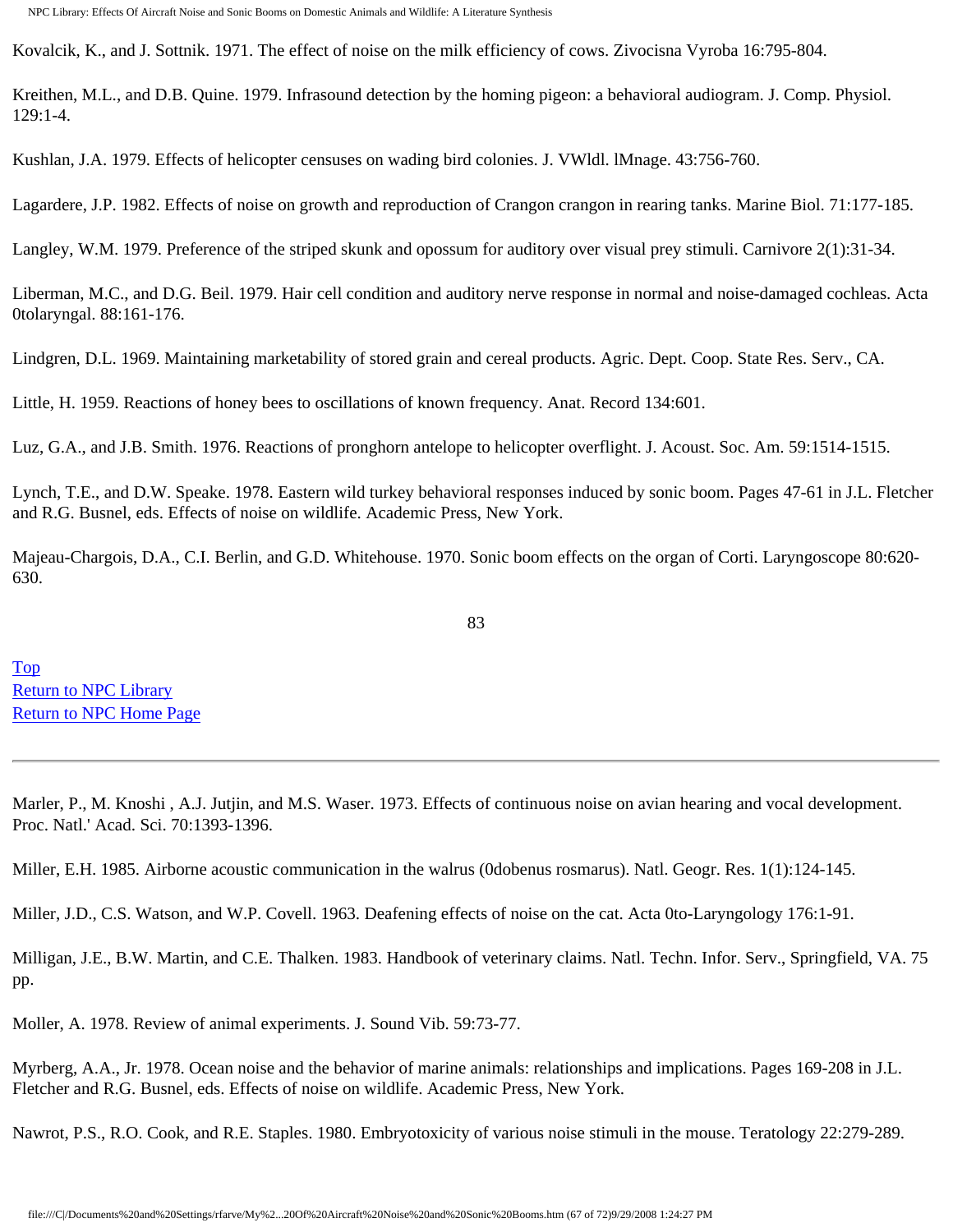Kovalcik, K., and J. Sottnik. 1971. The effect of noise on the milk efficiency of cows. Zivocisna Vyroba 16:795-804.

Kreithen, M.L., and D.B. Quine. 1979. Infrasound detection by the homing pigeon: a behavioral audiogram. J. Comp. Physiol. 129:1-4.

Kushlan, J.A. 1979. Effects of helicopter censuses on wading bird colonies. J. VWldl. lMnage. 43:756-760.

Lagardere, J.P. 1982. Effects of noise on growth and reproduction of Crangon crangon in rearing tanks. Marine Biol. 71:177-185.

Langley, W.M. 1979. Preference of the striped skunk and opossum for auditory over visual prey stimuli. Carnivore 2(1):31-34.

Liberman, M.C., and D.G. Beil. 1979. Hair cell condition and auditory nerve response in normal and noise-damaged cochleas. Acta 0tolaryngal. 88:161-176.

Lindgren, D.L. 1969. Maintaining marketability of stored grain and cereal products. Agric. Dept. Coop. State Res. Serv., CA.

Little, H. 1959. Reactions of honey bees to oscillations of known frequency. Anat. Record 134:601.

Luz, G.A., and J.B. Smith. 1976. Reactions of pronghorn antelope to helicopter overflight. J. Acoust. Soc. Am. 59:1514-1515.

Lynch, T.E., and D.W. Speake. 1978. Eastern wild turkey behavioral responses induced by sonic boom. Pages 47-61 in J.L. Fletcher and R.G. Busnel, eds. Effects of noise on wildlife. Academic Press, New York.

Majeau-Chargois, D.A., C.I. Berlin, and G.D. Whitehouse. 1970. Sonic boom effects on the organ of Corti. Laryngoscope 80:620-630.

Top
Return to NPC Library
Return to NPC Home Page

---

Marler, P., M. Knoshi , A.J. Jutjin, and M.S. Waser. 1973. Effects of continuous noise on avian hearing and vocal development. Proc. Natl.' Acad. Sci. 70:1393-1396.

Miller, E.H. 1985. Airborne acoustic communication in the walrus (0dobenus rosmarus). Natl. Geogr. Res. 1(1):124-145.

Miller, J.D., C.S. Watson, and W.P. Covell. 1963. Deafening effects of noise on the cat. Acta 0to-Laryngology 176:1-91.

Milligan, J.E., B.W. Martin, and C.E. Thalken. 1983. Handbook of veterinary claims. Natl. Techn. Infor. Serv., Springfield, VA. 75 pp.

Moller, A. 1978. Review of animal experiments. J. Sound Vib. 59:73-77.

Myrberg, A.A., Jr. 1978. Ocean noise and the behavior of marine animals: relationships and implications. Pages 169-208 in J.L. Fletcher and R.G. Busnel, eds. Effects of noise on wildlife. Academic Press, New York.

Nawrot, P.S., R.O. Cook, and R.E. Staples. 1980. Embryotoxicity of various noise stimuli in the mouse. Teratology 22:279-289.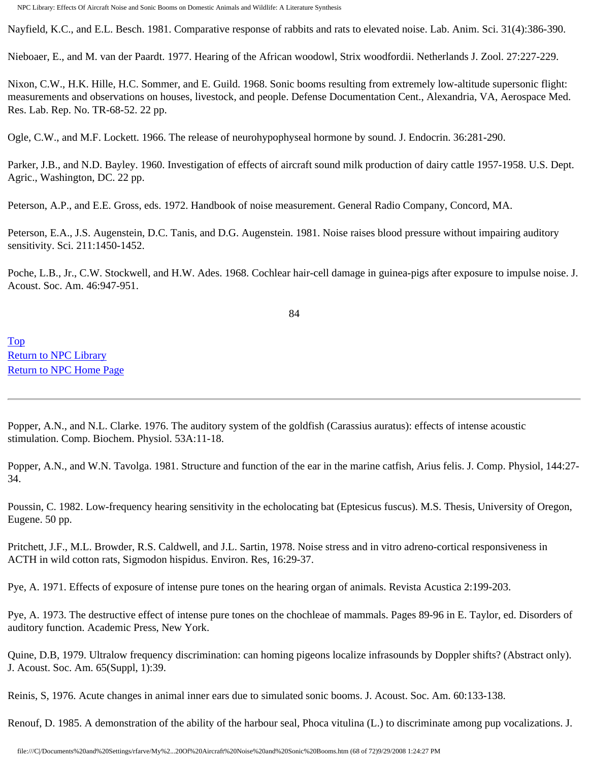Nayfield, K.C., and E.L. Besch. 1981. Comparative response of rabbits and rats to elevated noise. Lab. Anim. Sci. 31(4):386-390.

Nieboaer, E., and M. van der Paardt. 1977. Hearing of the African woodowl, Strix woodfordii. Netherlands J. Zool. 27:227-229.

Nixon, C.W., H.K. Hille, H.C. Sommer, and E. Guild. 1968. Sonic booms resulting from extremely low-altitude supersonic flight: measurements and observations on houses, livestock, and people. Defense Documentation Cent., Alexandria, VA, Aerospace Med. Res. Lab. Rep. No. TR-68-52. 22 pp.

Ogle, C.W., and M.F. Lockett. 1966. The release of neurohypophyseal hormone by sound. J. Endocrin. 36:281-290.

Parker, J.B., and N.D. Bayley. 1960. Investigation of effects of aircraft sound milk production of dairy cattle 1957-1958. U.S. Dept. Agric., Washington, DC. 22 pp.

Peterson, A.P., and E.E. Gross, eds. 1972. Handbook of noise measurement. General Radio Company, Concord, MA.

Peterson, E.A., J.S. Augenstein, D.C. Tanis, and D.G. Augenstein. 1981. Noise raises blood pressure without impairing auditory sensitivity. Sci. 211:1450-1452.

Poche, L.B., Jr., C.W. Stockwell, and H.W. Ades. 1968. Cochlear hair-cell damage in guinea-pigs after exposure to impulse noise. J. Acoust. Soc. Am. 46:947-951.

Top
Return to NPC Library
Return to NPC Home Page

---

Popper, A.N., and N.L. Clarke. 1976. The auditory system of the goldfish (Carassius auratus): effects of intense acoustic stimulation. Comp. Biochem. Physiol. 53A:11-18.

Popper, A.N., and W.N. Tavolga. 1981. Structure and function of the ear in the marine catfish, Arius felis. J. Comp. Physiol, 144:27-34.

Poussin, C. 1982. Low-frequency hearing sensitivity in the echolocating bat (Eptesicus fuscus). M.S. Thesis, University of Oregon, Eugene. 50 pp.

Pritchett, J.F., M.L. Browder, R.S. Caldwell, and J.L. Sartin, 1978. Noise stress and in vitro adreno-cortical responsiveness in ACTH in wild cotton rats, Sigmodon hispidus. Environ. Res, 16:29-37.

Pye, A. 1971. Effects of exposure of intense pure tones on the hearing organ of animals. Revista Acustica 2:199-203.

Pye, A. 1973. The destructive effect of intense pure tones on the chochleae of mammals. Pages 89-96 in E. Taylor, ed. Disorders of auditory function. Academic Press, New York.

Quine, D.B, 1979. Ultralow frequency discrimination: can homing pigeons localize infrasounds by Doppler shifts? (Abstract only). J. Acoust. Soc. Am. 65(Suppl, 1):39.

Reinis, S, 1976. Acute changes in animal inner ears due to simulated sonic booms. J. Acoust. Soc. Am. 60:133-138.

Renouf, D. 1985. A demonstration of the ability of the harbour seal, Phoca vitulina (L.) to discriminate among pup vocalizations. J.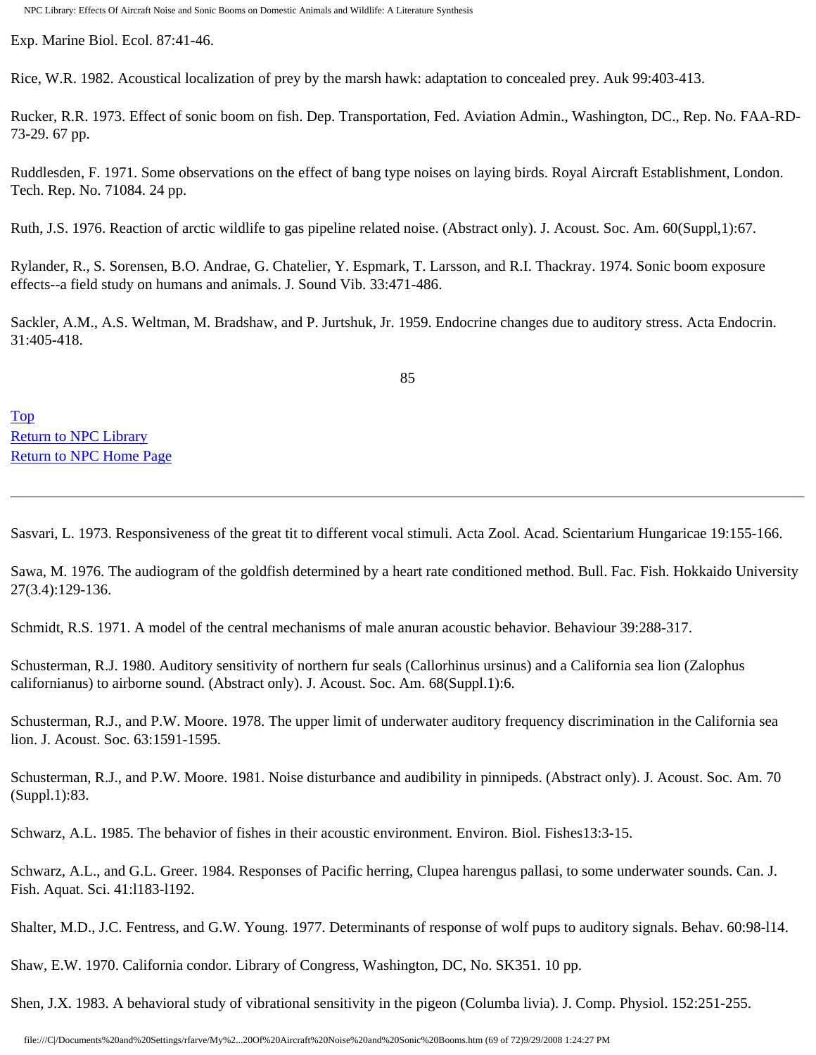Exp. Marine Biol. Ecol. 87:41-46.

Rice, W.R. 1982. Acoustical localization of prey by the marsh hawk: adaptation to concealed prey. Auk 99:403-413.

Rucker, R.R. 1973. Effect of sonic boom on fish. Dep. Transportation, Fed. Aviation Admin., Washington, DC., Rep. No. FAA-RD-73-29. 67 pp.

Ruddlesden, F. 1971. Some observations on the effect of bang type noises on laying birds. Royal Aircraft Establishment, London. Tech. Rep. No. 71084. 24 pp.

Ruth, J.S. 1976. Reaction of arctic wildlife to gas pipeline related noise. (Abstract only). J. Acoust. Soc. Am. 60(Suppl,1):67.

Rylander, R., S. Sorensen, B.O. Andrae, G. Chatelier, Y. Espmark, T. Larsson, and R.I. Thackray. 1974. Sonic boom exposure effects--a field study on humans and animals. J. Sound Vib. 33:471-486.

Sackler, A.M., A.S. Weltman, M. Bradshaw, and P. Jurtshuk, Jr. 1959. Endocrine changes due to auditory stress. Acta Endocrin. 31:405-418.

Top
Return to NPC Library
Return to NPC Home Page

---

Sasvari, L. 1973. Responsiveness of the great tit to different vocal stimuli. Acta Zool. Acad. Scientarium Hungaricae 19:155-166.

Sawa, M. 1976. The audiogram of the goldfish determined by a heart rate conditioned method. Bull. Fac. Fish. Hokkaido University 27(3.4):129-136.

Schmidt, R.S. 1971. A model of the central mechanisms of male anuran acoustic behavior. Behaviour 39:288-317.

Schusterman, R.J. 1980. Auditory sensitivity of northern fur seals (Callorhinus ursinus) and a California sea lion (Zalophus californianus) to airborne sound. (Abstract only). J. Acoust. Soc. Am. 68(Suppl.1):6.

Schusterman, R.J., and P.W. Moore. 1978. The upper limit of underwater auditory frequency discrimination in the California sea lion. J. Acoust. Soc. 63:1591-1595.

Schusterman, R.J., and P.W. Moore. 1981. Noise disturbance and audibility in pinnipeds. (Abstract only). J. Acoust. Soc. Am. 70 (Suppl.1):83.

Schwarz, A.L. 1985. The behavior of fishes in their acoustic environment. Environ. Biol. Fishes13:3-15.

Schwarz, A.L., and G.L. Greer. 1984. Responses of Pacific herring, Clupea harengus pallasi, to some underwater sounds. Can. J. Fish. Aquat. Sci. 41:l183-l192.

Shalter, M.D., J.C. Fentress, and G.W. Young. 1977. Determinants of response of wolf pups to auditory signals. Behav. 60:98-l14.

Shaw, E.W. 1970. California condor. Library of Congress, Washington, DC, No. SK351. 10 pp.

Shen, J.X. 1983. A behavioral study of vibrational sensitivity in the pigeon (Columba livia). J. Comp. Physiol. 152:251-255.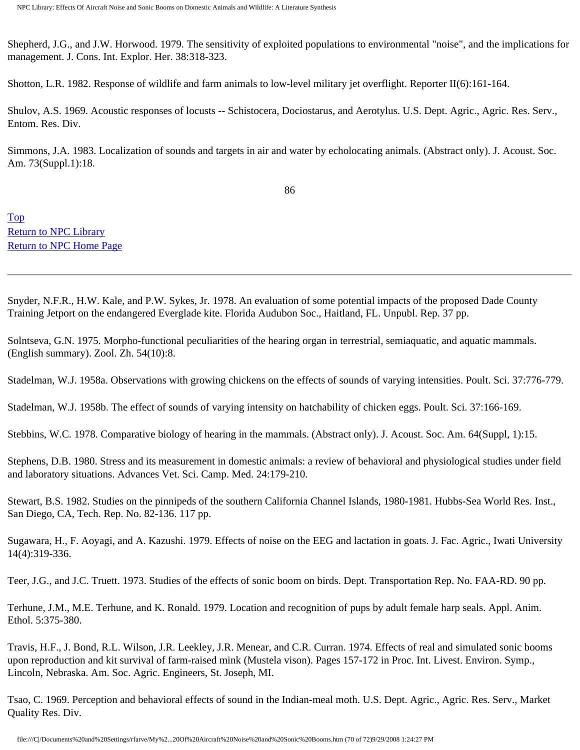Shepherd, J.G., and J.W. Horwood. 1979. The sensitivity of exploited populations to environmental "noise", and the implications for management. J. Cons. Int. Explor. Her. 38:318-323.

Shotton, L.R. 1982. Response of wildlife and farm animals to low-level military jet overflight. Reporter II(6):161-164.

Shulov, A.S. 1969. Acoustic responses of locusts -- Schistocera, Dociostarus, and Aerotylus. U.S. Dept. Agric., Agric. Res. Serv., Entom. Res. Div.

Simmons, J.A. 1983. Localization of sounds and targets in air and water by echolocating animals. (Abstract only). J. Acoust. Soc. Am. 73(Suppl.1):18.

Top
Return to NPC Library
Return to NPC Home Page

---

Snyder, N.F.R., H.W. Kale, and P.W. Sykes, Jr. 1978. An evaluation of some potential impacts of the proposed Dade County Training Jetport on the endangered Everglade kite. Florida Audubon Soc., Haitland, FL. Unpubl. Rep. 37 pp.

Solntseva, G.N. 1975. Morpho-functional peculiarities of the hearing organ in terrestrial, semiaquatic, and aquatic mammals. (English summary). Zool. Zh. 54(10):8.

Stadelman, W.J. 1958a. Observations with growing chickens on the effects of sounds of varying intensities. Poult. Sci. 37:776-779.

Stadelman, W.J. 1958b. The effect of sounds of varying intensity on hatchability of chicken eggs. Poult. Sci. 37:166-169.

Stebbins, W.C. 1978. Comparative biology of hearing in the mammals. (Abstract only). J. Acoust. Soc. Am. 64(Suppl, 1):15.

Stephens, D.B. 1980. Stress and its measurement in domestic animals: a review of behavioral and physiological studies under field and laboratory situations. Advances Vet. Sci. Camp. Med. 24:179-210.

Stewart, B.S. 1982. Studies on the pinnipeds of the southern California Channel Islands, 1980-1981. Hubbs-Sea World Res. Inst., San Diego, CA, Tech. Rep. No. 82-136. 117 pp.

Sugawara, H., F. Aoyagi, and A. Kazushi. 1979. Effects of noise on the EEG and lactation in goats. J. Fac. Agric., Iwati University 14(4):319-336.

Teer, J.G., and J.C. Truett. 1973. Studies of the effects of sonic boom on birds. Dept. Transportation Rep. No. FAA-RD. 90 pp.

Terhune, J.M., M.E. Terhune, and K. Ronald. 1979. Location and recognition of pups by adult female harp seals. Appl. Anim. Ethol. 5:375-380.

Travis, H.F., J. Bond, R.L. Wilson, J.R. Leekley, J.R. Menear, and C.R. Curran. 1974. Effects of real and simulated sonic booms upon reproduction and kit survival of farm-raised mink (Mustela vison). Pages 157-172 in Proc. Int. Livest. Environ. Symp., Lincoln, Nebraska. Am. Soc. Agric. Engineers, St. Joseph, MI.

Tsao, C. 1969. Perception and behavioral effects of sound in the Indian-meal moth. U.S. Dept. Agric., Agric. Res. Serv., Market Quality Res. Div.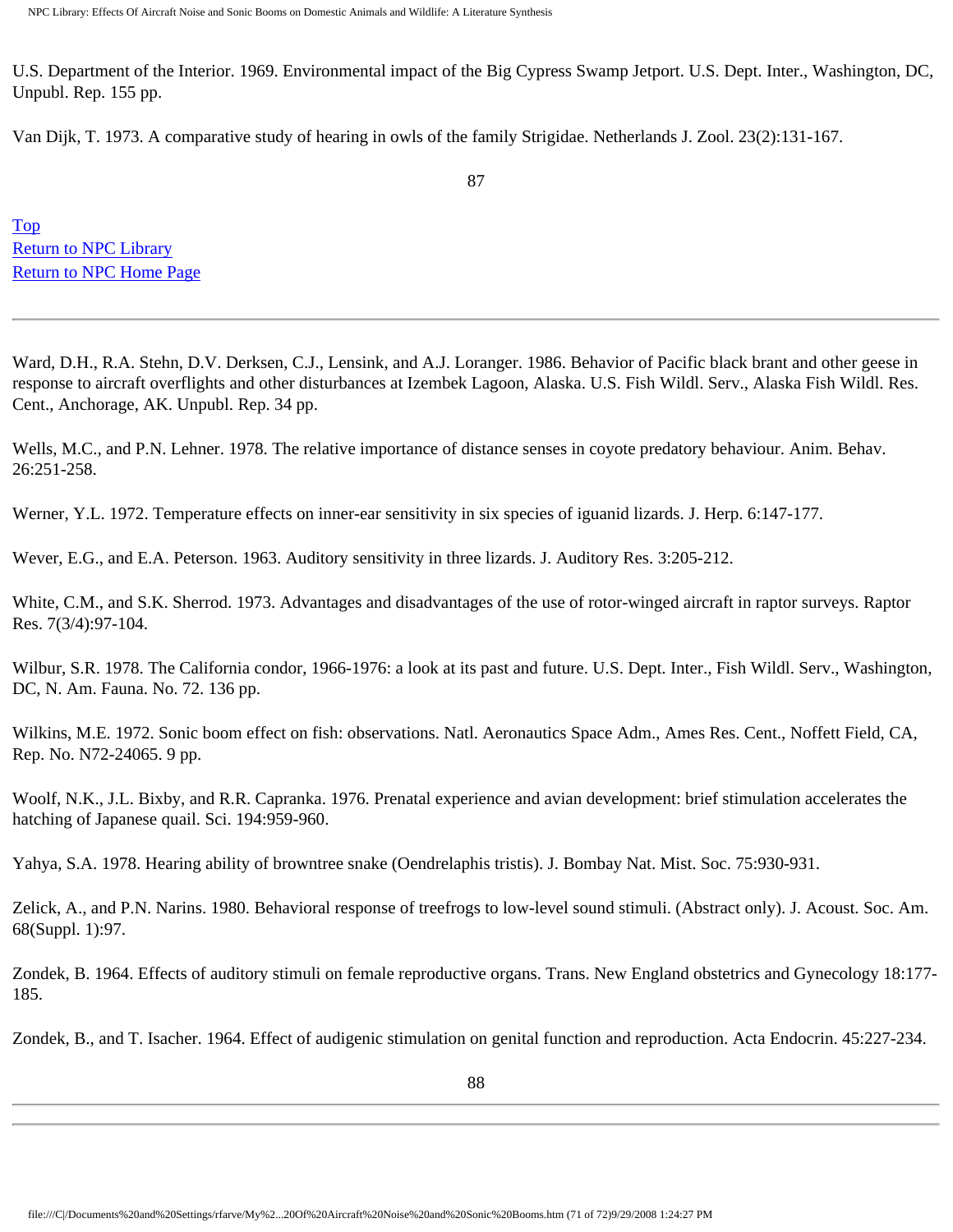U.S. Department of the Interior. 1969. Environmental impact of the Big Cypress Swamp Jetport. U.S. Dept. Inter., Washington, DC, Unpubl. Rep. 155 pp.

Van Dijk, T. 1973. A comparative study of hearing in owls of the family Strigidae. Netherlands J. Zool. 23(2):131-167.

[Top](#)
[Return to NPC Library](#)
[Return to NPC Home Page](#)

---

Ward, D.H., R.A. Stehn, D.V. Derksen, C.J., Lensink, and A.J. Loranger. 1986. Behavior of Pacific black brant and other geese in response to aircraft overflights and other disturbances at Izembek Lagoon, Alaska. U.S. Fish Wildl. Serv., Alaska Fish Wildl. Res. Cent., Anchorage, AK. Unpubl. Rep. 34 pp.

Wells, M.C., and P.N. Lehner. 1978. The relative importance of distance senses in coyote predatory behaviour. Anim. Behav. 26:251-258.

Werner, Y.L. 1972. Temperature effects on inner-ear sensitivity in six species of iguanid lizards. J. Herp. 6:147-177.

Wever, E.G., and E.A. Peterson. 1963. Auditory sensitivity in three lizards. J. Auditory Res. 3:205-212.

White, C.M., and S.K. Sherrod. 1973. Advantages and disadvantages of the use of rotor-winged aircraft in raptor surveys. Raptor Res. 7(3/4):97-104.

Wilbur, S.R. 1978. The California condor, 1966-1976: a look at its past and future. U.S. Dept. Inter., Fish Wildl. Serv., Washington, DC, N. Am. Fauna. No. 72. 136 pp.

Wilkins, M.E. 1972. Sonic boom effect on fish: observations. Natl. Aeronautics Space Adm., Ames Res. Cent., Noffett Field, CA, Rep. No. N72-24065. 9 pp.

Woolf, N.K., J.L. Bixby, and R.R. Capranka. 1976. Prenatal experience and avian development: brief stimulation accelerates the hatching of Japanese quail. Sci. 194:959-960.

Yahya, S.A. 1978. Hearing ability of browntree snake (Oendrelaphis tristis). J. Bombay Nat. Mist. Soc. 75:930-931.

Zelick, A., and P.N. Narins. 1980. Behavioral response of treefrogs to low-level sound stimuli. (Abstract only). J. Acoust. Soc. Am. 68(Suppl. 1):97.

Zondek, B. 1964. Effects of auditory stimuli on female reproductive organs. Trans. New England obstetrics and Gynecology 18:177-185.

Zondek, B., and T. Isacher. 1964. Effect of audigenic stimulation on genital function and reproduction. Acta Endocrin. 45:227-234.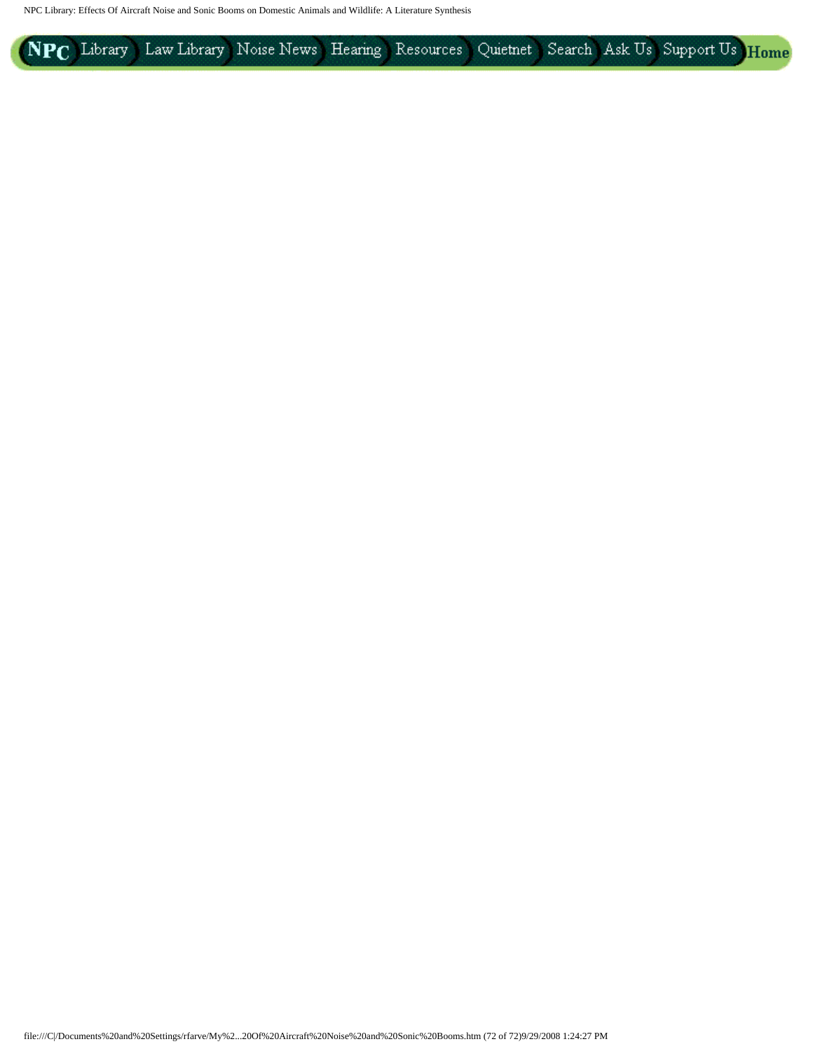NPC Library Law Library Noise News Hearing Resources Quietnet Search Ask Us Support Us Home